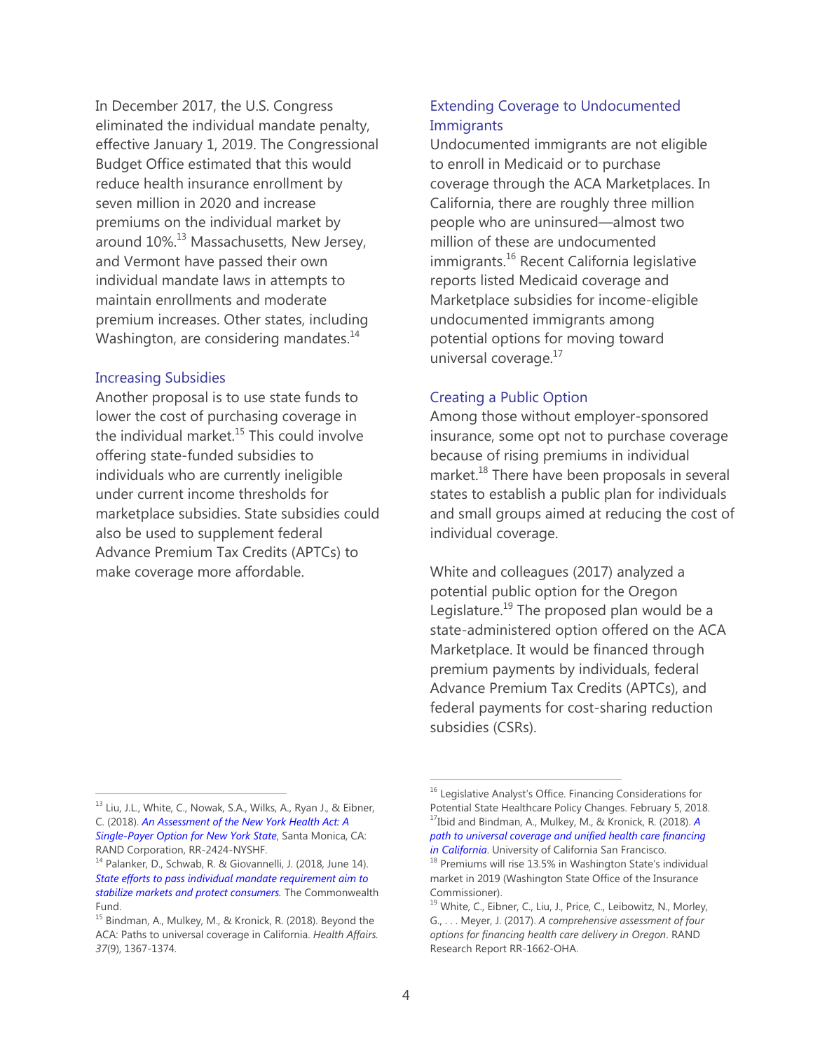In December 2017, the U.S. Congress eliminated the individual mandate penalty, effective January 1, 2019. The Congressional Budget Office estimated that this would reduce health insurance enrollment by seven million in 2020 and increase premiums on the individual market by around 10%.[13] Massachusetts, New Jersey, and Vermont have passed their own individual mandate laws in attempts to maintain enrollments and moderate premium increases. Other states, including Washington, are considering mandates.[14]

### Increasing Subsidies

Another proposal is to use state funds to lower the cost of purchasing coverage in the individual market.[15] This could involve offering state-funded subsidies to individuals who are currently ineligible under current income thresholds for marketplace subsidies. State subsidies could also be used to supplement federal Advance Premium Tax Credits (APTCs) to make coverage more affordable.

### Extending Coverage to Undocumented Immigrants

Undocumented immigrants are not eligible to enroll in Medicaid or to purchase coverage through the ACA Marketplaces. In California, there are roughly three million people who are uninsured—almost two million of these are undocumented immigrants.[16] Recent California legislative reports listed Medicaid coverage and Marketplace subsidies for income-eligible undocumented immigrants among potential options for moving toward universal coverage.[17]

### Creating a Public Option

Among those without employer-sponsored insurance, some opt not to purchase coverage because of rising premiums in individual market.[18] There have been proposals in several states to establish a public plan for individuals and small groups aimed at reducing the cost of individual coverage.

White and colleagues (2017) analyzed a potential public option for the Oregon Legislature.[19] The proposed plan would be a state-administered option offered on the ACA Marketplace. It would be financed through premium payments by individuals, federal Advance Premium Tax Credits (APTCs), and federal payments for cost-sharing reduction subsidies (CSRs).

---

[13] Liu, J.L., White, C., Nowak, S.A., Wilks, A., Ryan J., & Eibner, C. (2018). *An Assessment of the New York Health Act: A Single-Payer Option for New York State*, Santa Monica, CA: RAND Corporation, RR-2424-NYSHF.

[14] Palanker, D., Schwab, R. & Giovannelli, J. (2018, June 14). *State efforts to pass individual mandate requirement aim to stabilize markets and protect consumers.* The Commonwealth Fund.

[15] Bindman, A., Mulkey, M., & Kronick, R. (2018). Beyond the ACA: Paths to universal coverage in California. *Health Affairs. 37*(9), 1367-1374.

[16] Legislative Analyst's Office. Financing Considerations for Potential State Healthcare Policy Changes. February 5, 2018.

[17] Ibid and Bindman, A., Mulkey, M., & Kronick, R. (2018). *A path to universal coverage and unified health care financing in California*. University of California San Francisco.

[18] Premiums will rise 13.5% in Washington State's individual market in 2019 (Washington State Office of the Insurance Commissioner).

[19] White, C., Eibner, C., Liu, J., Price, C., Leibowitz, N., Morley, G., . . . Meyer, J. (2017). *A comprehensive assessment of four options for financing health care delivery in Oregon*. RAND Research Report RR-1662-OHA.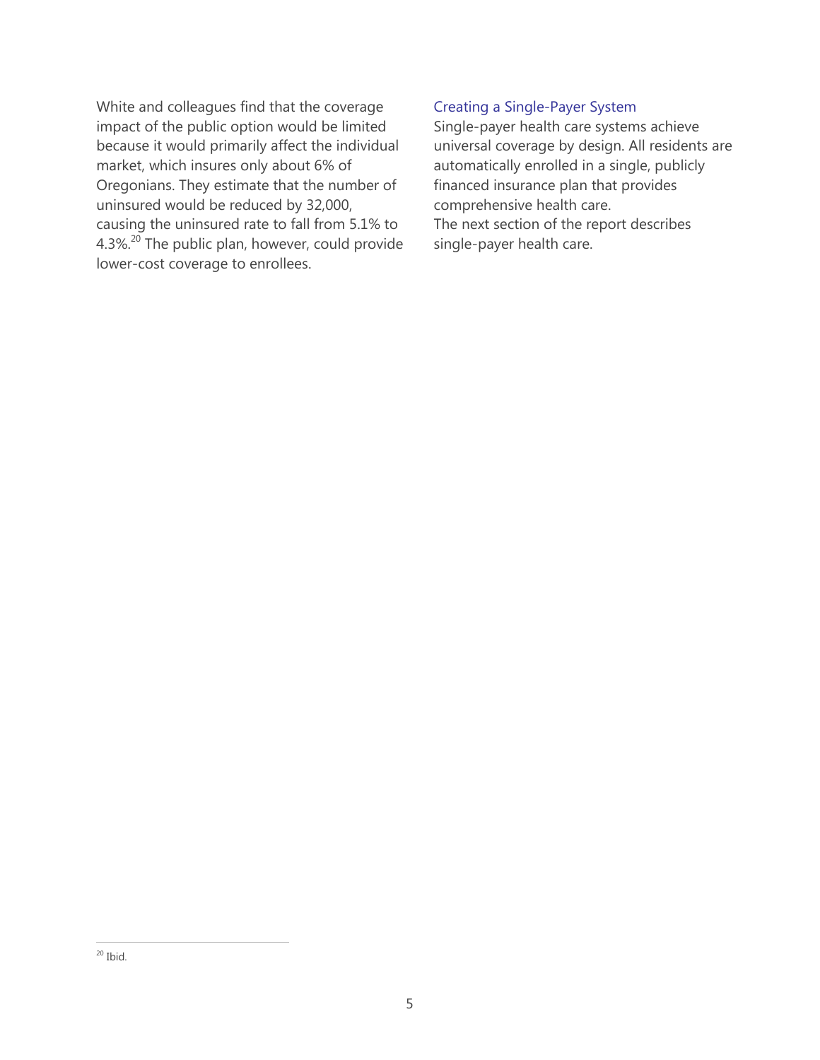White and colleagues find that the coverage impact of the public option would be limited because it would primarily affect the individual market, which insures only about 6% of Oregonians. They estimate that the number of uninsured would be reduced by 32,000, causing the uninsured rate to fall from 5.1% to 4.3%.[20] The public plan, however, could provide lower-cost coverage to enrollees.

## Creating a Single-Payer System

Single-payer health care systems achieve universal coverage by design. All residents are automatically enrolled in a single, publicly financed insurance plan that provides comprehensive health care.

The next section of the report describes single-payer health care.

[20] Ibid.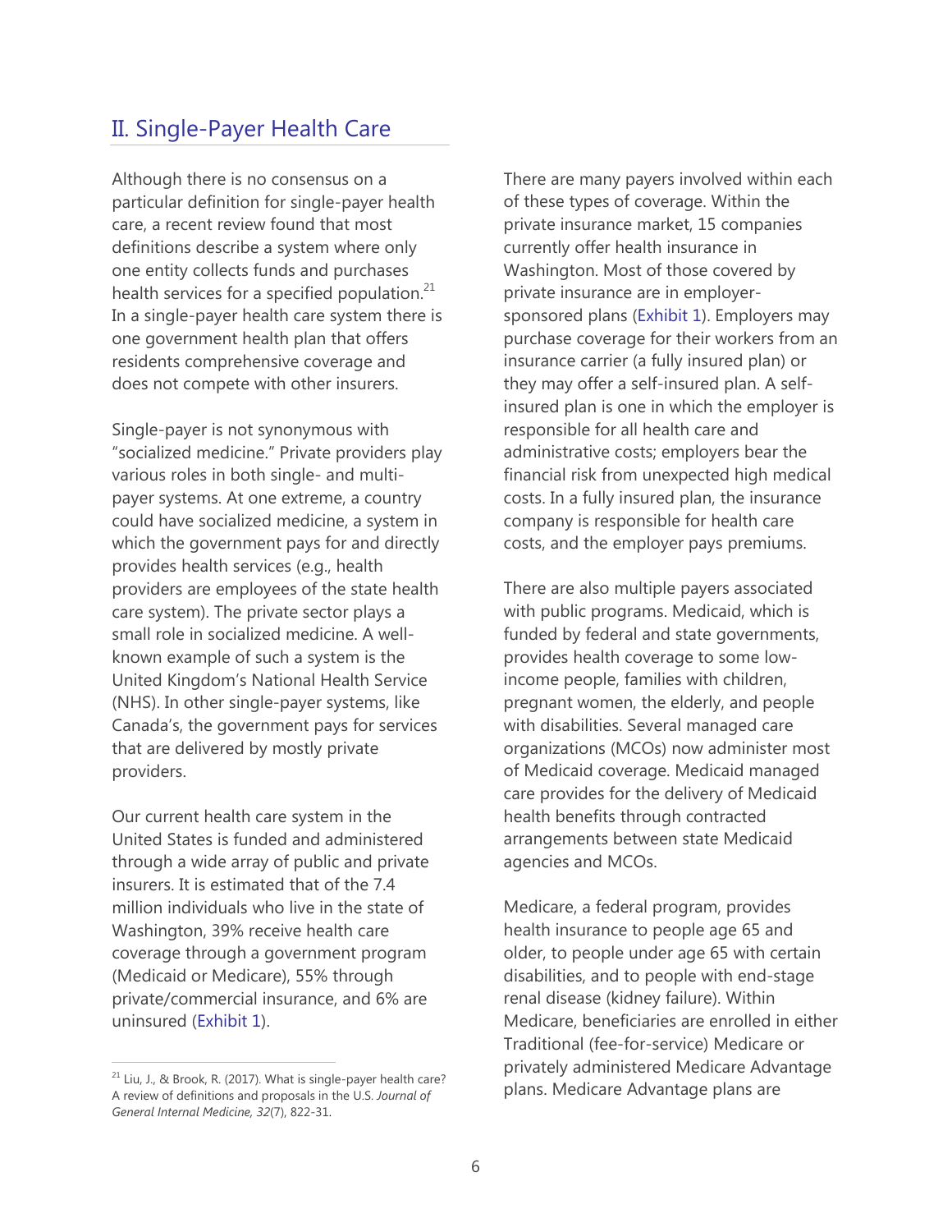## II. Single-Payer Health Care

Although there is no consensus on a particular definition for single-payer health care, a recent review found that most definitions describe a system where only one entity collects funds and purchases health services for a specified population.[21] In a single-payer health care system there is one government health plan that offers residents comprehensive coverage and does not compete with other insurers.

Single-payer is not synonymous with "socialized medicine." Private providers play various roles in both single- and multi-payer systems. At one extreme, a country could have socialized medicine, a system in which the government pays for and directly provides health services (e.g., health providers are employees of the state health care system). The private sector plays a small role in socialized medicine. A well-known example of such a system is the United Kingdom's National Health Service (NHS). In other single-payer systems, like Canada's, the government pays for services that are delivered by mostly private providers.

Our current health care system in the United States is funded and administered through a wide array of public and private insurers. It is estimated that of the 7.4 million individuals who live in the state of Washington, 39% receive health care coverage through a government program (Medicaid or Medicare), 55% through private/commercial insurance, and 6% are uninsured (Exhibit 1).

There are many payers involved within each of these types of coverage. Within the private insurance market, 15 companies currently offer health insurance in Washington. Most of those covered by private insurance are in employer-sponsored plans (Exhibit 1). Employers may purchase coverage for their workers from an insurance carrier (a fully insured plan) or they may offer a self-insured plan. A self-insured plan is one in which the employer is responsible for all health care and administrative costs; employers bear the financial risk from unexpected high medical costs. In a fully insured plan, the insurance company is responsible for health care costs, and the employer pays premiums.

There are also multiple payers associated with public programs. Medicaid, which is funded by federal and state governments, provides health coverage to some low-income people, families with children, pregnant women, the elderly, and people with disabilities. Several managed care organizations (MCOs) now administer most of Medicaid coverage. Medicaid managed care provides for the delivery of Medicaid health benefits through contracted arrangements between state Medicaid agencies and MCOs.

Medicare, a federal program, provides health insurance to people age 65 and older, to people under age 65 with certain disabilities, and to people with end-stage renal disease (kidney failure). Within Medicare, beneficiaries are enrolled in either Traditional (fee-for-service) Medicare or privately administered Medicare Advantage plans. Medicare Advantage plans are

[21] Liu, J., & Brook, R. (2017). What is single-payer health care? A review of definitions and proposals in the U.S. *Journal of General Internal Medicine, 32*(7), 822-31.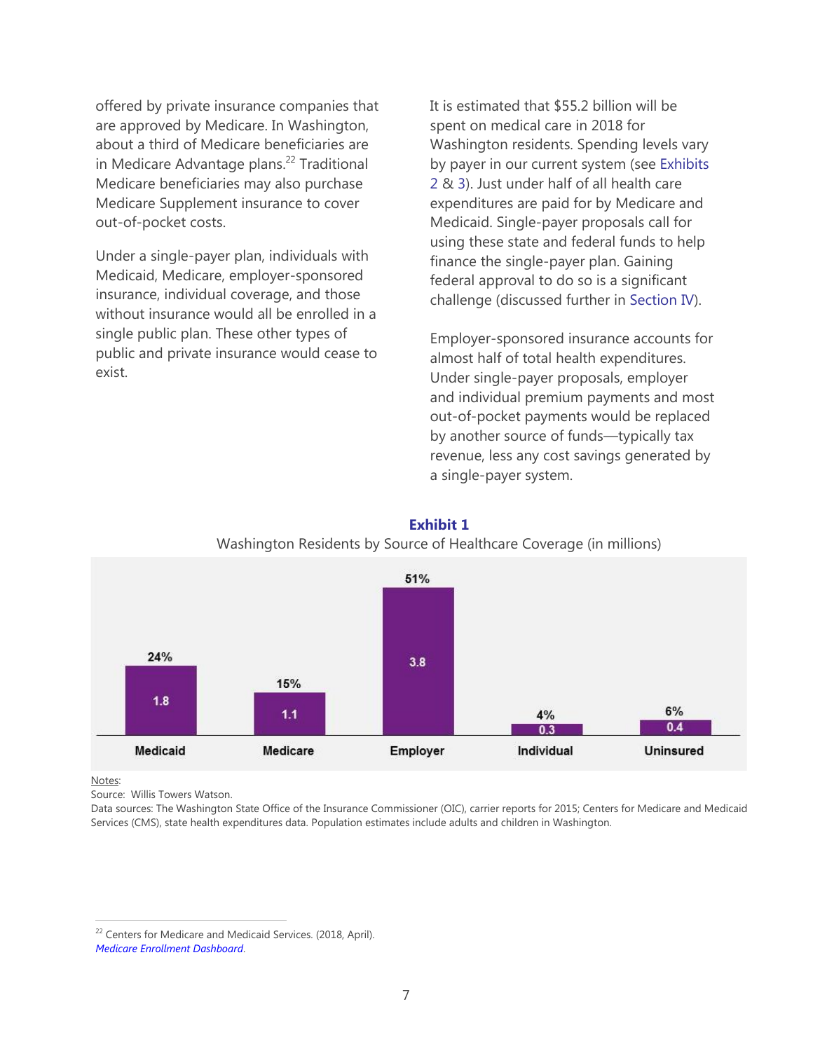offered by private insurance companies that are approved by Medicare. In Washington, about a third of Medicare beneficiaries are in Medicare Advantage plans.[22] Traditional Medicare beneficiaries may also purchase Medicare Supplement insurance to cover out-of-pocket costs.

Under a single-payer plan, individuals with Medicaid, Medicare, employer-sponsored insurance, individual coverage, and those without insurance would all be enrolled in a single public plan. These other types of public and private insurance would cease to exist.

It is estimated that $55.2 billion will be spent on medical care in 2018 for Washington residents. Spending levels vary by payer in our current system (see Exhibits 2 & 3). Just under half of all health care expenditures are paid for by Medicare and Medicaid. Single-payer proposals call for using these state and federal funds to help finance the single-payer plan. Gaining federal approval to do so is a significant challenge (discussed further in Section IV).

Employer-sponsored insurance accounts for almost half of total health expenditures. Under single-payer proposals, employer and individual premium payments and most out-of-pocket payments would be replaced by another source of funds—typically tax revenue, less any cost savings generated by a single-payer system.

**Exhibit 1**

Washington Residents by Source of Healthcare Coverage (in millions)

24%
1.8
Medicaid

15%
1.1
Medicare

51%
3.8
Employer

4%
0.3
Individual

6%
0.4
Uninsured

Notes:
Source: Willis Towers Watson.
Data sources: The Washington State Office of the Insurance Commissioner (OIC), carrier reports for 2015; Centers for Medicare and Medicaid Services (CMS), state health expenditures data. Population estimates include adults and children in Washington.

[22] Centers for Medicare and Medicaid Services. (2018, April). *Medicare Enrollment Dashboard*.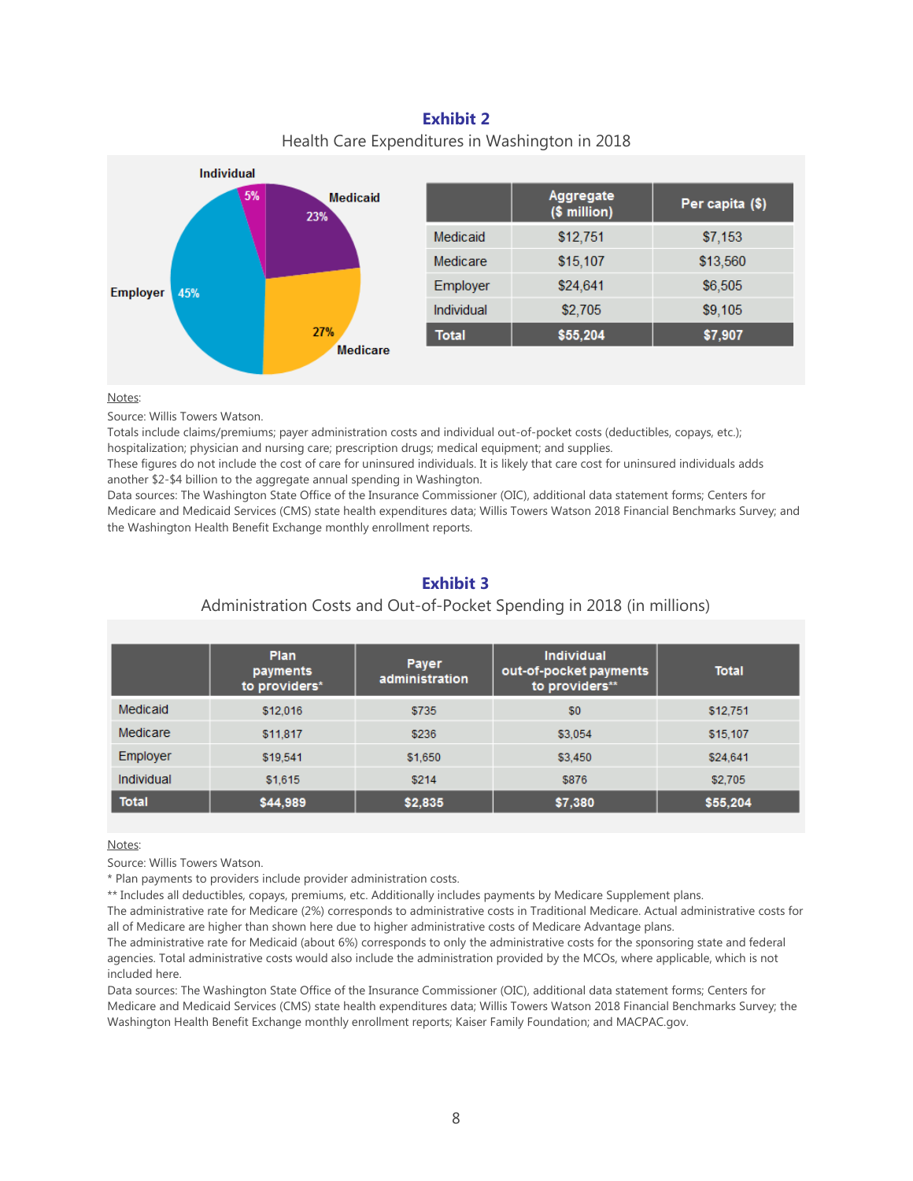**Exhibit 2**

Health Care Expenditures in Washington in 2018

Individual 5%
Medicaid 23%
Employer 45%
Medicare 27%

| | Aggregate ($ million) | Per capita ($) |
|---|---|---|
| Medicaid | $12,751 | $7,153 |
| Medicare | $15,107 | $13,560 |
| Employer | $24,641 | $6,505 |
| Individual | $2,705 | $9,105 |
| **Total** | **$55,204** | **$7,907** |

Notes:

Source: Willis Towers Watson.

Totals include claims/premiums; payer administration costs and individual out-of-pocket costs (deductibles, copays, etc.); hospitalization; physician and nursing care; prescription drugs; medical equipment; and supplies.

These figures do not include the cost of care for uninsured individuals. It is likely that care cost for uninsured individuals adds another $2-$4 billion to the aggregate annual spending in Washington.

Data sources: The Washington State Office of the Insurance Commissioner (OIC), additional data statement forms; Centers for Medicare and Medicaid Services (CMS) state health expenditures data; Willis Towers Watson 2018 Financial Benchmarks Survey; and the Washington Health Benefit Exchange monthly enrollment reports.

**Exhibit 3**

Administration Costs and Out-of-Pocket Spending in 2018 (in millions)

| | Plan payments to providers* | Payer administration | Individual out-of-pocket payments to providers** | Total |
|---|---|---|---|---|
| Medicaid | $12,016 | $735 | $0 | $12,751 |
| Medicare | $11,817 | $236 | $3,054 | $15,107 |
| Employer | $19,541 | $1,650 | $3,450 | $24,641 |
| Individual | $1,615 | $214 | $876 | $2,705 |
| **Total** | **$44,989** | **$2,835** | **$7,380** | **$55,204** |

Notes:

Source: Willis Towers Watson.

* Plan payments to providers include provider administration costs.

** Includes all deductibles, copays, premiums, etc. Additionally includes payments by Medicare Supplement plans.

The administrative rate for Medicare (2%) corresponds to administrative costs in Traditional Medicare. Actual administrative costs for all of Medicare are higher than shown here due to higher administrative costs of Medicare Advantage plans.

The administrative rate for Medicaid (about 6%) corresponds to only the administrative costs for the sponsoring state and federal agencies. Total administrative costs would also include the administration provided by the MCOs, where applicable, which is not included here.

Data sources: The Washington State Office of the Insurance Commissioner (OIC), additional data statement forms; Centers for Medicare and Medicaid Services (CMS) state health expenditures data; Willis Towers Watson 2018 Financial Benchmarks Survey; the Washington Health Benefit Exchange monthly enrollment reports; Kaiser Family Foundation; and MACPAC.gov.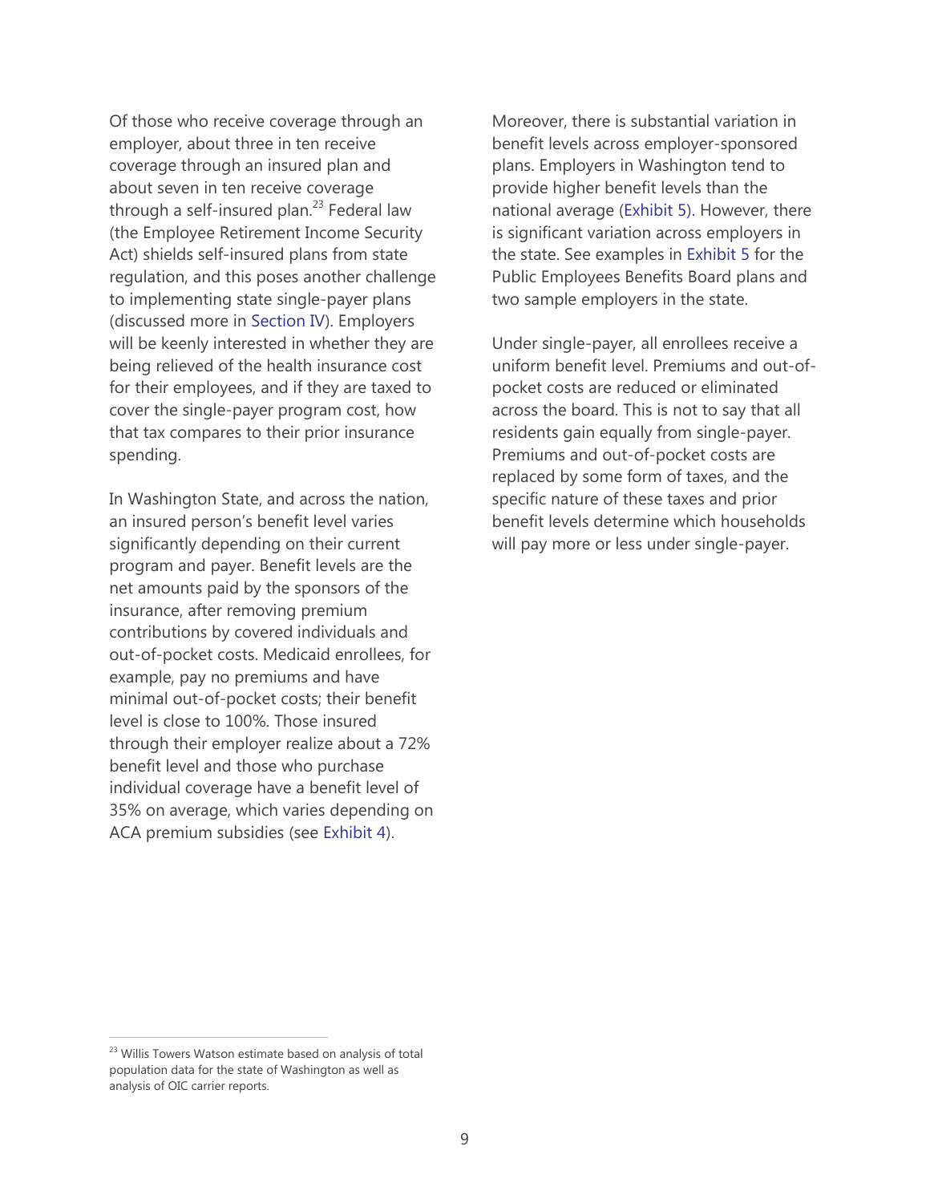Of those who receive coverage through an employer, about three in ten receive coverage through an insured plan and about seven in ten receive coverage through a self-insured plan.[23] Federal law (the Employee Retirement Income Security Act) shields self-insured plans from state regulation, and this poses another challenge to implementing state single-payer plans (discussed more in Section IV). Employers will be keenly interested in whether they are being relieved of the health insurance cost for their employees, and if they are taxed to cover the single-payer program cost, how that tax compares to their prior insurance spending.

In Washington State, and across the nation, an insured person's benefit level varies significantly depending on their current program and payer. Benefit levels are the net amounts paid by the sponsors of the insurance, after removing premium contributions by covered individuals and out-of-pocket costs. Medicaid enrollees, for example, pay no premiums and have minimal out-of-pocket costs; their benefit level is close to 100%. Those insured through their employer realize about a 72% benefit level and those who purchase individual coverage have a benefit level of 35% on average, which varies depending on ACA premium subsidies (see Exhibit 4).

Moreover, there is substantial variation in benefit levels across employer-sponsored plans. Employers in Washington tend to provide higher benefit levels than the national average (Exhibit 5). However, there is significant variation across employers in the state. See examples in Exhibit 5 for the Public Employees Benefits Board plans and two sample employers in the state.

Under single-payer, all enrollees receive a uniform benefit level. Premiums and out-of-pocket costs are reduced or eliminated across the board. This is not to say that all residents gain equally from single-payer. Premiums and out-of-pocket costs are replaced by some form of taxes, and the specific nature of these taxes and prior benefit levels determine which households will pay more or less under single-payer.

[23] Willis Towers Watson estimate based on analysis of total population data for the state of Washington as well as analysis of OIC carrier reports.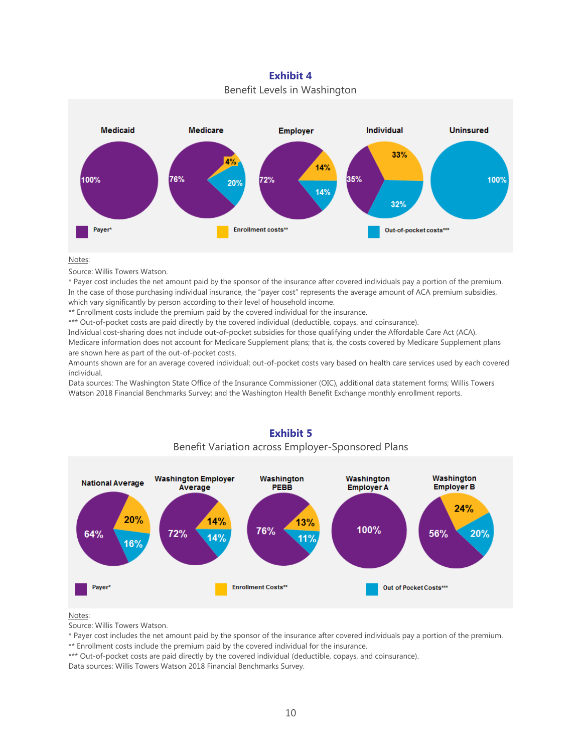**Exhibit 4**

Benefit Levels in Washington

Medicaid
100%

Medicare
76%
4%
20%

Employer
72%
14%
14%

Individual
35%
33%
32%

Uninsured
100%

Payer*
Enrollment costs**
Out-of-pocket costs***

Notes:

Source: Willis Towers Watson.

* Payer cost includes the net amount paid by the sponsor of the insurance after covered individuals pay a portion of the premium. In the case of those purchasing individual insurance, the "payer cost" represents the average amount of ACA premium subsidies, which vary significantly by person according to their level of household income.

** Enrollment costs include the premium paid by the covered individual for the insurance.

*** Out-of-pocket costs are paid directly by the covered individual (deductible, copays, and coinsurance).

Individual cost-sharing does not include out-of-pocket subsidies for those qualifying under the Affordable Care Act (ACA).

Medicare information does not account for Medicare Supplement plans; that is, the costs covered by Medicare Supplement plans are shown here as part of the out-of-pocket costs.

Amounts shown are for an average covered individual; out-of-pocket costs vary based on health care services used by each covered individual.

Data sources: The Washington State Office of the Insurance Commissioner (OIC), additional data statement forms; Willis Towers Watson 2018 Financial Benchmarks Survey; and the Washington Health Benefit Exchange monthly enrollment reports.

**Exhibit 5**

Benefit Variation across Employer-Sponsored Plans

National Average
64%
20%
16%

Washington Employer Average
72%
14%
14%

Washington PEBB
76%
13%
11%

Washington Employer A
100%

Washington Employer B
56%
24%
20%

Payer*
Enrollment Costs**
Out of Pocket Costs***

Notes:

Source: Willis Towers Watson.

* Payer cost includes the net amount paid by the sponsor of the insurance after covered individuals pay a portion of the premium.

** Enrollment costs include the premium paid by the covered individual for the insurance.

*** Out-of-pocket costs are paid directly by the covered individual (deductible, copays, and coinsurance).

Data sources: Willis Towers Watson 2018 Financial Benchmarks Survey.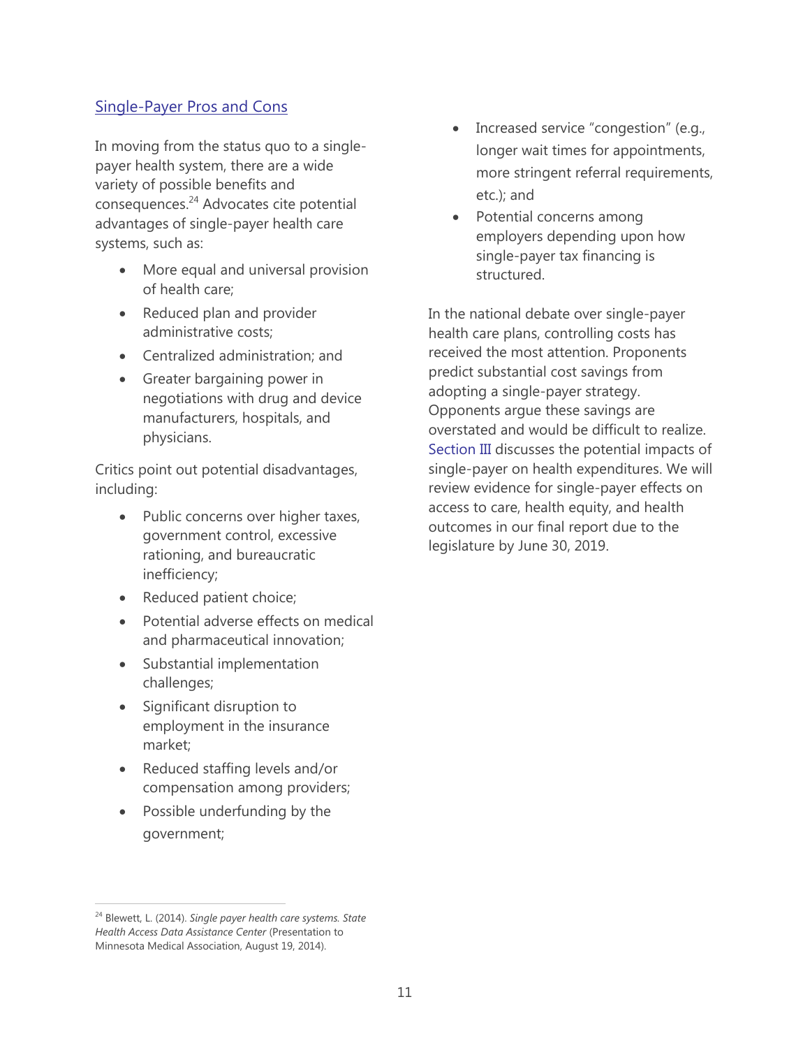## Single-Payer Pros and Cons

In moving from the status quo to a single-payer health system, there are a wide variety of possible benefits and consequences.[24] Advocates cite potential advantages of single-payer health care systems, such as:

- More equal and universal provision of health care;
- Reduced plan and provider administrative costs;
- Centralized administration; and
- Greater bargaining power in negotiations with drug and device manufacturers, hospitals, and physicians.

Critics point out potential disadvantages, including:

- Public concerns over higher taxes, government control, excessive rationing, and bureaucratic inefficiency;
- Reduced patient choice;
- Potential adverse effects on medical and pharmaceutical innovation;
- Substantial implementation challenges;
- Significant disruption to employment in the insurance market;
- Reduced staffing levels and/or compensation among providers;
- Possible underfunding by the government;
- Increased service "congestion" (e.g., longer wait times for appointments, more stringent referral requirements, etc.); and
- Potential concerns among employers depending upon how single-payer tax financing is structured.

In the national debate over single-payer health care plans, controlling costs has received the most attention. Proponents predict substantial cost savings from adopting a single-payer strategy. Opponents argue these savings are overstated and would be difficult to realize. Section III discusses the potential impacts of single-payer on health expenditures. We will review evidence for single-payer effects on access to care, health equity, and health outcomes in our final report due to the legislature by June 30, 2019.

---

[24] Blewett, L. (2014). *Single payer health care systems. State Health Access Data Assistance Center* (Presentation to Minnesota Medical Association, August 19, 2014).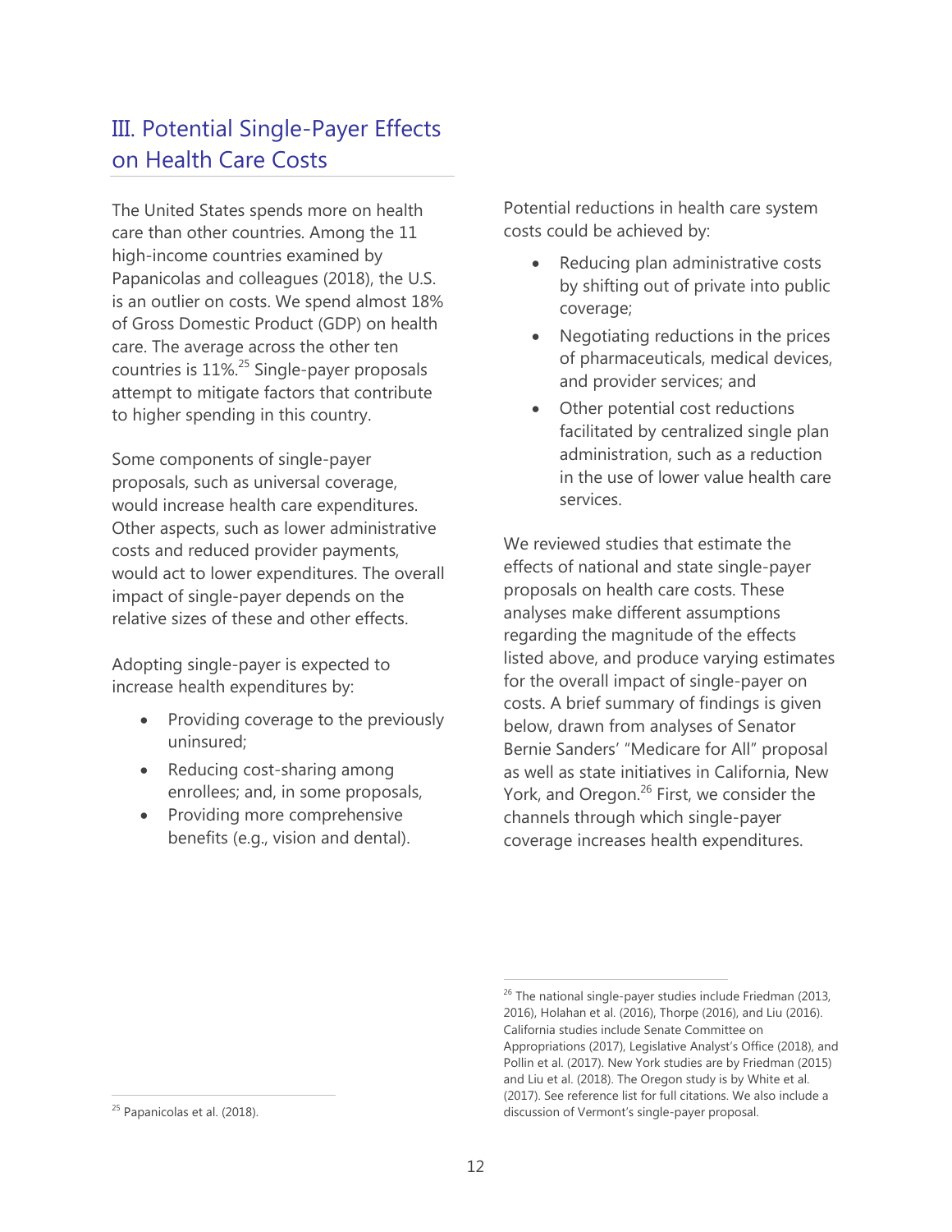## III. Potential Single-Payer Effects on Health Care Costs

The United States spends more on health care than other countries. Among the 11 high-income countries examined by Papanicolas and colleagues (2018), the U.S. is an outlier on costs. We spend almost 18% of Gross Domestic Product (GDP) on health care. The average across the other ten countries is 11%.[25] Single-payer proposals attempt to mitigate factors that contribute to higher spending in this country.

Some components of single-payer proposals, such as universal coverage, would increase health care expenditures. Other aspects, such as lower administrative costs and reduced provider payments, would act to lower expenditures. The overall impact of single-payer depends on the relative sizes of these and other effects.

Adopting single-payer is expected to increase health expenditures by:

- Providing coverage to the previously uninsured;
- Reducing cost-sharing among enrollees; and, in some proposals,
- Providing more comprehensive benefits (e.g., vision and dental).

Potential reductions in health care system costs could be achieved by:

- Reducing plan administrative costs by shifting out of private into public coverage;
- Negotiating reductions in the prices of pharmaceuticals, medical devices, and provider services; and
- Other potential cost reductions facilitated by centralized single plan administration, such as a reduction in the use of lower value health care services.

We reviewed studies that estimate the effects of national and state single-payer proposals on health care costs. These analyses make different assumptions regarding the magnitude of the effects listed above, and produce varying estimates for the overall impact of single-payer on costs. A brief summary of findings is given below, drawn from analyses of Senator Bernie Sanders' "Medicare for All" proposal as well as state initiatives in California, New York, and Oregon.[26] First, we consider the channels through which single-payer coverage increases health expenditures.

[25] Papanicolas et al. (2018).

[26] The national single-payer studies include Friedman (2013, 2016), Holahan et al. (2016), Thorpe (2016), and Liu (2016). California studies include Senate Committee on Appropriations (2017), Legislative Analyst's Office (2018), and Pollin et al. (2017). New York studies are by Friedman (2015) and Liu et al. (2018). The Oregon study is by White et al. (2017). See reference list for full citations. We also include a discussion of Vermont's single-payer proposal.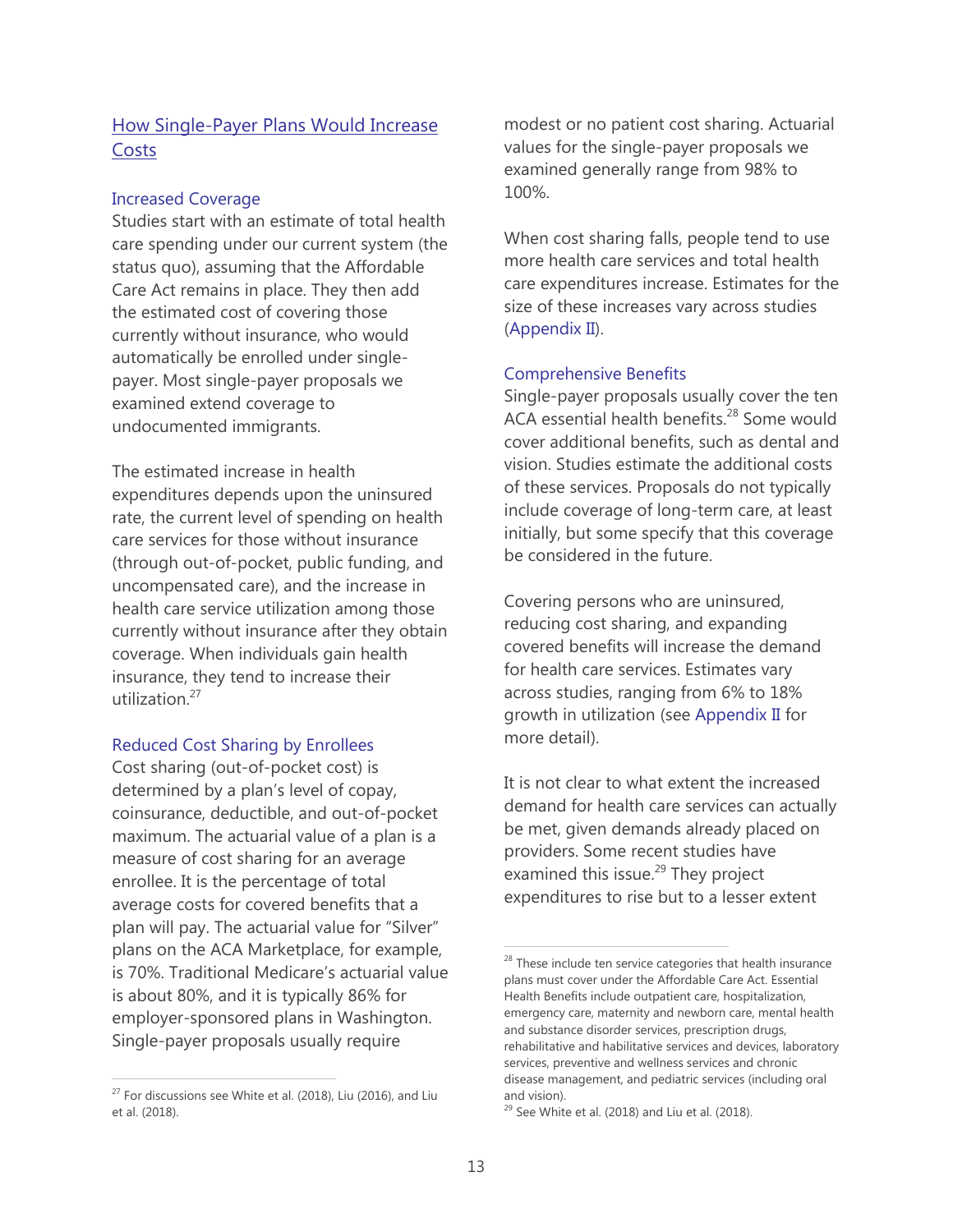## How Single-Payer Plans Would Increase Costs

### Increased Coverage

Studies start with an estimate of total health care spending under our current system (the status quo), assuming that the Affordable Care Act remains in place. They then add the estimated cost of covering those currently without insurance, who would automatically be enrolled under single-payer. Most single-payer proposals we examined extend coverage to undocumented immigrants.

The estimated increase in health expenditures depends upon the uninsured rate, the current level of spending on health care services for those without insurance (through out-of-pocket, public funding, and uncompensated care), and the increase in health care service utilization among those currently without insurance after they obtain coverage. When individuals gain health insurance, they tend to increase their utilization.[27]

### Reduced Cost Sharing by Enrollees

Cost sharing (out-of-pocket cost) is determined by a plan's level of copay, coinsurance, deductible, and out-of-pocket maximum. The actuarial value of a plan is a measure of cost sharing for an average enrollee. It is the percentage of total average costs for covered benefits that a plan will pay. The actuarial value for "Silver" plans on the ACA Marketplace, for example, is 70%. Traditional Medicare's actuarial value is about 80%, and it is typically 86% for employer-sponsored plans in Washington. Single-payer proposals usually require modest or no patient cost sharing. Actuarial values for the single-payer proposals we examined generally range from 98% to 100%.

When cost sharing falls, people tend to use more health care services and total health care expenditures increase. Estimates for the size of these increases vary across studies (Appendix II).

### Comprehensive Benefits

Single-payer proposals usually cover the ten ACA essential health benefits.[28] Some would cover additional benefits, such as dental and vision. Studies estimate the additional costs of these services. Proposals do not typically include coverage of long-term care, at least initially, but some specify that this coverage be considered in the future.

Covering persons who are uninsured, reducing cost sharing, and expanding covered benefits will increase the demand for health care services. Estimates vary across studies, ranging from 6% to 18% growth in utilization (see Appendix II for more detail).

It is not clear to what extent the increased demand for health care services can actually be met, given demands already placed on providers. Some recent studies have examined this issue.[29] They project expenditures to rise but to a lesser extent

---

[27] For discussions see White et al. (2018), Liu (2016), and Liu et al. (2018).

[28] These include ten service categories that health insurance plans must cover under the Affordable Care Act. Essential Health Benefits include outpatient care, hospitalization, emergency care, maternity and newborn care, mental health and substance disorder services, prescription drugs, rehabilitative and habilitative services and devices, laboratory services, preventive and wellness services and chronic disease management, and pediatric services (including oral and vision).

[29] See White et al. (2018) and Liu et al. (2018).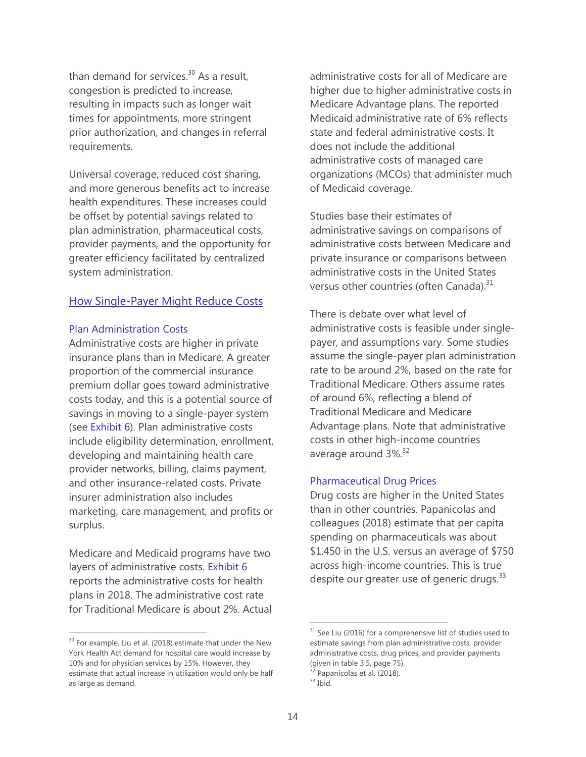than demand for services.[30] As a result, congestion is predicted to increase, resulting in impacts such as longer wait times for appointments, more stringent prior authorization, and changes in referral requirements.

Universal coverage, reduced cost sharing, and more generous benefits act to increase health expenditures. These increases could be offset by potential savings related to plan administration, pharmaceutical costs, provider payments, and the opportunity for greater efficiency facilitated by centralized system administration.

## How Single-Payer Might Reduce Costs

### Plan Administration Costs

Administrative costs are higher in private insurance plans than in Medicare. A greater proportion of the commercial insurance premium dollar goes toward administrative costs today, and this is a potential source of savings in moving to a single-payer system (see Exhibit 6). Plan administrative costs include eligibility determination, enrollment, developing and maintaining health care provider networks, billing, claims payment, and other insurance-related costs. Private insurer administration also includes marketing, care management, and profits or surplus.

Medicare and Medicaid programs have two layers of administrative costs. Exhibit 6 reports the administrative costs for health plans in 2018. The administrative cost rate for Traditional Medicare is about 2%. Actual administrative costs for all of Medicare are higher due to higher administrative costs in Medicare Advantage plans. The reported Medicaid administrative rate of 6% reflects state and federal administrative costs. It does not include the additional administrative costs of managed care organizations (MCOs) that administer much of Medicaid coverage.

Studies base their estimates of administrative savings on comparisons of administrative costs between Medicare and private insurance or comparisons between administrative costs in the United States versus other countries (often Canada).[31]

There is debate over what level of administrative costs is feasible under single-payer, and assumptions vary. Some studies assume the single-payer plan administration rate to be around 2%, based on the rate for Traditional Medicare. Others assume rates of around 6%, reflecting a blend of Traditional Medicare and Medicare Advantage plans. Note that administrative costs in other high-income countries average around 3%.[32]

### Pharmaceutical Drug Prices

Drug costs are higher in the United States than in other countries. Papanicolas and colleagues (2018) estimate that per capita spending on pharmaceuticals was about $1,450 in the U.S. versus an average of $750 across high-income countries. This is true despite our greater use of generic drugs.[33]

---

[30] For example, Liu et al. (2018) estimate that under the New York Health Act demand for hospital care would increase by 10% and for physician services by 15%. However, they estimate that actual increase in utilization would only be half as large as demand.

[31] See Liu (2016) for a comprehensive list of studies used to estimate savings from plan administrative costs, provider administrative costs, drug prices, and provider payments (given in table 3.5, page 75).

[32] Papanicolas et al. (2018).

[33] Ibid.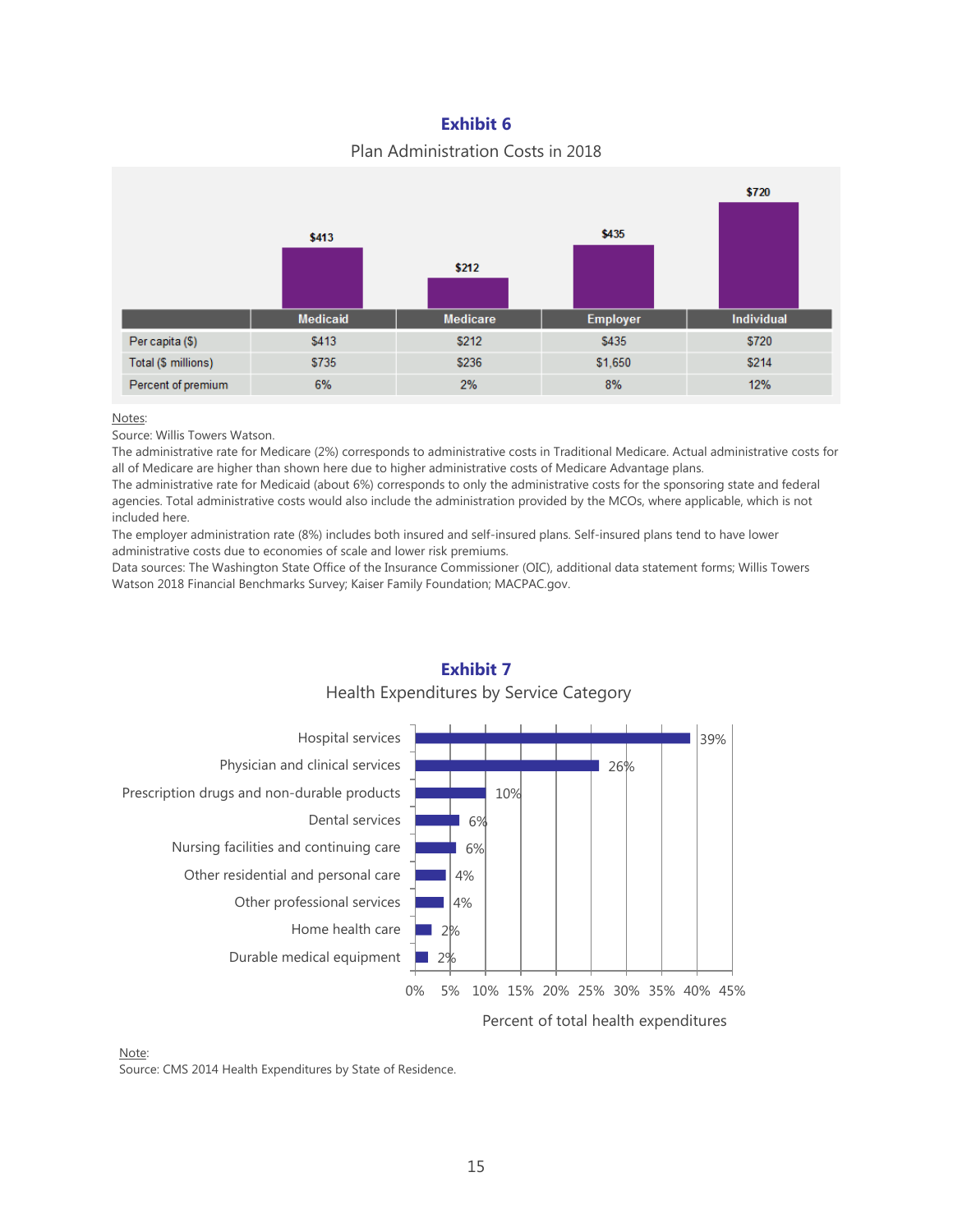**Exhibit 6**

Plan Administration Costs in 2018

| | Medicaid | Medicare | Employer | Individual |
|---|---|---|---|---|
| Per capita ($) | $413 | $212 | $435 | $720 |
| Total ($ millions) | $735 | $236 | $1,650 | $214 |
| Percent of premium | 6% | 2% | 8% | 12% |

Notes:
Source: Willis Towers Watson.
The administrative rate for Medicare (2%) corresponds to administrative costs in Traditional Medicare. Actual administrative costs for all of Medicare are higher than shown here due to higher administrative costs of Medicare Advantage plans.
The administrative rate for Medicaid (about 6%) corresponds to only the administrative costs for the sponsoring state and federal agencies. Total administrative costs would also include the administration provided by the MCOs, where applicable, which is not included here.
The employer administration rate (8%) includes both insured and self-insured plans. Self-insured plans tend to have lower administrative costs due to economies of scale and lower risk premiums.
Data sources: The Washington State Office of the Insurance Commissioner (OIC), additional data statement forms; Willis Towers Watson 2018 Financial Benchmarks Survey; Kaiser Family Foundation; MACPAC.gov.

**Exhibit 7**

Health Expenditures by Service Category

| Service category | Percent of total health expenditures |
|---|---|
| Hospital services | 39% |
| Physician and clinical services | 26% |
| Prescription drugs and non-durable products | 10% |
| Dental services | 6% |
| Nursing facilities and continuing care | 6% |
| Other residential and personal care | 4% |
| Other professional services | 4% |
| Home health care | 2% |
| Durable medical equipment | 2% |

Note:
Source: CMS 2014 Health Expenditures by State of Residence.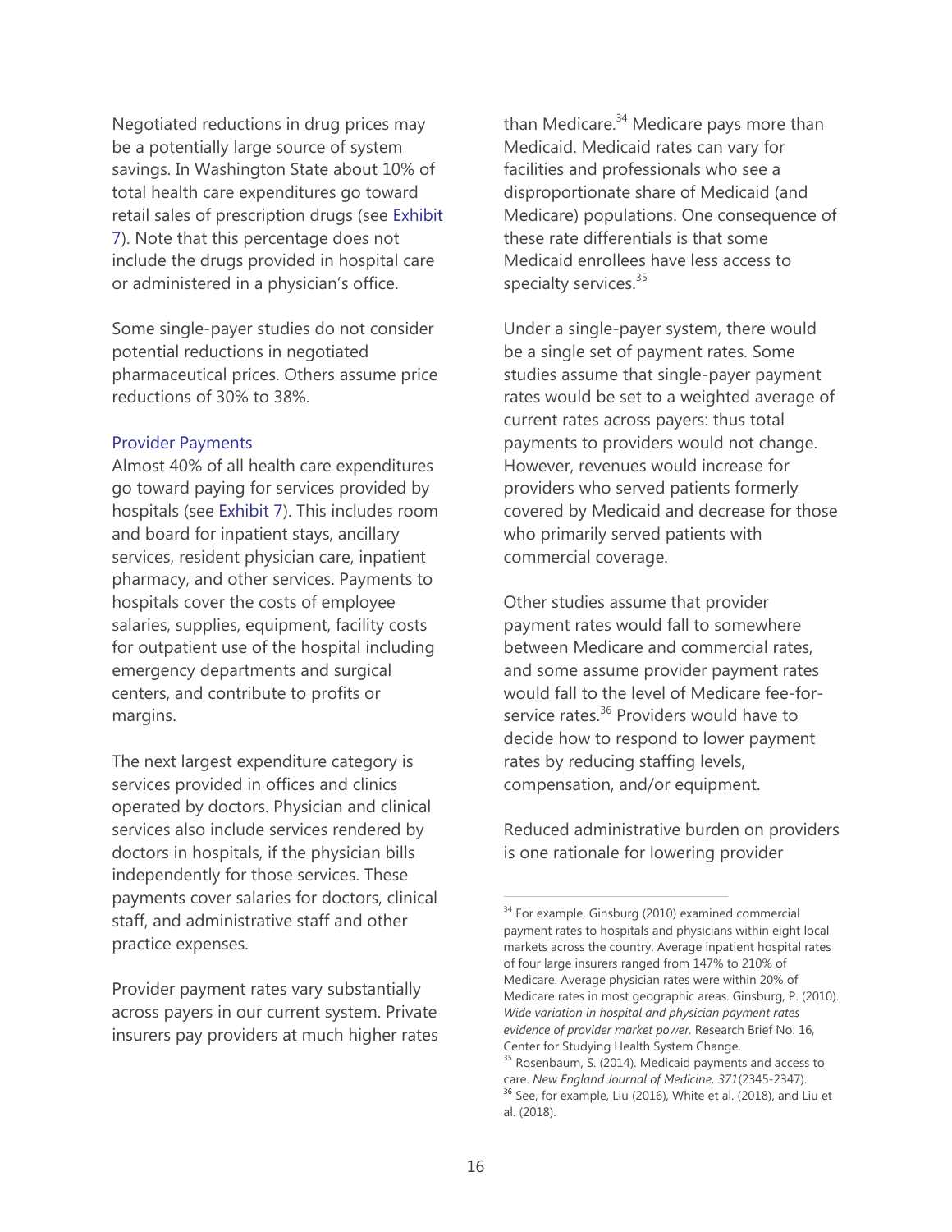Negotiated reductions in drug prices may be a potentially large source of system savings. In Washington State about 10% of total health care expenditures go toward retail sales of prescription drugs (see Exhibit 7). Note that this percentage does not include the drugs provided in hospital care or administered in a physician's office.

Some single-payer studies do not consider potential reductions in negotiated pharmaceutical prices. Others assume price reductions of 30% to 38%.

### Provider Payments

Almost 40% of all health care expenditures go toward paying for services provided by hospitals (see Exhibit 7). This includes room and board for inpatient stays, ancillary services, resident physician care, inpatient pharmacy, and other services. Payments to hospitals cover the costs of employee salaries, supplies, equipment, facility costs for outpatient use of the hospital including emergency departments and surgical centers, and contribute to profits or margins.

The next largest expenditure category is services provided in offices and clinics operated by doctors. Physician and clinical services also include services rendered by doctors in hospitals, if the physician bills independently for those services. These payments cover salaries for doctors, clinical staff, and administrative staff and other practice expenses.

Provider payment rates vary substantially across payers in our current system. Private insurers pay providers at much higher rates than Medicare.[34] Medicare pays more than Medicaid. Medicaid rates can vary for facilities and professionals who see a disproportionate share of Medicaid (and Medicare) populations. One consequence of these rate differentials is that some Medicaid enrollees have less access to specialty services.[35]

Under a single-payer system, there would be a single set of payment rates. Some studies assume that single-payer payment rates would be set to a weighted average of current rates across payers: thus total payments to providers would not change. However, revenues would increase for providers who served patients formerly covered by Medicaid and decrease for those who primarily served patients with commercial coverage.

Other studies assume that provider payment rates would fall to somewhere between Medicare and commercial rates, and some assume provider payment rates would fall to the level of Medicare fee-for-service rates.[36] Providers would have to decide how to respond to lower payment rates by reducing staffing levels, compensation, and/or equipment.

Reduced administrative burden on providers is one rationale for lowering provider

---

[34] For example, Ginsburg (2010) examined commercial payment rates to hospitals and physicians within eight local markets across the country. Average inpatient hospital rates of four large insurers ranged from 147% to 210% of Medicare. Average physician rates were within 20% of Medicare rates in most geographic areas. Ginsburg, P. (2010). *Wide variation in hospital and physician payment rates evidence of provider market power.* Research Brief No. 16, Center for Studying Health System Change.

[35] Rosenbaum, S. (2014). Medicaid payments and access to care. *New England Journal of Medicine, 371*(2345-2347).

[36] See, for example, Liu (2016), White et al. (2018), and Liu et al. (2018).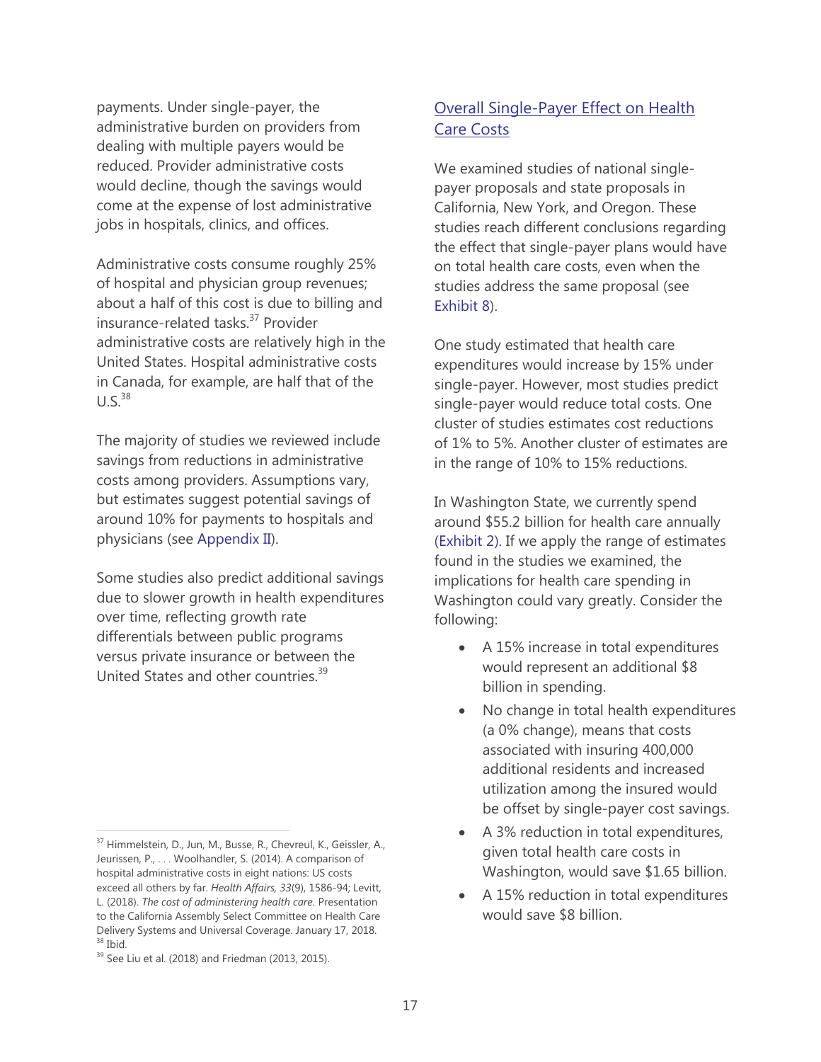payments. Under single-payer, the administrative burden on providers from dealing with multiple payers would be reduced. Provider administrative costs would decline, though the savings would come at the expense of lost administrative jobs in hospitals, clinics, and offices.

Administrative costs consume roughly 25% of hospital and physician group revenues; about a half of this cost is due to billing and insurance-related tasks.[37] Provider administrative costs are relatively high in the United States. Hospital administrative costs in Canada, for example, are half that of the U.S.[38]

The majority of studies we reviewed include savings from reductions in administrative costs among providers. Assumptions vary, but estimates suggest potential savings of around 10% for payments to hospitals and physicians (see Appendix II).

Some studies also predict additional savings due to slower growth in health expenditures over time, reflecting growth rate differentials between public programs versus private insurance or between the United States and other countries.[39]

## Overall Single-Payer Effect on Health Care Costs

We examined studies of national single-payer proposals and state proposals in California, New York, and Oregon. These studies reach different conclusions regarding the effect that single-payer plans would have on total health care costs, even when the studies address the same proposal (see Exhibit 8).

One study estimated that health care expenditures would increase by 15% under single-payer. However, most studies predict single-payer would reduce total costs. One cluster of studies estimates cost reductions of 1% to 5%. Another cluster of estimates are in the range of 10% to 15% reductions.

In Washington State, we currently spend around $55.2 billion for health care annually (Exhibit 2). If we apply the range of estimates found in the studies we examined, the implications for health care spending in Washington could vary greatly. Consider the following:

- A 15% increase in total expenditures would represent an additional $8 billion in spending.
- No change in total health expenditures (a 0% change), means that costs associated with insuring 400,000 additional residents and increased utilization among the insured would be offset by single-payer cost savings.
- A 3% reduction in total expenditures, given total health care costs in Washington, would save $1.65 billion.
- A 15% reduction in total expenditures would save $8 billion.

---

[37] Himmelstein, D., Jun, M., Busse, R., Chevreul, K., Geissler, A., Jeurissen, P., . . . Woolhandler, S. (2014). A comparison of hospital administrative costs in eight nations: US costs exceed all others by far. *Health Affairs, 33*(9), 1586-94; Levitt, L. (2018). *The cost of administering health care.* Presentation to the California Assembly Select Committee on Health Care Delivery Systems and Universal Coverage. January 17, 2018.

[38] Ibid.

[39] See Liu et al. (2018) and Friedman (2013, 2015).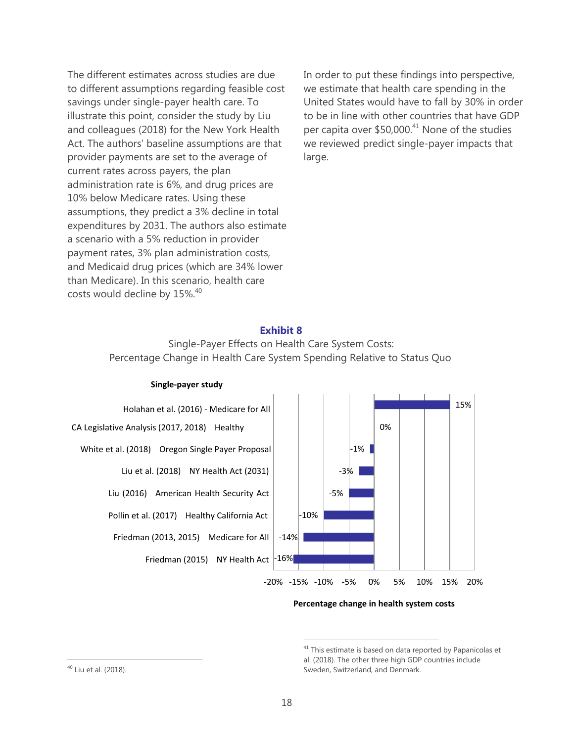The different estimates across studies are due to different assumptions regarding feasible cost savings under single-payer health care. To illustrate this point, consider the study by Liu and colleagues (2018) for the New York Health Act. The authors' baseline assumptions are that provider payments are set to the average of current rates across payers, the plan administration rate is 6%, and drug prices are 10% below Medicare rates. Using these assumptions, they predict a 3% decline in total expenditures by 2031. The authors also estimate a scenario with a 5% reduction in provider payment rates, 3% plan administration costs, and Medicaid drug prices (which are 34% lower than Medicare). In this scenario, health care costs would decline by 15%.[40]

In order to put these findings into perspective, we estimate that health care spending in the United States would have to fall by 30% in order to be in line with other countries that have GDP per capita over $50,000.[41] None of the studies we reviewed predict single-payer impacts that large.

**Exhibit 8**

Single-Payer Effects on Health Care System Costs:
Percentage Change in Health Care System Spending Relative to Status Quo

Single-payer study

Holahan et al. (2016) - Medicare for All 15%

CA Legislative Analysis (2017, 2018) Healthy 0%

White et al. (2018) Oregon Single Payer Proposal -1%

Liu et al. (2018) NY Health Act (2031) -3%

Liu (2016) American Health Security Act -5%

Pollin et al. (2017) Healthy California Act -10%

Friedman (2013, 2015) Medicare for All -14%

Friedman (2015) NY Health Act -16%

-20% -15% -10% -5% 0% 5% 10% 15% 20%

Percentage change in health system costs

---

[40] Liu et al. (2018).

[41] This estimate is based on data reported by Papanicolas et al. (2018). The other three high GDP countries include Sweden, Switzerland, and Denmark.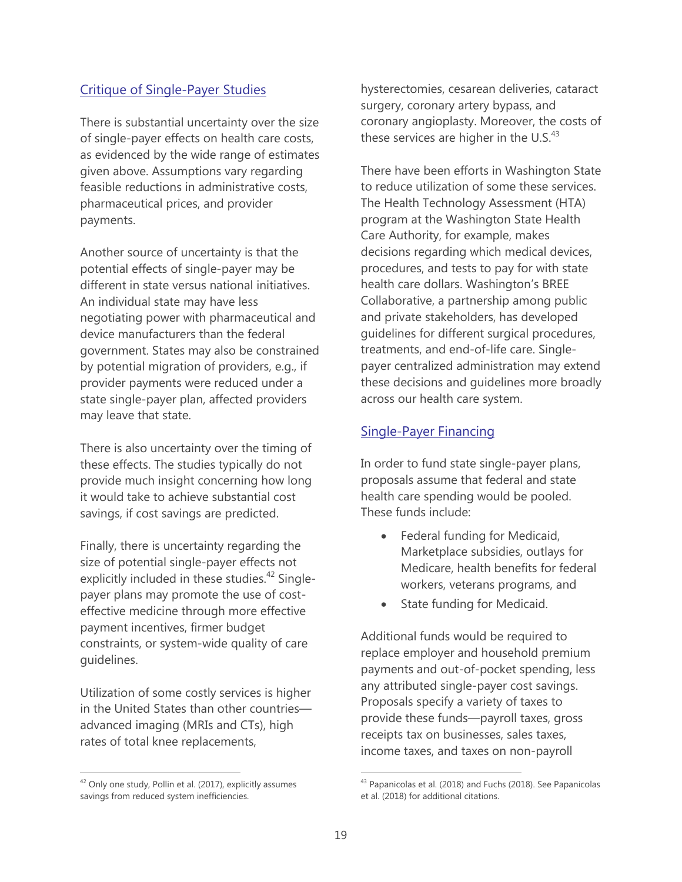## Critique of Single-Payer Studies

There is substantial uncertainty over the size of single-payer effects on health care costs, as evidenced by the wide range of estimates given above. Assumptions vary regarding feasible reductions in administrative costs, pharmaceutical prices, and provider payments.

Another source of uncertainty is that the potential effects of single-payer may be different in state versus national initiatives. An individual state may have less negotiating power with pharmaceutical and device manufacturers than the federal government. States may also be constrained by potential migration of providers, e.g., if provider payments were reduced under a state single-payer plan, affected providers may leave that state.

There is also uncertainty over the timing of these effects. The studies typically do not provide much insight concerning how long it would take to achieve substantial cost savings, if cost savings are predicted.

Finally, there is uncertainty regarding the size of potential single-payer effects not explicitly included in these studies.[42] Single-payer plans may promote the use of cost-effective medicine through more effective payment incentives, firmer budget constraints, or system-wide quality of care guidelines.

Utilization of some costly services is higher in the United States than other countries—advanced imaging (MRIs and CTs), high rates of total knee replacements, hysterectomies, cesarean deliveries, cataract surgery, coronary artery bypass, and coronary angioplasty. Moreover, the costs of these services are higher in the U.S.[43]

There have been efforts in Washington State to reduce utilization of some these services. The Health Technology Assessment (HTA) program at the Washington State Health Care Authority, for example, makes decisions regarding which medical devices, procedures, and tests to pay for with state health care dollars. Washington's BREE Collaborative, a partnership among public and private stakeholders, has developed guidelines for different surgical procedures, treatments, and end-of-life care. Single-payer centralized administration may extend these decisions and guidelines more broadly across our health care system.

## Single-Payer Financing

In order to fund state single-payer plans, proposals assume that federal and state health care spending would be pooled. These funds include:

- Federal funding for Medicaid, Marketplace subsidies, outlays for Medicare, health benefits for federal workers, veterans programs, and
- State funding for Medicaid.

Additional funds would be required to replace employer and household premium payments and out-of-pocket spending, less any attributed single-payer cost savings. Proposals specify a variety of taxes to provide these funds—payroll taxes, gross receipts tax on businesses, sales taxes, income taxes, and taxes on non-payroll

---

[42] Only one study, Pollin et al. (2017), explicitly assumes savings from reduced system inefficiencies.

[43] Papanicolas et al. (2018) and Fuchs (2018). See Papanicolas et al. (2018) for additional citations.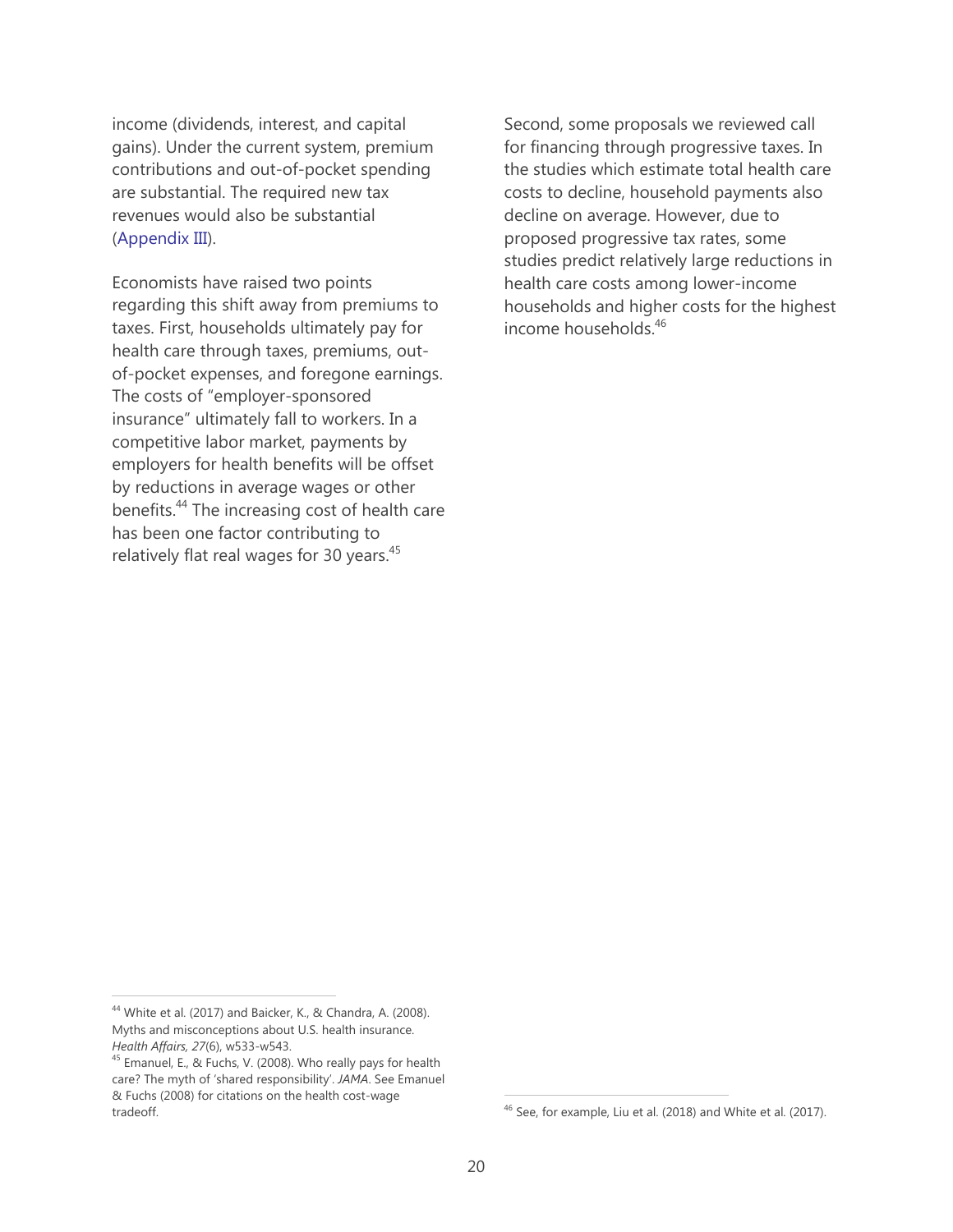income (dividends, interest, and capital gains). Under the current system, premium contributions and out-of-pocket spending are substantial. The required new tax revenues would also be substantial (Appendix III).

Economists have raised two points regarding this shift away from premiums to taxes. First, households ultimately pay for health care through taxes, premiums, out-of-pocket expenses, and foregone earnings. The costs of "employer-sponsored insurance" ultimately fall to workers. In a competitive labor market, payments by employers for health benefits will be offset by reductions in average wages or other benefits.[44] The increasing cost of health care has been one factor contributing to relatively flat real wages for 30 years.[45]

Second, some proposals we reviewed call for financing through progressive taxes. In the studies which estimate total health care costs to decline, household payments also decline on average. However, due to proposed progressive tax rates, some studies predict relatively large reductions in health care costs among lower-income households and higher costs for the highest income households.[46]

---

[44] White et al. (2017) and Baicker, K., & Chandra, A. (2008). Myths and misconceptions about U.S. health insurance. *Health Affairs, 27*(6), w533-w543.

[45] Emanuel, E., & Fuchs, V. (2008). Who really pays for health care? The myth of 'shared responsibility'. *JAMA*. See Emanuel & Fuchs (2008) for citations on the health cost-wage tradeoff.

[46] See, for example, Liu et al. (2018) and White et al. (2017).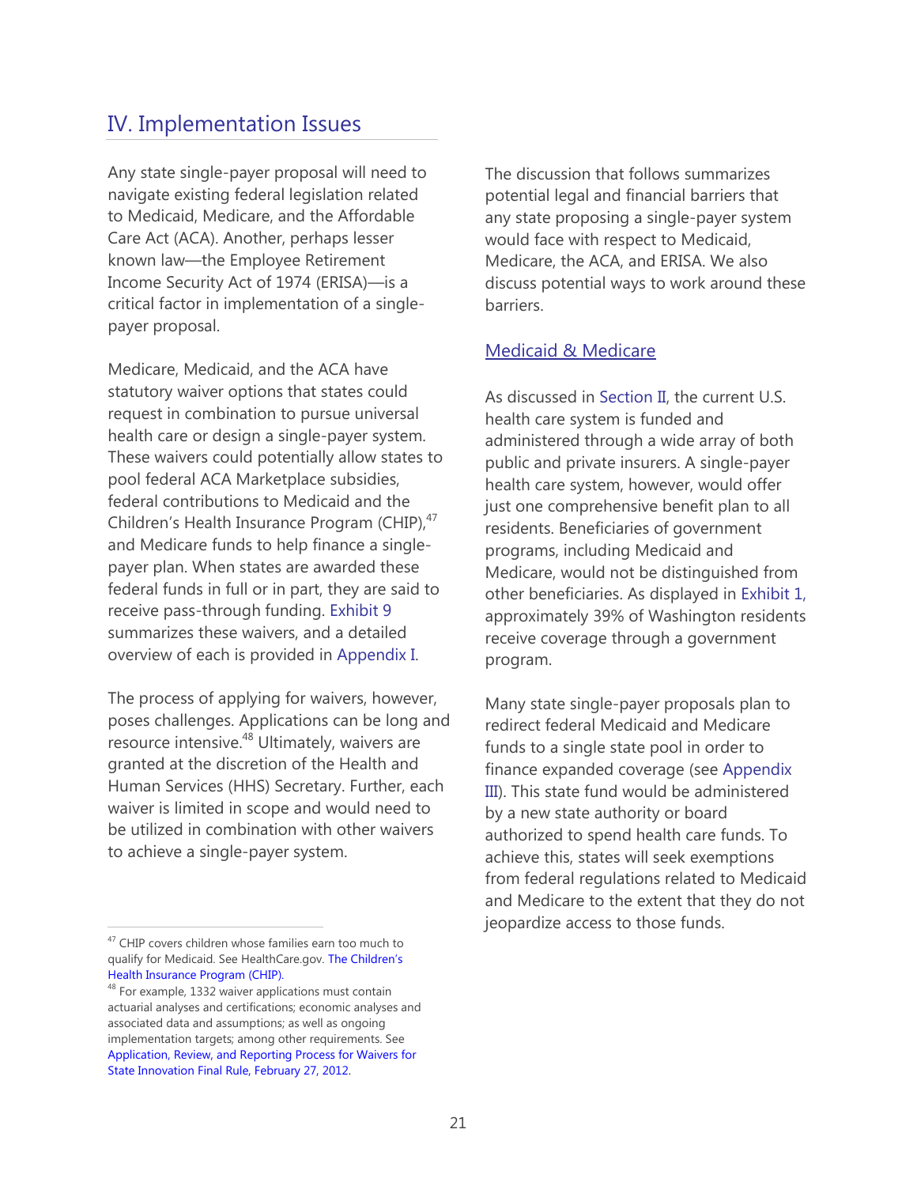## IV. Implementation Issues

Any state single-payer proposal will need to navigate existing federal legislation related to Medicaid, Medicare, and the Affordable Care Act (ACA). Another, perhaps lesser known law—the Employee Retirement Income Security Act of 1974 (ERISA)—is a critical factor in implementation of a single-payer proposal.

Medicare, Medicaid, and the ACA have statutory waiver options that states could request in combination to pursue universal health care or design a single-payer system. These waivers could potentially allow states to pool federal ACA Marketplace subsidies, federal contributions to Medicaid and the Children's Health Insurance Program (CHIP),[47] and Medicare funds to help finance a single-payer plan. When states are awarded these federal funds in full or in part, they are said to receive pass-through funding. Exhibit 9 summarizes these waivers, and a detailed overview of each is provided in Appendix I.

The process of applying for waivers, however, poses challenges. Applications can be long and resource intensive.[48] Ultimately, waivers are granted at the discretion of the Health and Human Services (HHS) Secretary. Further, each waiver is limited in scope and would need to be utilized in combination with other waivers to achieve a single-payer system.

The discussion that follows summarizes potential legal and financial barriers that any state proposing a single-payer system would face with respect to Medicaid, Medicare, the ACA, and ERISA. We also discuss potential ways to work around these barriers.

### Medicaid & Medicare

As discussed in Section II, the current U.S. health care system is funded and administered through a wide array of both public and private insurers. A single-payer health care system, however, would offer just one comprehensive benefit plan to all residents. Beneficiaries of government programs, including Medicaid and Medicare, would not be distinguished from other beneficiaries. As displayed in Exhibit 1, approximately 39% of Washington residents receive coverage through a government program.

Many state single-payer proposals plan to redirect federal Medicaid and Medicare funds to a single state pool in order to finance expanded coverage (see Appendix III). This state fund would be administered by a new state authority or board authorized to spend health care funds. To achieve this, states will seek exemptions from federal regulations related to Medicaid and Medicare to the extent that they do not jeopardize access to those funds.

---

[47] CHIP covers children whose families earn too much to qualify for Medicaid. See HealthCare.gov. The Children's Health Insurance Program (CHIP).

[48] For example, 1332 waiver applications must contain actuarial analyses and certifications; economic analyses and associated data and assumptions; as well as ongoing implementation targets; among other requirements. See Application, Review, and Reporting Process for Waivers for State Innovation Final Rule, February 27, 2012.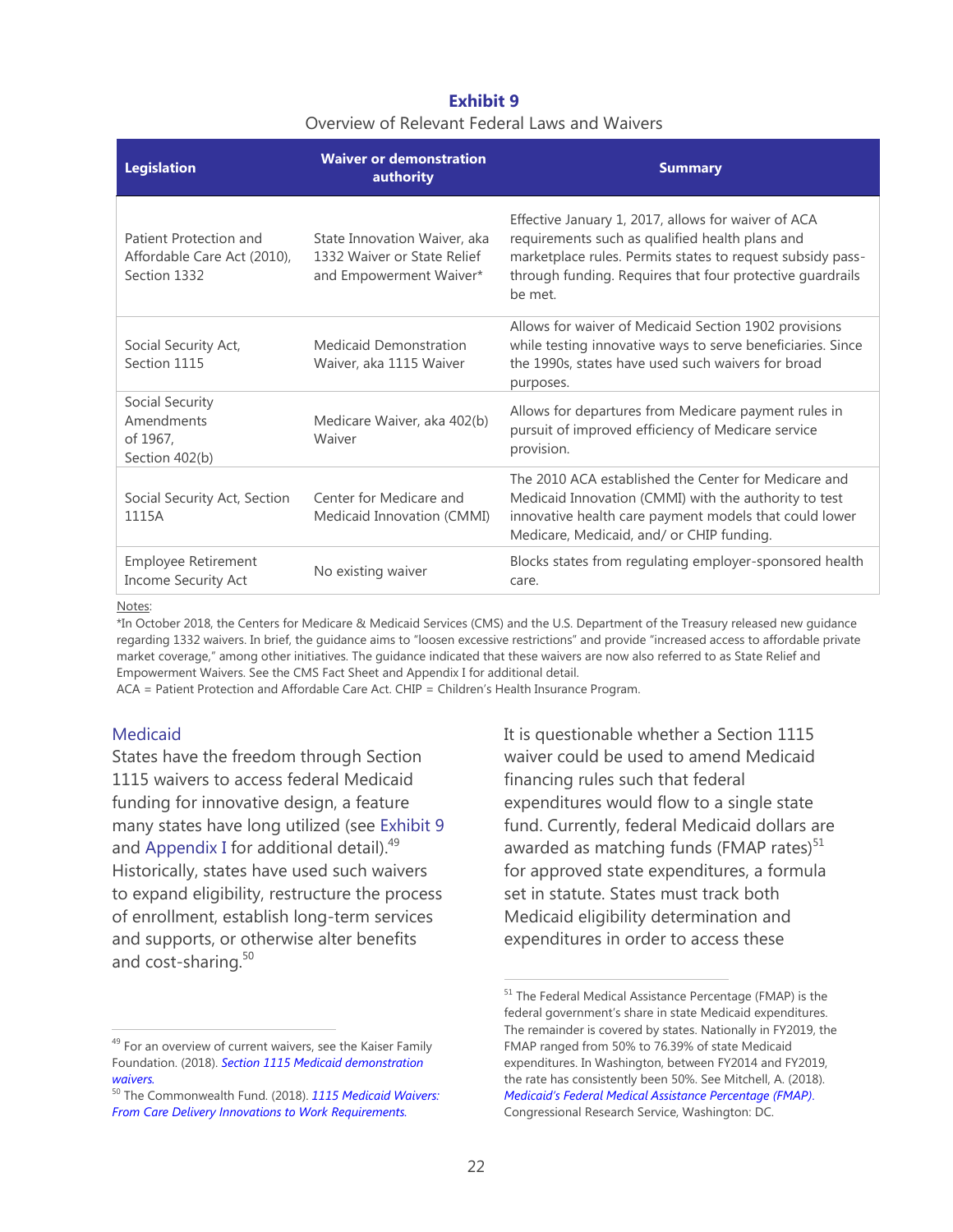**Exhibit 9**

Overview of Relevant Federal Laws and Waivers

| Legislation | Waiver or demonstration authority | Summary |
|---|---|---|
| Patient Protection and Affordable Care Act (2010), Section 1332 | State Innovation Waiver, aka 1332 Waiver or State Relief and Empowerment Waiver* | Effective January 1, 2017, allows for waiver of ACA requirements such as qualified health plans and marketplace rules. Permits states to request subsidy pass-through funding. Requires that four protective guardrails be met. |
| Social Security Act, Section 1115 | Medicaid Demonstration Waiver, aka 1115 Waiver | Allows for waiver of Medicaid Section 1902 provisions while testing innovative ways to serve beneficiaries. Since the 1990s, states have used such waivers for broad purposes. |
| Social Security Amendments of 1967, Section 402(b) | Medicare Waiver, aka 402(b) Waiver | Allows for departures from Medicare payment rules in pursuit of improved efficiency of Medicare service provision. |
| Social Security Act, Section 1115A | Center for Medicare and Medicaid Innovation (CMMI) | The 2010 ACA established the Center for Medicare and Medicaid Innovation (CMMI) with the authority to test innovative health care payment models that could lower Medicare, Medicaid, and/ or CHIP funding. |
| Employee Retirement Income Security Act | No existing waiver | Blocks states from regulating employer-sponsored health care. |

Notes:

*In October 2018, the Centers for Medicare & Medicaid Services (CMS) and the U.S. Department of the Treasury released new guidance regarding 1332 waivers. In brief, the guidance aims to "loosen excessive restrictions" and provide "increased access to affordable private market coverage," among other initiatives. The guidance indicated that these waivers are now also referred to as State Relief and Empowerment Waivers. See the CMS Fact Sheet and Appendix I for additional detail.

ACA = Patient Protection and Affordable Care Act. CHIP = Children's Health Insurance Program.

## Medicaid

States have the freedom through Section 1115 waivers to access federal Medicaid funding for innovative design, a feature many states have long utilized (see Exhibit 9 and Appendix I for additional detail).[49] Historically, states have used such waivers to expand eligibility, restructure the process of enrollment, establish long-term services and supports, or otherwise alter benefits and cost-sharing.[50]

It is questionable whether a Section 1115 waiver could be used to amend Medicaid financing rules such that federal expenditures would flow to a single state fund. Currently, federal Medicaid dollars are awarded as matching funds (FMAP rates)[51] for approved state expenditures, a formula set in statute. States must track both Medicaid eligibility determination and expenditures in order to access these

[49] For an overview of current waivers, see the Kaiser Family Foundation. (2018). *Section 1115 Medicaid demonstration waivers.*

[50] The Commonwealth Fund. (2018). *1115 Medicaid Waivers: From Care Delivery Innovations to Work Requirements.*

[51] The Federal Medical Assistance Percentage (FMAP) is the federal government's share in state Medicaid expenditures. The remainder is covered by states. Nationally in FY2019, the FMAP ranged from 50% to 76.39% of state Medicaid expenditures. In Washington, between FY2014 and FY2019, the rate has consistently been 50%. See Mitchell, A. (2018). *Medicaid's Federal Medical Assistance Percentage (FMAP).* Congressional Research Service, Washington: DC.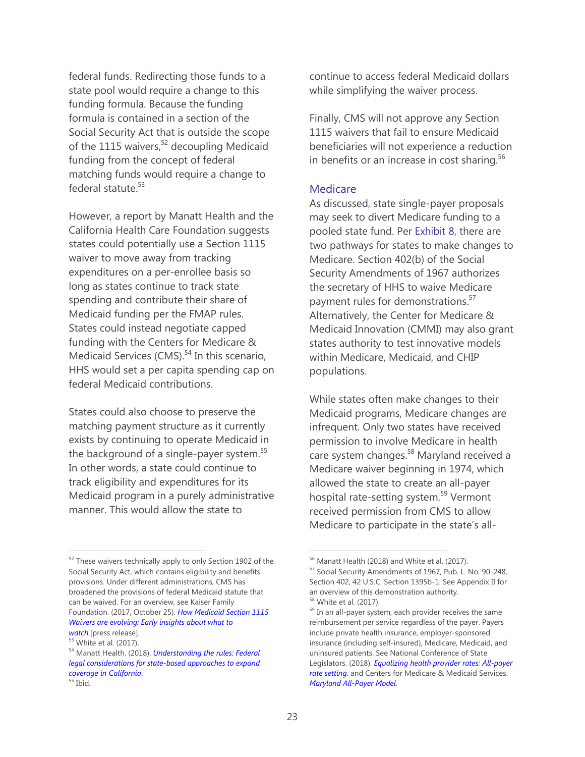federal funds. Redirecting those funds to a state pool would require a change to this funding formula. Because the funding formula is contained in a section of the Social Security Act that is outside the scope of the 1115 waivers,[52] decoupling Medicaid funding from the concept of federal matching funds would require a change to federal statute.[53]

However, a report by Manatt Health and the California Health Care Foundation suggests states could potentially use a Section 1115 waiver to move away from tracking expenditures on a per-enrollee basis so long as states continue to track state spending and contribute their share of Medicaid funding per the FMAP rules. States could instead negotiate capped funding with the Centers for Medicare & Medicaid Services (CMS).[54] In this scenario, HHS would set a per capita spending cap on federal Medicaid contributions.

States could also choose to preserve the matching payment structure as it currently exists by continuing to operate Medicaid in the background of a single-payer system.[55] In other words, a state could continue to track eligibility and expenditures for its Medicaid program in a purely administrative manner. This would allow the state to continue to access federal Medicaid dollars while simplifying the waiver process.

Finally, CMS will not approve any Section 1115 waivers that fail to ensure Medicaid beneficiaries will not experience a reduction in benefits or an increase in cost sharing.[56]

## Medicare

As discussed, state single-payer proposals may seek to divert Medicare funding to a pooled state fund. Per Exhibit 8, there are two pathways for states to make changes to Medicare. Section 402(b) of the Social Security Amendments of 1967 authorizes the secretary of HHS to waive Medicare payment rules for demonstrations.[57] Alternatively, the Center for Medicare & Medicaid Innovation (CMMI) may also grant states authority to test innovative models within Medicare, Medicaid, and CHIP populations.

While states often make changes to their Medicaid programs, Medicare changes are infrequent. Only two states have received permission to involve Medicare in health care system changes.[58] Maryland received a Medicare waiver beginning in 1974, which allowed the state to create an all-payer hospital rate-setting system.[59] Vermont received permission from CMS to allow Medicare to participate in the state's all-

---

[52] These waivers technically apply to only Section 1902 of the Social Security Act, which contains eligibility and benefits provisions. Under different administrations, CMS has broadened the provisions of federal Medicaid statute that can be waived. For an overview, see Kaiser Family Foundation. (2017, October 25). *How Medicaid Section 1115 Waivers are evolving: Early insights about what to watch*.[press release].

[53] White et al. (2017).

[54] Manatt Health. (2018). *Understanding the rules: Federal legal considerations for state-based approaches to expand coverage in California*.

[55] Ibid.

[56] Manatt Health (2018) and White et al. (2017).

[57] Social Security Amendments of 1967, Pub. L. No. 90-248, Section 402, 42 U.S.C. Section 1395b-1. See Appendix II for an overview of this demonstration authority.

[58] White et al. (2017).

[59] In an all-payer system, each provider receives the same reimbursement per service regardless of the payer. Payers include private health insurance, employer-sponsored insurance (including self-insured), Medicare, Medicaid, and uninsured patients. See National Conference of State Legislators. (2018). *Equalizing health provider rates: All-payer rate setting.* and Centers for Medicare & Medicaid Services. *Maryland All-Payer Model.*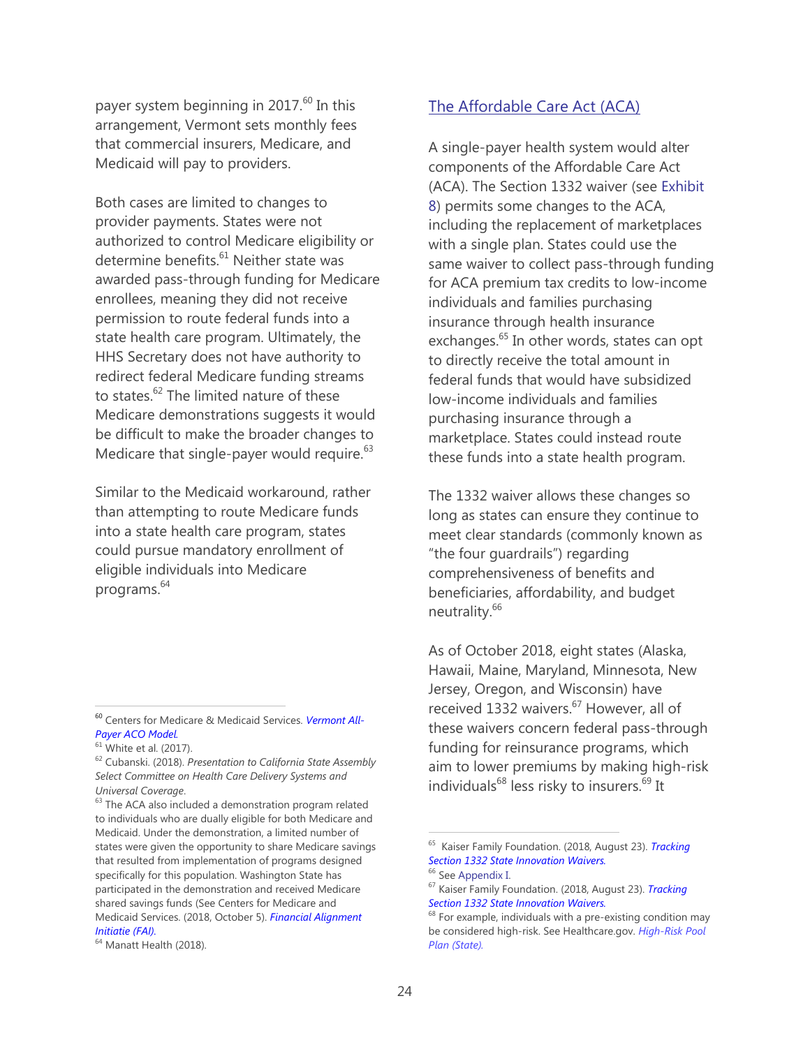payer system beginning in 2017.[60] In this arrangement, Vermont sets monthly fees that commercial insurers, Medicare, and Medicaid will pay to providers.

Both cases are limited to changes to provider payments. States were not authorized to control Medicare eligibility or determine benefits.[61] Neither state was awarded pass-through funding for Medicare enrollees, meaning they did not receive permission to route federal funds into a state health care program. Ultimately, the HHS Secretary does not have authority to redirect federal Medicare funding streams to states.[62] The limited nature of these Medicare demonstrations suggests it would be difficult to make the broader changes to Medicare that single-payer would require.[63]

Similar to the Medicaid workaround, rather than attempting to route Medicare funds into a state health care program, states could pursue mandatory enrollment of eligible individuals into Medicare programs.[64]

## The Affordable Care Act (ACA)

A single-payer health system would alter components of the Affordable Care Act (ACA). The Section 1332 waiver (see Exhibit 8) permits some changes to the ACA, including the replacement of marketplaces with a single plan. States could use the same waiver to collect pass-through funding for ACA premium tax credits to low-income individuals and families purchasing insurance through health insurance exchanges.[65] In other words, states can opt to directly receive the total amount in federal funds that would have subsidized low-income individuals and families purchasing insurance through a marketplace. States could instead route these funds into a state health program.

The 1332 waiver allows these changes so long as states can ensure they continue to meet clear standards (commonly known as "the four guardrails") regarding comprehensiveness of benefits and beneficiaries, affordability, and budget neutrality.[66]

As of October 2018, eight states (Alaska, Hawaii, Maine, Maryland, Minnesota, New Jersey, Oregon, and Wisconsin) have received 1332 waivers.[67] However, all of these waivers concern federal pass-through funding for reinsurance programs, which aim to lower premiums by making high-risk individuals[68] less risky to insurers.[69] It

---

[60] Centers for Medicare & Medicaid Services. *Vermont All-Payer ACO Model.*

[61] White et al. (2017).

[62] Cubanski. (2018). *Presentation to California State Assembly Select Committee on Health Care Delivery Systems and Universal Coverage*.

[63] The ACA also included a demonstration program related to individuals who are dually eligible for both Medicare and Medicaid. Under the demonstration, a limited number of states were given the opportunity to share Medicare savings that resulted from implementation of programs designed specifically for this population. Washington State has participated in the demonstration and received Medicare shared savings funds (See Centers for Medicare and Medicaid Services. (2018, October 5). *Financial Alignment Initiatie (FAI)*.

[64] Manatt Health (2018).

[65] Kaiser Family Foundation. (2018, August 23). *Tracking Section 1332 State Innovation Waivers.*

[66] See Appendix I.

[67] Kaiser Family Foundation. (2018, August 23). *Tracking Section 1332 State Innovation Waivers.*

[68] For example, individuals with a pre-existing condition may be considered high-risk. See Healthcare.gov. *High-Risk Pool Plan (State).*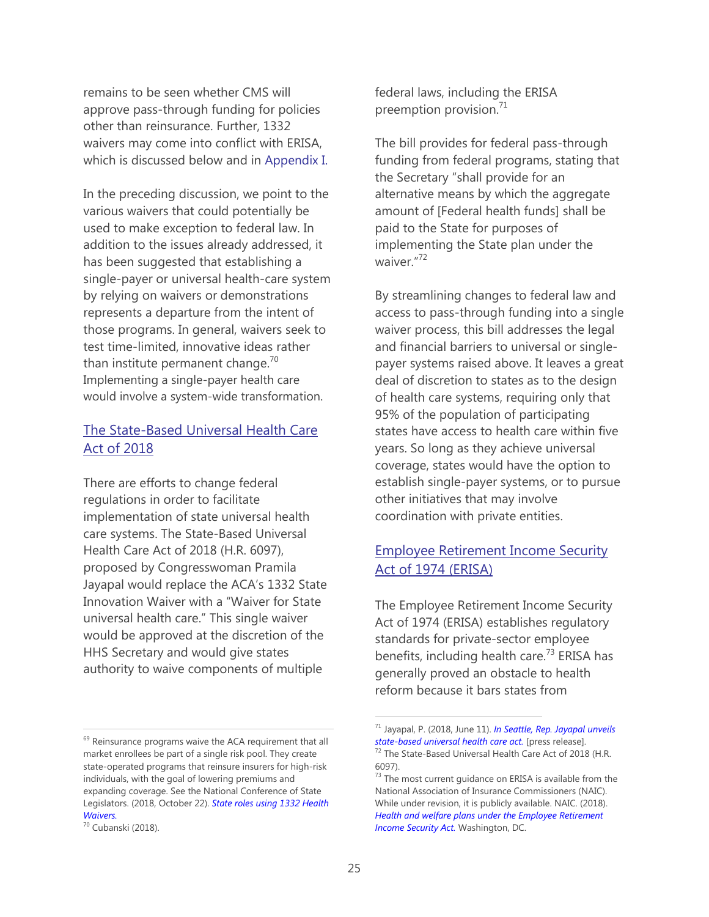remains to be seen whether CMS will approve pass-through funding for policies other than reinsurance. Further, 1332 waivers may come into conflict with ERISA, which is discussed below and in Appendix I.

In the preceding discussion, we point to the various waivers that could potentially be used to make exception to federal law. In addition to the issues already addressed, it has been suggested that establishing a single-payer or universal health-care system by relying on waivers or demonstrations represents a departure from the intent of those programs. In general, waivers seek to test time-limited, innovative ideas rather than institute permanent change.[70] Implementing a single-payer health care would involve a system-wide transformation.

## The State-Based Universal Health Care Act of 2018

There are efforts to change federal regulations in order to facilitate implementation of state universal health care systems. The State-Based Universal Health Care Act of 2018 (H.R. 6097), proposed by Congresswoman Pramila Jayapal would replace the ACA's 1332 State Innovation Waiver with a "Waiver for State universal health care." This single waiver would be approved at the discretion of the HHS Secretary and would give states authority to waive components of multiple federal laws, including the ERISA preemption provision.[71]

The bill provides for federal pass-through funding from federal programs, stating that the Secretary "shall provide for an alternative means by which the aggregate amount of [Federal health funds] shall be paid to the State for purposes of implementing the State plan under the waiver."[72]

By streamlining changes to federal law and access to pass-through funding into a single waiver process, this bill addresses the legal and financial barriers to universal or single-payer systems raised above. It leaves a great deal of discretion to states as to the design of health care systems, requiring only that 95% of the population of participating states have access to health care within five years. So long as they achieve universal coverage, states would have the option to establish single-payer systems, or to pursue other initiatives that may involve coordination with private entities.

## Employee Retirement Income Security Act of 1974 (ERISA)

The Employee Retirement Income Security Act of 1974 (ERISA) establishes regulatory standards for private-sector employee benefits, including health care.[73] ERISA has generally proved an obstacle to health reform because it bars states from

---

[69] Reinsurance programs waive the ACA requirement that all market enrollees be part of a single risk pool. They create state-operated programs that reinsure insurers for high-risk individuals, with the goal of lowering premiums and expanding coverage. See the National Conference of State Legislators. (2018, October 22). *State roles using 1332 Health Waivers.*

[70] Cubanski (2018).

[71] Jayapal, P. (2018, June 11). *In Seattle, Rep. Jayapal unveils state-based universal health care act.* [press release].

[72] The State-Based Universal Health Care Act of 2018 (H.R. 6097).

[73] The most current guidance on ERISA is available from the National Association of Insurance Commissioners (NAIC). While under revision, it is publicly available. NAIC. (2018). *Health and welfare plans under the Employee Retirement Income Security Act.* Washington, DC.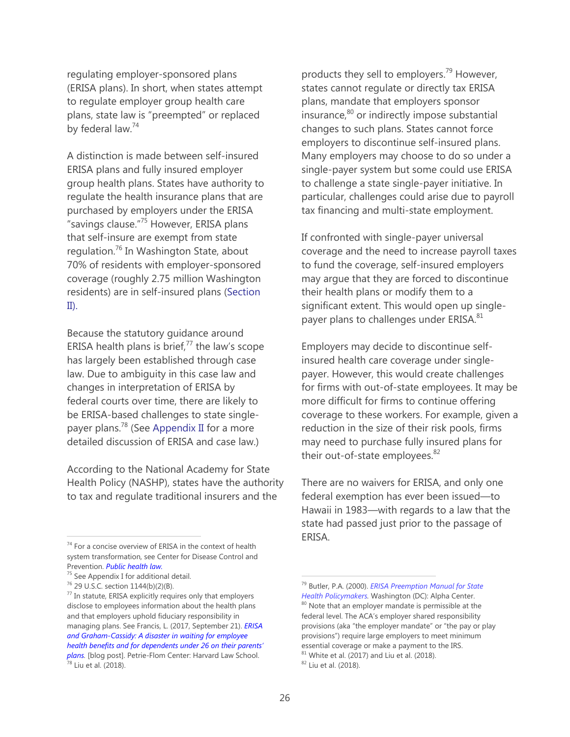regulating employer-sponsored plans (ERISA plans). In short, when states attempt to regulate employer group health care plans, state law is "preempted" or replaced by federal law.[74]

A distinction is made between self-insured ERISA plans and fully insured employer group health plans. States have authority to regulate the health insurance plans that are purchased by employers under the ERISA "savings clause."[75] However, ERISA plans that self-insure are exempt from state regulation.[76] In Washington State, about 70% of residents with employer-sponsored coverage (roughly 2.75 million Washington residents) are in self-insured plans (Section II).

Because the statutory guidance around ERISA health plans is brief,[77] the law's scope has largely been established through case law. Due to ambiguity in this case law and changes in interpretation of ERISA by federal courts over time, there are likely to be ERISA-based challenges to state single-payer plans.[78] (See Appendix II for a more detailed discussion of ERISA and case law.)

According to the National Academy for State Health Policy (NASHP), states have the authority to tax and regulate traditional insurers and the products they sell to employers.[79] However, states cannot regulate or directly tax ERISA plans, mandate that employers sponsor insurance,[80] or indirectly impose substantial changes to such plans. States cannot force employers to discontinue self-insured plans. Many employers may choose to do so under a single-payer system but some could use ERISA to challenge a state single-payer initiative. In particular, challenges could arise due to payroll tax financing and multi-state employment.

If confronted with single-payer universal coverage and the need to increase payroll taxes to fund the coverage, self-insured employers may argue that they are forced to discontinue their health plans or modify them to a significant extent. This would open up single-payer plans to challenges under ERISA.[81]

Employers may decide to discontinue self-insured health care coverage under single-payer. However, this would create challenges for firms with out-of-state employees. It may be more difficult for firms to continue offering coverage to these workers. For example, given a reduction in the size of their risk pools, firms may need to purchase fully insured plans for their out-of-state employees.[82]

There are no waivers for ERISA, and only one federal exemption has ever been issued—to Hawaii in 1983—with regards to a law that the state had passed just prior to the passage of ERISA.

---

[74] For a concise overview of ERISA in the context of health system transformation, see Center for Disease Control and Prevention. *Public health law.*

[75] See Appendix I for additional detail.

[76] 29 U.S.C. section 1144(b)(2)(B).

[77] In statute, ERISA explicitly requires only that employers disclose to employees information about the health plans and that employers uphold fiduciary responsibility in managing plans. See Francis, L. (2017, September 21). *ERISA and Graham-Cassidy: A disaster in waiting for employee health benefits and for dependents under 26 on their parents' plans.* [blog post]. Petrie-Flom Center: Harvard Law School.

[78] Liu et al. (2018).

[79] Butler, P.A. (2000). *ERISA Preemption Manual for State Health Policymakers*. Washington (DC): Alpha Center.

[80] Note that an employer mandate is permissible at the federal level. The ACA's employer shared responsibility provisions (aka "the employer mandate" or "the pay or play provisions") require large employers to meet minimum essential coverage or make a payment to the IRS.

[81] White et al. (2017) and Liu et al. (2018).

[82] Liu et al. (2018).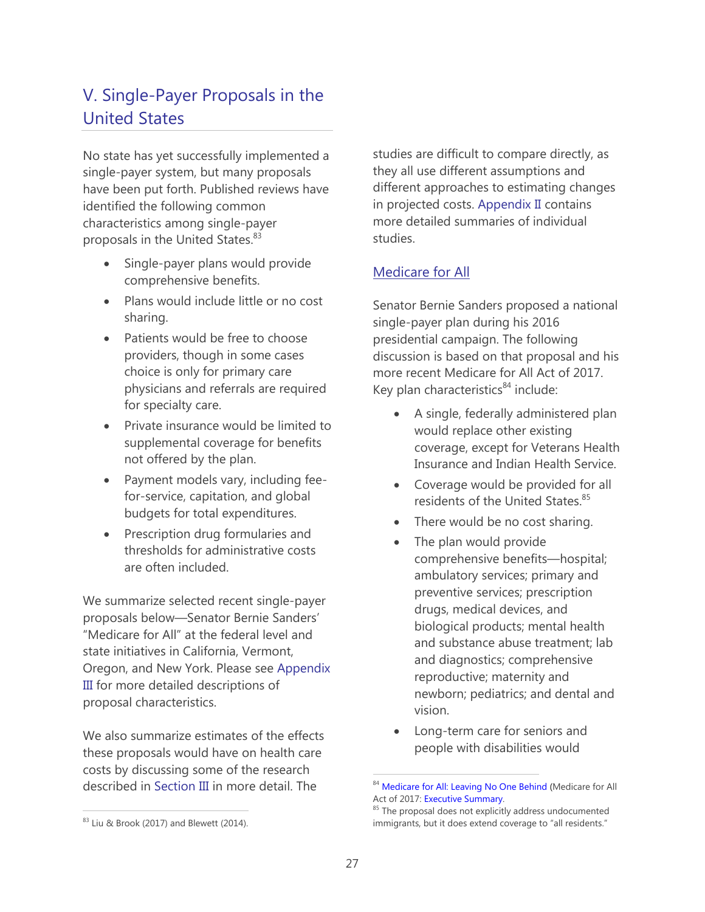## V. Single-Payer Proposals in the United States

No state has yet successfully implemented a single-payer system, but many proposals have been put forth. Published reviews have identified the following common characteristics among single-payer proposals in the United States.[83]

- Single-payer plans would provide comprehensive benefits.
- Plans would include little or no cost sharing.
- Patients would be free to choose providers, though in some cases choice is only for primary care physicians and referrals are required for specialty care.
- Private insurance would be limited to supplemental coverage for benefits not offered by the plan.
- Payment models vary, including fee-for-service, capitation, and global budgets for total expenditures.
- Prescription drug formularies and thresholds for administrative costs are often included.

We summarize selected recent single-payer proposals below—Senator Bernie Sanders' "Medicare for All" at the federal level and state initiatives in California, Vermont, Oregon, and New York. Please see Appendix III for more detailed descriptions of proposal characteristics.

We also summarize estimates of the effects these proposals would have on health care costs by discussing some of the research described in Section III in more detail. The studies are difficult to compare directly, as they all use different assumptions and different approaches to estimating changes in projected costs. Appendix II contains more detailed summaries of individual studies.

### Medicare for All

Senator Bernie Sanders proposed a national single-payer plan during his 2016 presidential campaign. The following discussion is based on that proposal and his more recent Medicare for All Act of 2017. Key plan characteristics[84] include:

- A single, federally administered plan would replace other existing coverage, except for Veterans Health Insurance and Indian Health Service.
- Coverage would be provided for all residents of the United States.[85]
- There would be no cost sharing.
- The plan would provide comprehensive benefits—hospital; ambulatory services; primary and preventive services; prescription drugs, medical devices, and biological products; mental health and substance abuse treatment; lab and diagnostics; comprehensive reproductive; maternity and newborn; pediatrics; and dental and vision.
- Long-term care for seniors and people with disabilities would

[83] Liu & Brook (2017) and Blewett (2014).

[84] Medicare for All: Leaving No One Behind (Medicare for All Act of 2017: Executive Summary.

[85] The proposal does not explicitly address undocumented immigrants, but it does extend coverage to "all residents."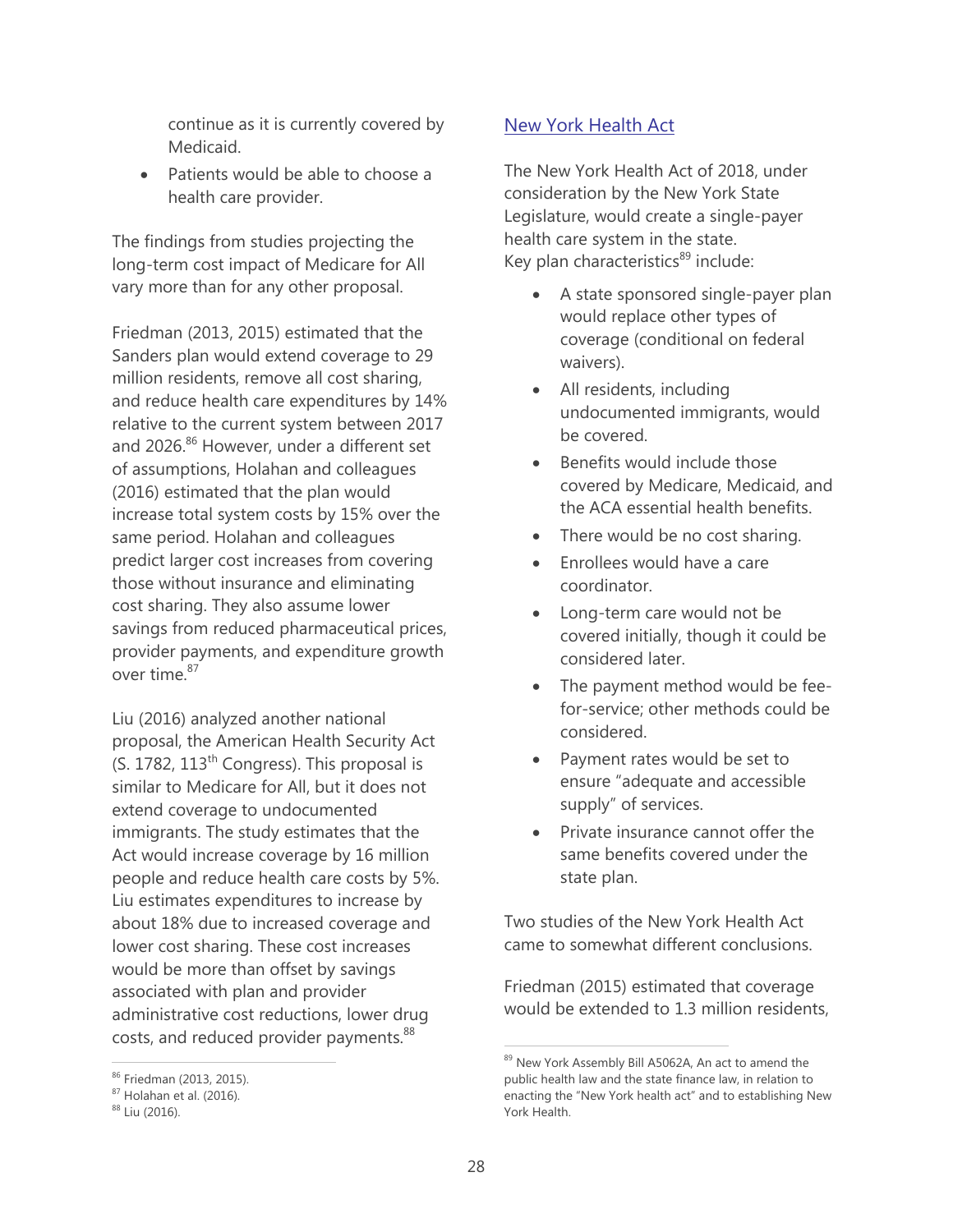continue as it is currently covered by Medicaid.

- Patients would be able to choose a health care provider.

The findings from studies projecting the long-term cost impact of Medicare for All vary more than for any other proposal.

Friedman (2013, 2015) estimated that the Sanders plan would extend coverage to 29 million residents, remove all cost sharing, and reduce health care expenditures by 14% relative to the current system between 2017 and 2026.[86] However, under a different set of assumptions, Holahan and colleagues (2016) estimated that the plan would increase total system costs by 15% over the same period. Holahan and colleagues predict larger cost increases from covering those without insurance and eliminating cost sharing. They also assume lower savings from reduced pharmaceutical prices, provider payments, and expenditure growth over time.[87]

Liu (2016) analyzed another national proposal, the American Health Security Act (S. 1782, 113th Congress). This proposal is similar to Medicare for All, but it does not extend coverage to undocumented immigrants. The study estimates that the Act would increase coverage by 16 million people and reduce health care costs by 5%. Liu estimates expenditures to increase by about 18% due to increased coverage and lower cost sharing. These cost increases would be more than offset by savings associated with plan and provider administrative cost reductions, lower drug costs, and reduced provider payments.[88]

[86] Friedman (2013, 2015).

[87] Holahan et al. (2016).

[88] Liu (2016).

## New York Health Act

The New York Health Act of 2018, under consideration by the New York State Legislature, would create a single-payer health care system in the state.
Key plan characteristics[89] include:

- A state sponsored single-payer plan would replace other types of coverage (conditional on federal waivers).
- All residents, including undocumented immigrants, would be covered.
- Benefits would include those covered by Medicare, Medicaid, and the ACA essential health benefits.
- There would be no cost sharing.
- Enrollees would have a care coordinator.
- Long-term care would not be covered initially, though it could be considered later.
- The payment method would be fee-for-service; other methods could be considered.
- Payment rates would be set to ensure "adequate and accessible supply" of services.
- Private insurance cannot offer the same benefits covered under the state plan.

Two studies of the New York Health Act came to somewhat different conclusions.

Friedman (2015) estimated that coverage would be extended to 1.3 million residents,

[89] New York Assembly Bill A5062A, An act to amend the public health law and the state finance law, in relation to enacting the "New York health act" and to establishing New York Health.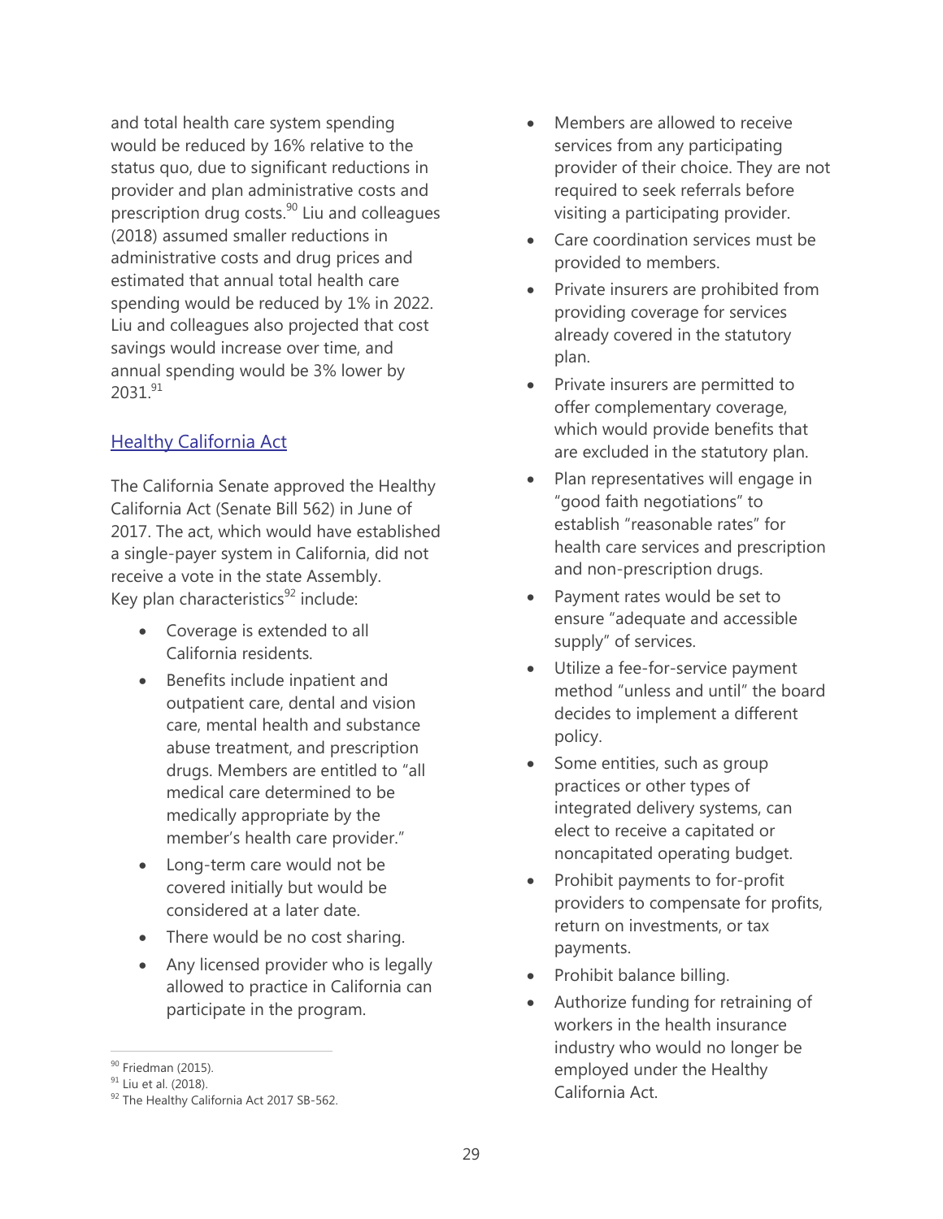and total health care system spending would be reduced by 16% relative to the status quo, due to significant reductions in provider and plan administrative costs and prescription drug costs.[90] Liu and colleagues (2018) assumed smaller reductions in administrative costs and drug prices and estimated that annual total health care spending would be reduced by 1% in 2022. Liu and colleagues also projected that cost savings would increase over time, and annual spending would be 3% lower by 2031.[91]

## Healthy California Act

The California Senate approved the Healthy California Act (Senate Bill 562) in June of 2017. The act, which would have established a single-payer system in California, did not receive a vote in the state Assembly. Key plan characteristics[92] include:

- Coverage is extended to all California residents.
- Benefits include inpatient and outpatient care, dental and vision care, mental health and substance abuse treatment, and prescription drugs. Members are entitled to "all medical care determined to be medically appropriate by the member's health care provider."
- Long-term care would not be covered initially but would be considered at a later date.
- There would be no cost sharing.
- Any licensed provider who is legally allowed to practice in California can participate in the program.
- Members are allowed to receive services from any participating provider of their choice. They are not required to seek referrals before visiting a participating provider.
- Care coordination services must be provided to members.
- Private insurers are prohibited from providing coverage for services already covered in the statutory plan.
- Private insurers are permitted to offer complementary coverage, which would provide benefits that are excluded in the statutory plan.
- Plan representatives will engage in "good faith negotiations" to establish "reasonable rates" for health care services and prescription and non-prescription drugs.
- Payment rates would be set to ensure "adequate and accessible supply" of services.
- Utilize a fee-for-service payment method "unless and until" the board decides to implement a different policy.
- Some entities, such as group practices or other types of integrated delivery systems, can elect to receive a capitated or noncapitated operating budget.
- Prohibit payments to for-profit providers to compensate for profits, return on investments, or tax payments.
- Prohibit balance billing.
- Authorize funding for retraining of workers in the health insurance industry who would no longer be employed under the Healthy California Act.

---

[90] Friedman (2015).
[91] Liu et al. (2018).
[92] The Healthy California Act 2017 SB-562.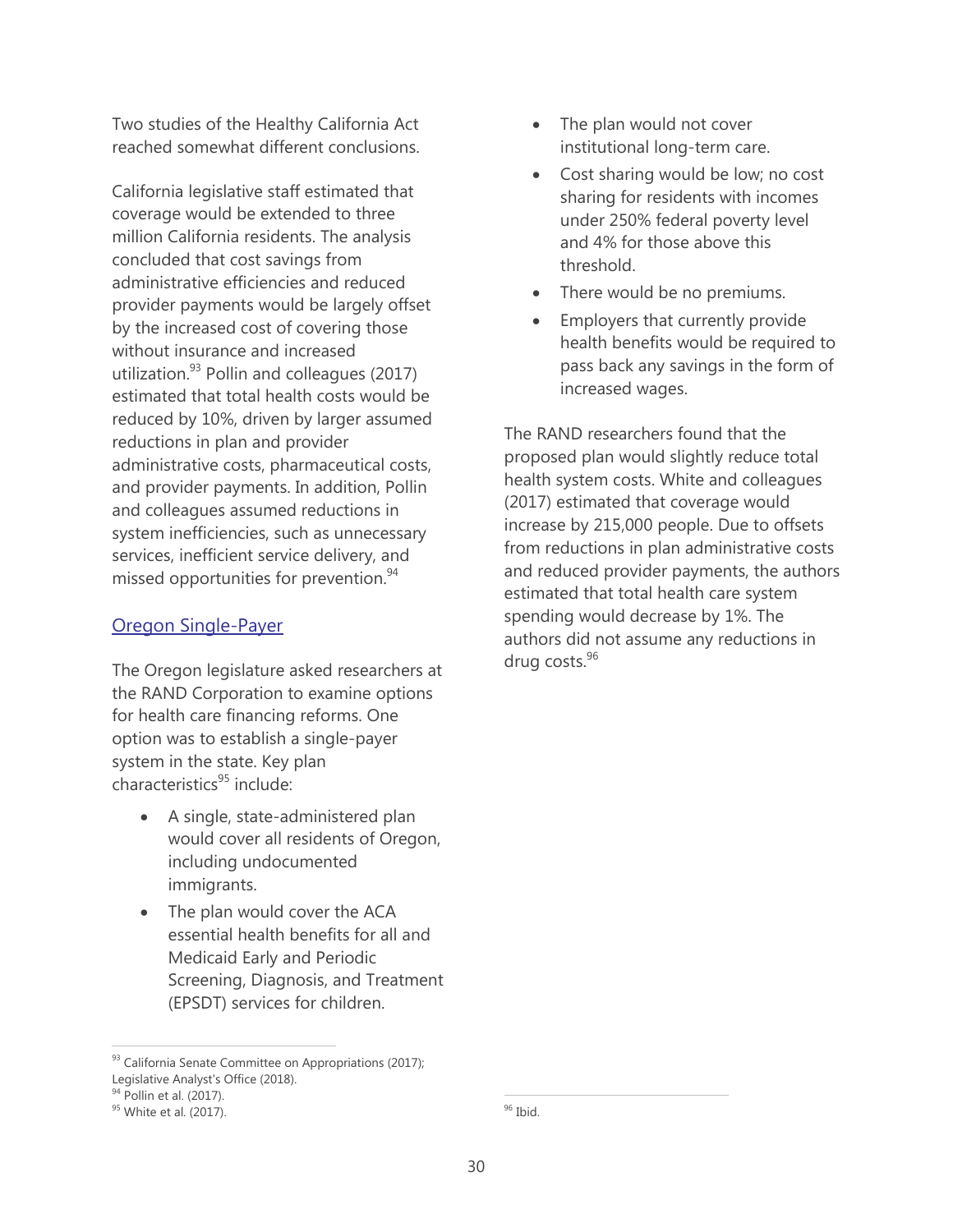Two studies of the Healthy California Act reached somewhat different conclusions.

California legislative staff estimated that coverage would be extended to three million California residents. The analysis concluded that cost savings from administrative efficiencies and reduced provider payments would be largely offset by the increased cost of covering those without insurance and increased utilization.[93] Pollin and colleagues (2017) estimated that total health costs would be reduced by 10%, driven by larger assumed reductions in plan and provider administrative costs, pharmaceutical costs, and provider payments. In addition, Pollin and colleagues assumed reductions in system inefficiencies, such as unnecessary services, inefficient service delivery, and missed opportunities for prevention.[94]

## Oregon Single-Payer

The Oregon legislature asked researchers at the RAND Corporation to examine options for health care financing reforms. One option was to establish a single-payer system in the state. Key plan characteristics[95] include:

- A single, state-administered plan would cover all residents of Oregon, including undocumented immigrants.
- The plan would cover the ACA essential health benefits for all and Medicaid Early and Periodic Screening, Diagnosis, and Treatment (EPSDT) services for children.
- The plan would not cover institutional long-term care.
- Cost sharing would be low; no cost sharing for residents with incomes under 250% federal poverty level and 4% for those above this threshold.
- There would be no premiums.
- Employers that currently provide health benefits would be required to pass back any savings in the form of increased wages.

The RAND researchers found that the proposed plan would slightly reduce total health system costs. White and colleagues (2017) estimated that coverage would increase by 215,000 people. Due to offsets from reductions in plan administrative costs and reduced provider payments, the authors estimated that total health care system spending would decrease by 1%. The authors did not assume any reductions in drug costs.[96]

---

[93] California Senate Committee on Appropriations (2017); Legislative Analyst's Office (2018).

[94] Pollin et al. (2017).

[95] White et al. (2017).

[96] Ibid.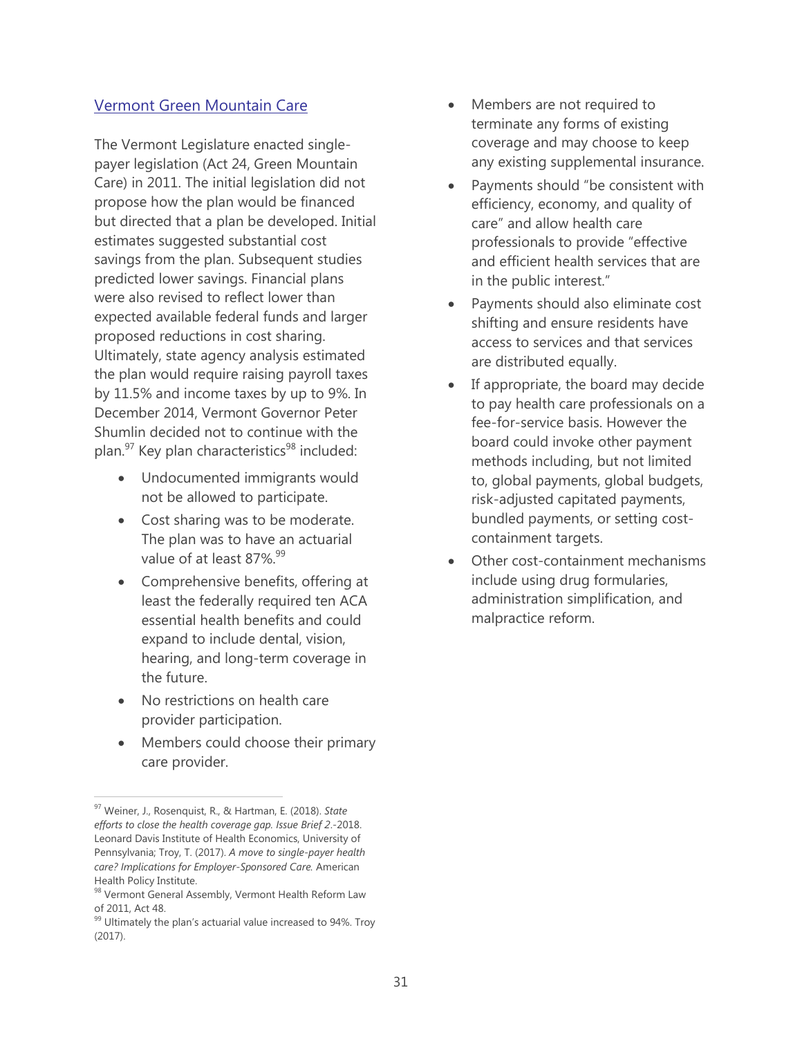### Vermont Green Mountain Care

The Vermont Legislature enacted single-payer legislation (Act 24, Green Mountain Care) in 2011. The initial legislation did not propose how the plan would be financed but directed that a plan be developed. Initial estimates suggested substantial cost savings from the plan. Subsequent studies predicted lower savings. Financial plans were also revised to reflect lower than expected available federal funds and larger proposed reductions in cost sharing. Ultimately, state agency analysis estimated the plan would require raising payroll taxes by 11.5% and income taxes by up to 9%. In December 2014, Vermont Governor Peter Shumlin decided not to continue with the plan.[97] Key plan characteristics[98] included:

- Undocumented immigrants would not be allowed to participate.
- Cost sharing was to be moderate. The plan was to have an actuarial value of at least 87%.[99]
- Comprehensive benefits, offering at least the federally required ten ACA essential health benefits and could expand to include dental, vision, hearing, and long-term coverage in the future.
- No restrictions on health care provider participation.
- Members could choose their primary care provider.
- Members are not required to terminate any forms of existing coverage and may choose to keep any existing supplemental insurance.
- Payments should "be consistent with efficiency, economy, and quality of care" and allow health care professionals to provide "effective and efficient health services that are in the public interest."
- Payments should also eliminate cost shifting and ensure residents have access to services and that services are distributed equally.
- If appropriate, the board may decide to pay health care professionals on a fee-for-service basis. However the board could invoke other payment methods including, but not limited to, global payments, global budgets, risk-adjusted capitated payments, bundled payments, or setting cost-containment targets.
- Other cost-containment mechanisms include using drug formularies, administration simplification, and malpractice reform.

---

[97] Weiner, J., Rosenquist, R., & Hartman, E. (2018). *State efforts to close the health coverage gap. Issue Brief 2*.-2018. Leonard Davis Institute of Health Economics, University of Pennsylvania; Troy, T. (2017). *A move to single-payer health care? Implications for Employer-Sponsored Care.* American Health Policy Institute.

[98] Vermont General Assembly, Vermont Health Reform Law of 2011, Act 48.

[99] Ultimately the plan's actuarial value increased to 94%. Troy (2017).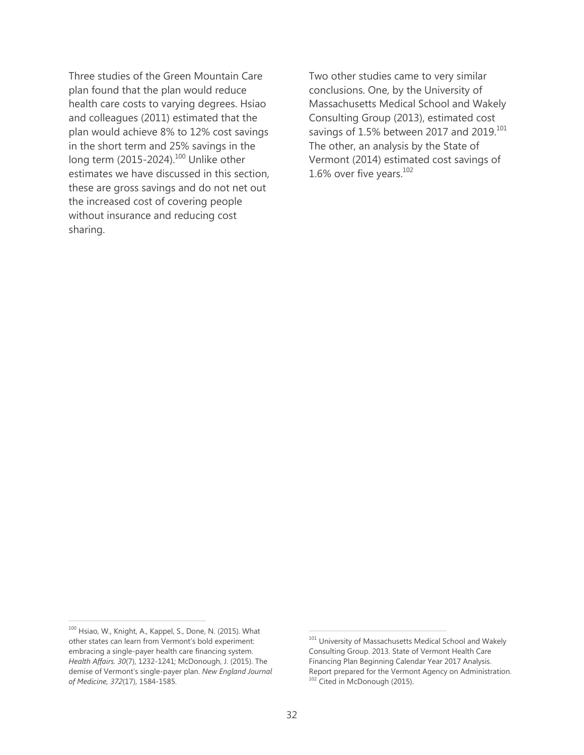Three studies of the Green Mountain Care plan found that the plan would reduce health care costs to varying degrees. Hsiao and colleagues (2011) estimated that the plan would achieve 8% to 12% cost savings in the short term and 25% savings in the long term (2015-2024).[100] Unlike other estimates we have discussed in this section, these are gross savings and do not net out the increased cost of covering people without insurance and reducing cost sharing.

Two other studies came to very similar conclusions. One, by the University of Massachusetts Medical School and Wakely Consulting Group (2013), estimated cost savings of 1.5% between 2017 and 2019.[101] The other, an analysis by the State of Vermont (2014) estimated cost savings of 1.6% over five years.[102]

---

[100] Hsiao, W., Knight, A., Kappel, S., Done, N. (2015). What other states can learn from Vermont's bold experiment: embracing a single-payer health care financing system. *Health Affairs. 30*(7), 1232-1241; McDonough, J. (2015). The demise of Vermont's single-payer plan. *New England Journal of Medicine, 372*(17), 1584-1585.

[101] University of Massachusetts Medical School and Wakely Consulting Group. 2013. State of Vermont Health Care Financing Plan Beginning Calendar Year 2017 Analysis. Report prepared for the Vermont Agency on Administration.

[102] Cited in McDonough (2015).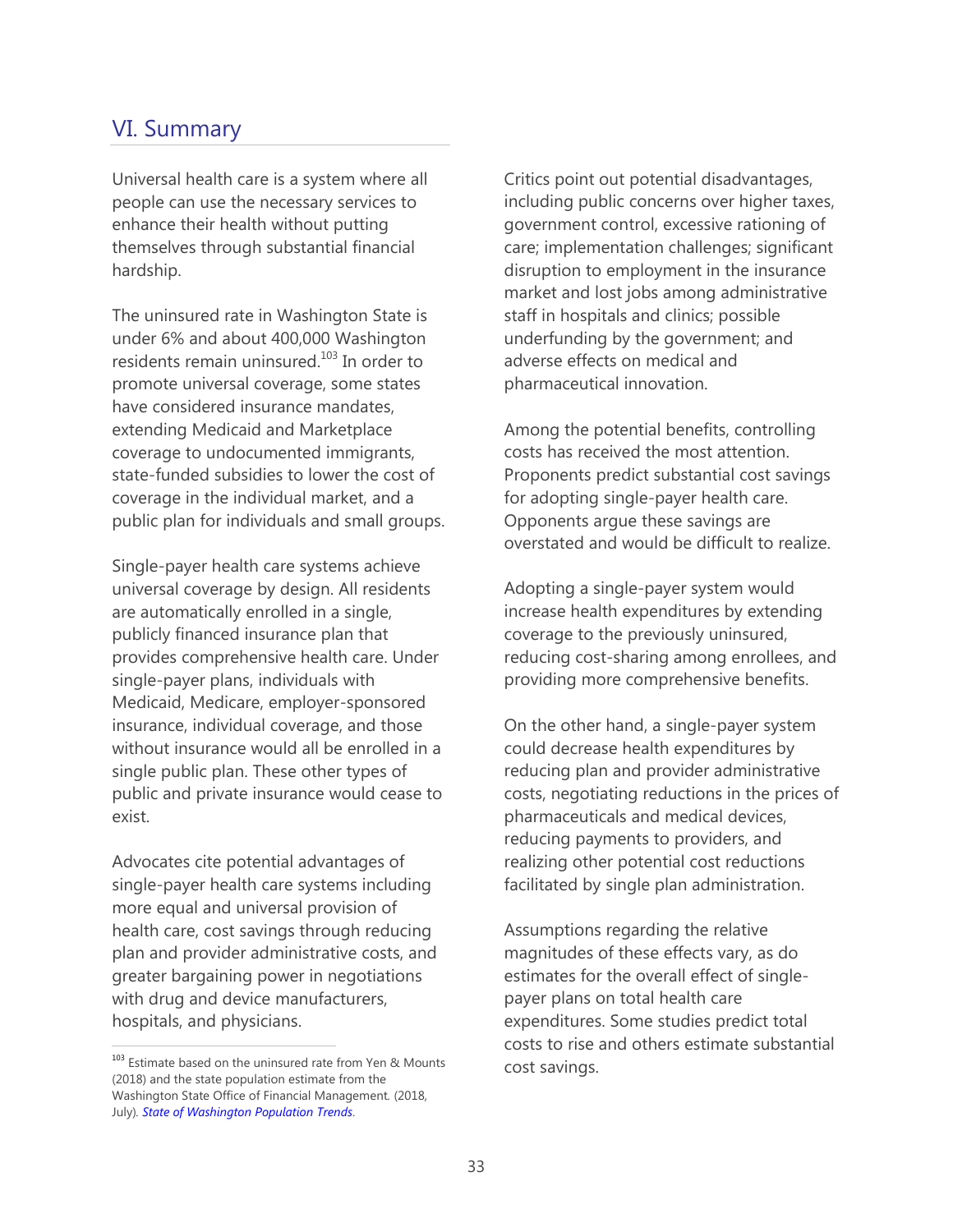## VI. Summary

Universal health care is a system where all people can use the necessary services to enhance their health without putting themselves through substantial financial hardship.

The uninsured rate in Washington State is under 6% and about 400,000 Washington residents remain uninsured.[103] In order to promote universal coverage, some states have considered insurance mandates, extending Medicaid and Marketplace coverage to undocumented immigrants, state-funded subsidies to lower the cost of coverage in the individual market, and a public plan for individuals and small groups.

Single-payer health care systems achieve universal coverage by design. All residents are automatically enrolled in a single, publicly financed insurance plan that provides comprehensive health care. Under single-payer plans, individuals with Medicaid, Medicare, employer-sponsored insurance, individual coverage, and those without insurance would all be enrolled in a single public plan. These other types of public and private insurance would cease to exist.

Advocates cite potential advantages of single-payer health care systems including more equal and universal provision of health care, cost savings through reducing plan and provider administrative costs, and greater bargaining power in negotiations with drug and device manufacturers, hospitals, and physicians.

Critics point out potential disadvantages, including public concerns over higher taxes, government control, excessive rationing of care; implementation challenges; significant disruption to employment in the insurance market and lost jobs among administrative staff in hospitals and clinics; possible underfunding by the government; and adverse effects on medical and pharmaceutical innovation.

Among the potential benefits, controlling costs has received the most attention. Proponents predict substantial cost savings for adopting single-payer health care. Opponents argue these savings are overstated and would be difficult to realize.

Adopting a single-payer system would increase health expenditures by extending coverage to the previously uninsured, reducing cost-sharing among enrollees, and providing more comprehensive benefits.

On the other hand, a single-payer system could decrease health expenditures by reducing plan and provider administrative costs, negotiating reductions in the prices of pharmaceuticals and medical devices, reducing payments to providers, and realizing other potential cost reductions facilitated by single plan administration.

Assumptions regarding the relative magnitudes of these effects vary, as do estimates for the overall effect of single-payer plans on total health care expenditures. Some studies predict total costs to rise and others estimate substantial cost savings.

---

[103] Estimate based on the uninsured rate from Yen & Mounts (2018) and the state population estimate from the Washington State Office of Financial Management. (2018, July). *State of Washington Population Trends*.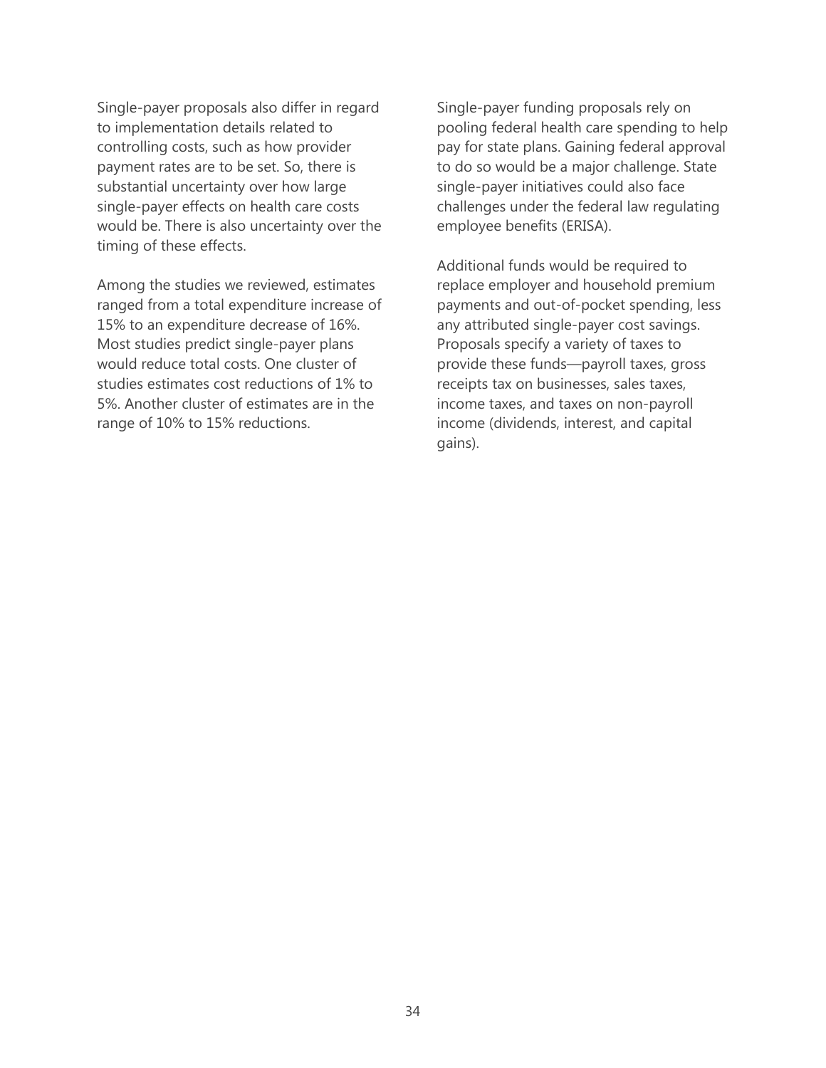Single-payer proposals also differ in regard to implementation details related to controlling costs, such as how provider payment rates are to be set. So, there is substantial uncertainty over how large single-payer effects on health care costs would be. There is also uncertainty over the timing of these effects.

Among the studies we reviewed, estimates ranged from a total expenditure increase of 15% to an expenditure decrease of 16%. Most studies predict single-payer plans would reduce total costs. One cluster of studies estimates cost reductions of 1% to 5%. Another cluster of estimates are in the range of 10% to 15% reductions.

Single-payer funding proposals rely on pooling federal health care spending to help pay for state plans. Gaining federal approval to do so would be a major challenge. State single-payer initiatives could also face challenges under the federal law regulating employee benefits (ERISA).

Additional funds would be required to replace employer and household premium payments and out-of-pocket spending, less any attributed single-payer cost savings. Proposals specify a variety of taxes to provide these funds—payroll taxes, gross receipts tax on businesses, sales taxes, income taxes, and taxes on non-payroll income (dividends, interest, and capital gains).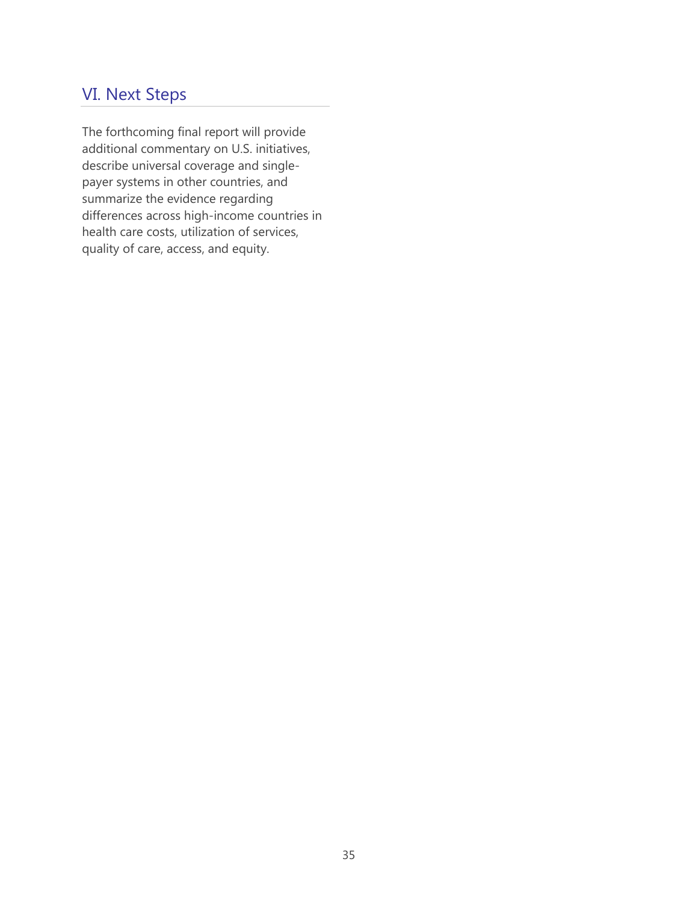## VI. Next Steps

The forthcoming final report will provide additional commentary on U.S. initiatives, describe universal coverage and single-payer systems in other countries, and summarize the evidence regarding differences across high-income countries in health care costs, utilization of services, quality of care, access, and equity.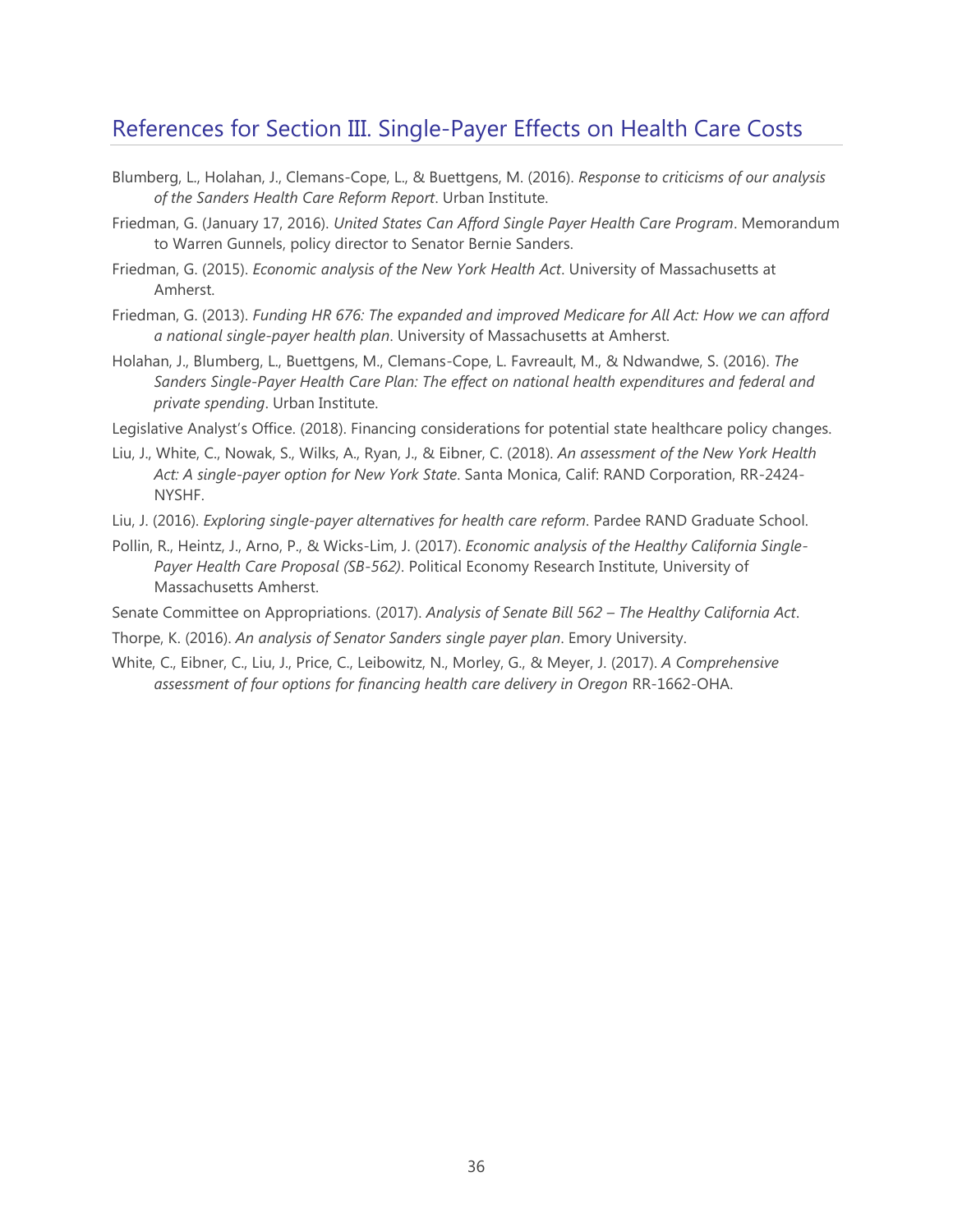## References for Section III. Single-Payer Effects on Health Care Costs

Blumberg, L., Holahan, J., Clemans-Cope, L., & Buettgens, M. (2016). *Response to criticisms of our analysis of the Sanders Health Care Reform Report*. Urban Institute.

Friedman, G. (January 17, 2016). *United States Can Afford Single Payer Health Care Program*. Memorandum to Warren Gunnels, policy director to Senator Bernie Sanders.

Friedman, G. (2015). *Economic analysis of the New York Health Act*. University of Massachusetts at Amherst.

Friedman, G. (2013). *Funding HR 676: The expanded and improved Medicare for All Act: How we can afford a national single-payer health plan*. University of Massachusetts at Amherst.

Holahan, J., Blumberg, L., Buettgens, M., Clemans-Cope, L. Favreault, M., & Ndwandwe, S. (2016). *The Sanders Single-Payer Health Care Plan: The effect on national health expenditures and federal and private spending*. Urban Institute.

Legislative Analyst's Office. (2018). Financing considerations for potential state healthcare policy changes.

Liu, J., White, C., Nowak, S., Wilks, A., Ryan, J., & Eibner, C. (2018). *An assessment of the New York Health Act: A single-payer option for New York State*. Santa Monica, Calif: RAND Corporation, RR-2424-NYSHF.

Liu, J. (2016). *Exploring single-payer alternatives for health care reform*. Pardee RAND Graduate School.

Pollin, R., Heintz, J., Arno, P., & Wicks-Lim, J. (2017). *Economic analysis of the Healthy California Single-Payer Health Care Proposal (SB-562)*. Political Economy Research Institute, University of Massachusetts Amherst.

Senate Committee on Appropriations. (2017). *Analysis of Senate Bill 562 – The Healthy California Act*.

Thorpe, K. (2016). *An analysis of Senator Sanders single payer plan*. Emory University.

White, C., Eibner, C., Liu, J., Price, C., Leibowitz, N., Morley, G., & Meyer, J. (2017). *A Comprehensive assessment of four options for financing health care delivery in Oregon* RR-1662-OHA.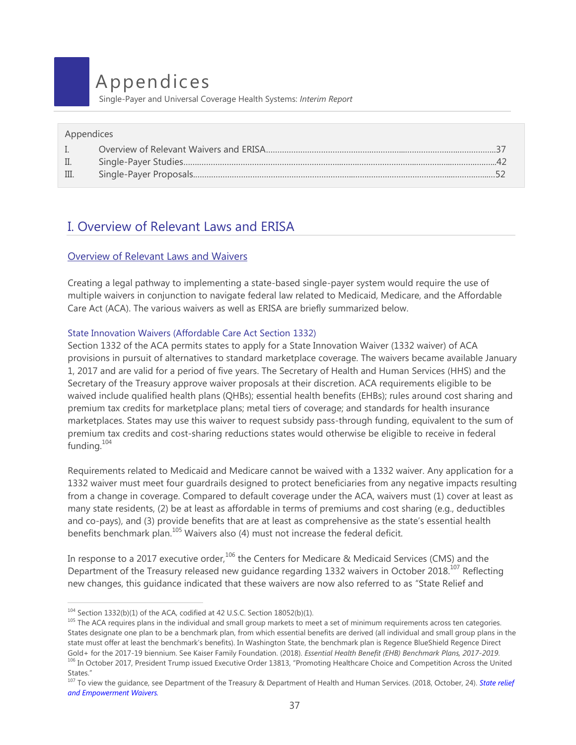# Appendices

Single-Payer and Universal Coverage Health Systems: *Interim Report*

| Appendices | | |
|---|---|---|
| I. | Overview of Relevant Waivers and ERISA | 37 |
| II. | Single-Payer Studies | 42 |
| III. | Single-Payer Proposals | 52 |

## I. Overview of Relevant Laws and ERISA

### Overview of Relevant Laws and Waivers

Creating a legal pathway to implementing a state-based single-payer system would require the use of multiple waivers in conjunction to navigate federal law related to Medicaid, Medicare, and the Affordable Care Act (ACA). The various waivers as well as ERISA are briefly summarized below.

#### State Innovation Waivers (Affordable Care Act Section 1332)

Section 1332 of the ACA permits states to apply for a State Innovation Waiver (1332 waiver) of ACA provisions in pursuit of alternatives to standard marketplace coverage. The waivers became available January 1, 2017 and are valid for a period of five years. The Secretary of Health and Human Services (HHS) and the Secretary of the Treasury approve waiver proposals at their discretion. ACA requirements eligible to be waived include qualified health plans (QHBs); essential health benefits (EHBs); rules around cost sharing and premium tax credits for marketplace plans; metal tiers of coverage; and standards for health insurance marketplaces. States may use this waiver to request subsidy pass-through funding, equivalent to the sum of premium tax credits and cost-sharing reductions states would otherwise be eligible to receive in federal funding.[104]

Requirements related to Medicaid and Medicare cannot be waived with a 1332 waiver. Any application for a 1332 waiver must meet four guardrails designed to protect beneficiaries from any negative impacts resulting from a change in coverage. Compared to default coverage under the ACA, waivers must (1) cover at least as many state residents, (2) be at least as affordable in terms of premiums and cost sharing (e.g., deductibles and co-pays), and (3) provide benefits that are at least as comprehensive as the state's essential health benefits benchmark plan.[105] Waivers also (4) must not increase the federal deficit.

In response to a 2017 executive order,[106] the Centers for Medicare & Medicaid Services (CMS) and the Department of the Treasury released new guidance regarding 1332 waivers in October 2018.[107] Reflecting new changes, this guidance indicated that these waivers are now also referred to as "State Relief and

---

[104] Section 1332(b)(1) of the ACA, codified at 42 U.S.C. Section 18052(b)(1).

[105] The ACA requires plans in the individual and small group markets to meet a set of minimum requirements across ten categories. States designate one plan to be a benchmark plan, from which essential benefits are derived (all individual and small group plans in the state must offer at least the benchmark's benefits). In Washington State, the benchmark plan is Regence BlueShield Regence Direct Gold+ for the 2017-19 biennium. See Kaiser Family Foundation. (2018). *Essential Health Benefit (EHB) Benchmark Plans, 2017-2019*.

[106] In October 2017, President Trump issued Executive Order 13813, "Promoting Healthcare Choice and Competition Across the United States."

[107] To view the guidance, see Department of the Treasury & Department of Health and Human Services. (2018, October, 24). *State relief and Empowerment Waivers*.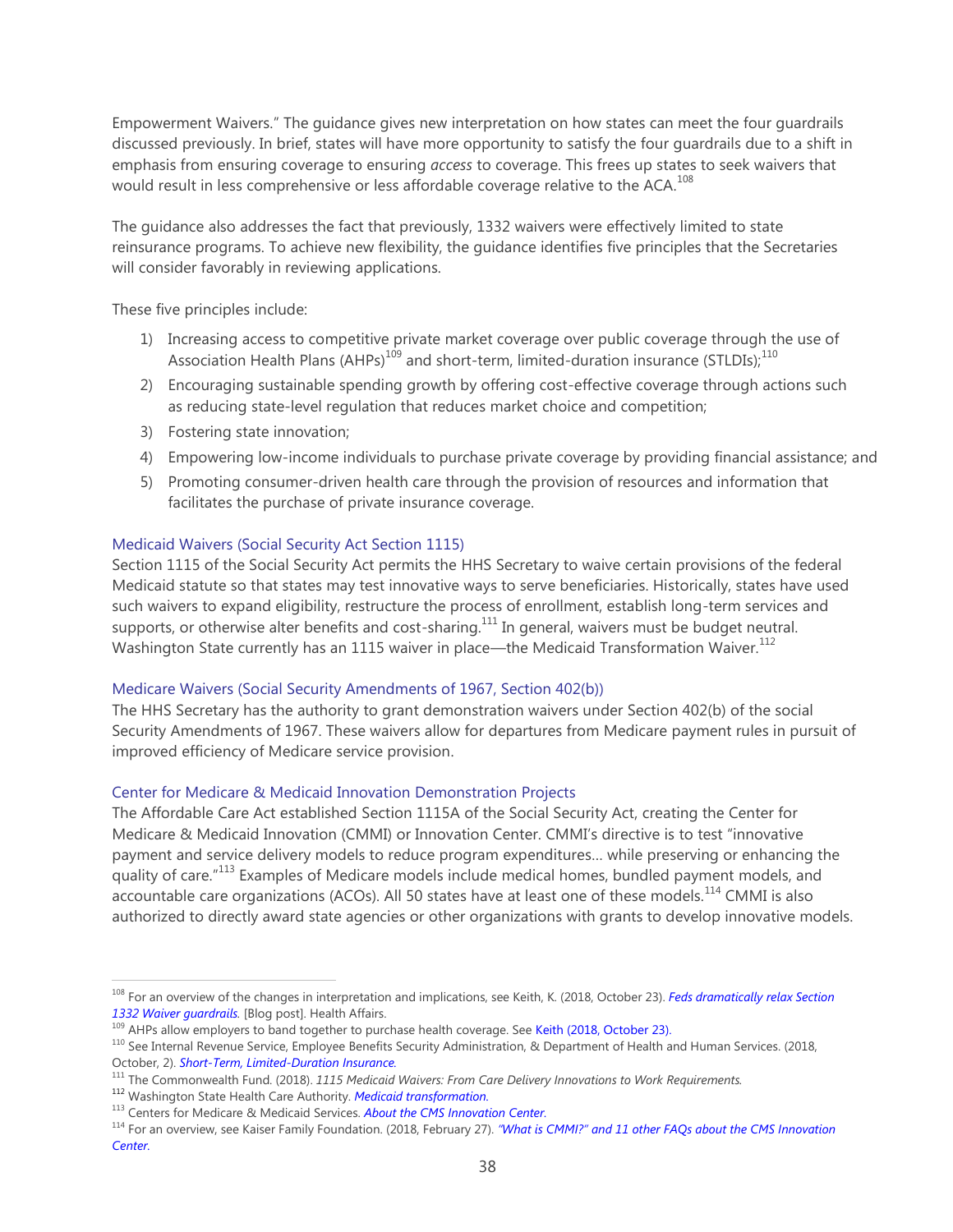Empowerment Waivers." The guidance gives new interpretation on how states can meet the four guardrails discussed previously. In brief, states will have more opportunity to satisfy the four guardrails due to a shift in emphasis from ensuring coverage to ensuring *access* to coverage. This frees up states to seek waivers that would result in less comprehensive or less affordable coverage relative to the ACA.[108]

The guidance also addresses the fact that previously, 1332 waivers were effectively limited to state reinsurance programs. To achieve new flexibility, the guidance identifies five principles that the Secretaries will consider favorably in reviewing applications.

These five principles include:

1) Increasing access to competitive private market coverage over public coverage through the use of Association Health Plans (AHPs)[109] and short-term, limited-duration insurance (STLDIs);[110]
2) Encouraging sustainable spending growth by offering cost-effective coverage through actions such as reducing state-level regulation that reduces market choice and competition;
3) Fostering state innovation;
4) Empowering low-income individuals to purchase private coverage by providing financial assistance; and
5) Promoting consumer-driven health care through the provision of resources and information that facilitates the purchase of private insurance coverage.

### Medicaid Waivers (Social Security Act Section 1115)

Section 1115 of the Social Security Act permits the HHS Secretary to waive certain provisions of the federal Medicaid statute so that states may test innovative ways to serve beneficiaries. Historically, states have used such waivers to expand eligibility, restructure the process of enrollment, establish long-term services and supports, or otherwise alter benefits and cost-sharing.[111] In general, waivers must be budget neutral. Washington State currently has an 1115 waiver in place—the Medicaid Transformation Waiver.[112]

### Medicare Waivers (Social Security Amendments of 1967, Section 402(b))

The HHS Secretary has the authority to grant demonstration waivers under Section 402(b) of the social Security Amendments of 1967. These waivers allow for departures from Medicare payment rules in pursuit of improved efficiency of Medicare service provision.

### Center for Medicare & Medicaid Innovation Demonstration Projects

The Affordable Care Act established Section 1115A of the Social Security Act, creating the Center for Medicare & Medicaid Innovation (CMMI) or Innovation Center. CMMI's directive is to test "innovative payment and service delivery models to reduce program expenditures… while preserving or enhancing the quality of care."[113] Examples of Medicare models include medical homes, bundled payment models, and accountable care organizations (ACOs). All 50 states have at least one of these models.[114] CMMI is also authorized to directly award state agencies or other organizations with grants to develop innovative models.

---

[108] For an overview of the changes in interpretation and implications, see Keith, K. (2018, October 23). *Feds dramatically relax Section 1332 Waiver guardrails.* [Blog post]. Health Affairs.

[109] AHPs allow employers to band together to purchase health coverage. See Keith (2018, October 23).

[110] See Internal Revenue Service, Employee Benefits Security Administration, & Department of Health and Human Services. (2018, October, 2). *Short-Term, Limited-Duration Insurance.*

[111] The Commonwealth Fund. (2018). *1115 Medicaid Waivers: From Care Delivery Innovations to Work Requirements.*

[112] Washington State Health Care Authority. *Medicaid transformation.*

[113] Centers for Medicare & Medicaid Services. *About the CMS Innovation Center.*

[114] For an overview, see Kaiser Family Foundation. (2018, February 27). *"What is CMMI?" and 11 other FAQs about the CMS Innovation Center.*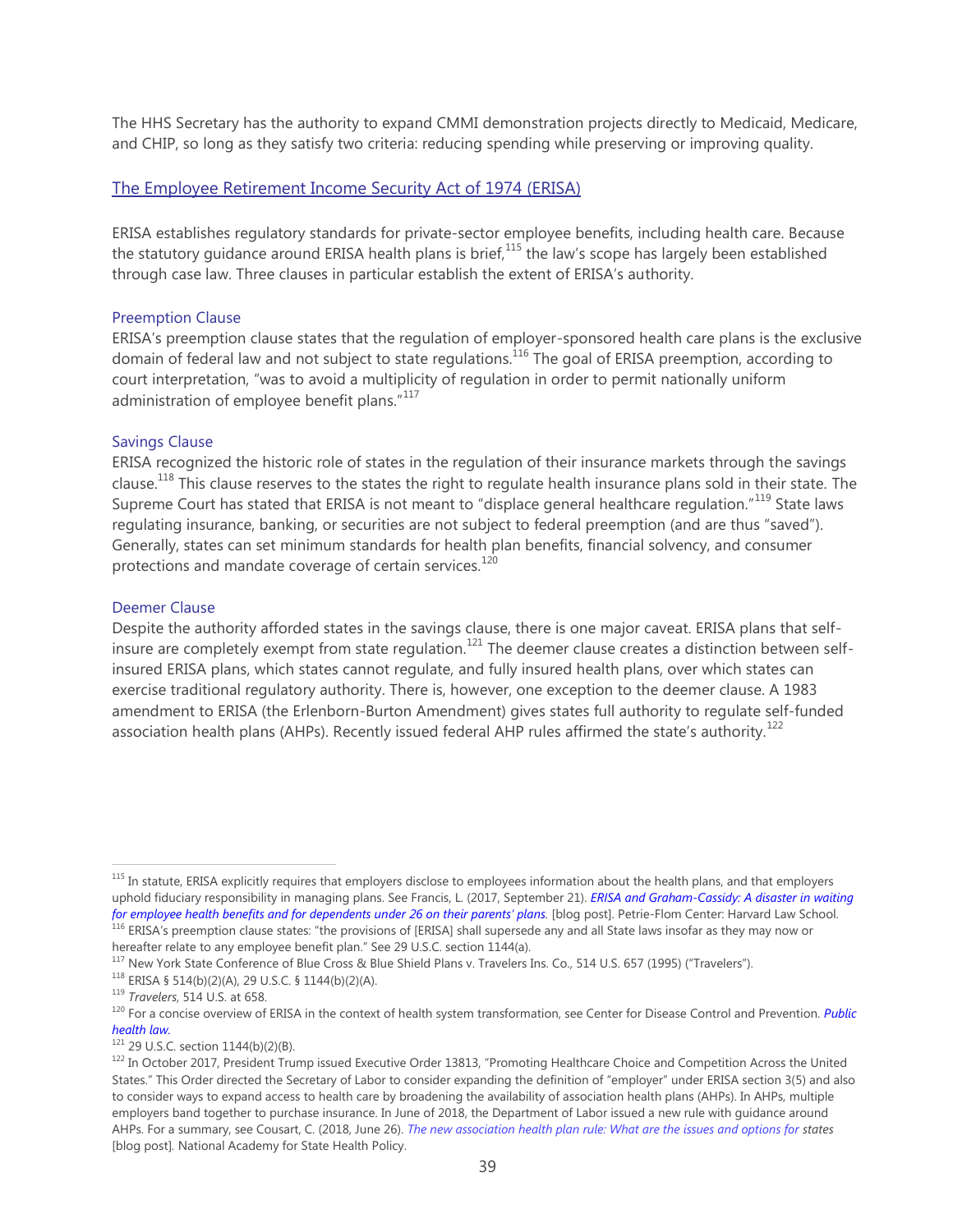The HHS Secretary has the authority to expand CMMI demonstration projects directly to Medicaid, Medicare, and CHIP, so long as they satisfy two criteria: reducing spending while preserving or improving quality.

## The Employee Retirement Income Security Act of 1974 (ERISA)

ERISA establishes regulatory standards for private-sector employee benefits, including health care. Because the statutory guidance around ERISA health plans is brief,[115] the law's scope has largely been established through case law. Three clauses in particular establish the extent of ERISA's authority.

### Preemption Clause

ERISA's preemption clause states that the regulation of employer-sponsored health care plans is the exclusive domain of federal law and not subject to state regulations.[116] The goal of ERISA preemption, according to court interpretation, "was to avoid a multiplicity of regulation in order to permit nationally uniform administration of employee benefit plans."[117]

### Savings Clause

ERISA recognized the historic role of states in the regulation of their insurance markets through the savings clause.[118] This clause reserves to the states the right to regulate health insurance plans sold in their state. The Supreme Court has stated that ERISA is not meant to "displace general healthcare regulation."[119] State laws regulating insurance, banking, or securities are not subject to federal preemption (and are thus "saved"). Generally, states can set minimum standards for health plan benefits, financial solvency, and consumer protections and mandate coverage of certain services.[120]

### Deemer Clause

Despite the authority afforded states in the savings clause, there is one major caveat. ERISA plans that self-insure are completely exempt from state regulation.[121] The deemer clause creates a distinction between self-insured ERISA plans, which states cannot regulate, and fully insured health plans, over which states can exercise traditional regulatory authority. There is, however, one exception to the deemer clause. A 1983 amendment to ERISA (the Erlenborn-Burton Amendment) gives states full authority to regulate self-funded association health plans (AHPs). Recently issued federal AHP rules affirmed the state's authority.[122]

---

[115] In statute, ERISA explicitly requires that employers disclose to employees information about the health plans, and that employers uphold fiduciary responsibility in managing plans. See Francis, L. (2017, September 21). *ERISA and Graham-Cassidy: A disaster in waiting for employee health benefits and for dependents under 26 on their parents' plans.* [blog post]. Petrie-Flom Center: Harvard Law School.

[116] ERISA's preemption clause states: "the provisions of [ERISA] shall supersede any and all State laws insofar as they may now or hereafter relate to any employee benefit plan." See 29 U.S.C. section 1144(a).

[117] New York State Conference of Blue Cross & Blue Shield Plans v. Travelers Ins. Co., 514 U.S. 657 (1995) ("Travelers").

[118] ERISA § 514(b)(2)(A), 29 U.S.C. § 1144(b)(2)(A).

[119] *Travelers*, 514 U.S. at 658.

[120] For a concise overview of ERISA in the context of health system transformation, see Center for Disease Control and Prevention. *Public health law.*

[121] 29 U.S.C. section 1144(b)(2)(B).

[122] In October 2017, President Trump issued Executive Order 13813, "Promoting Healthcare Choice and Competition Across the United States." This Order directed the Secretary of Labor to consider expanding the definition of "employer" under ERISA section 3(5) and also to consider ways to expand access to health care by broadening the availability of association health plans (AHPs). In AHPs, multiple employers band together to purchase insurance. In June of 2018, the Department of Labor issued a new rule with guidance around AHPs. For a summary, see Cousart, C. (2018, June 26). *The new association health plan rule: What are the issues and options for states* [blog post]. National Academy for State Health Policy.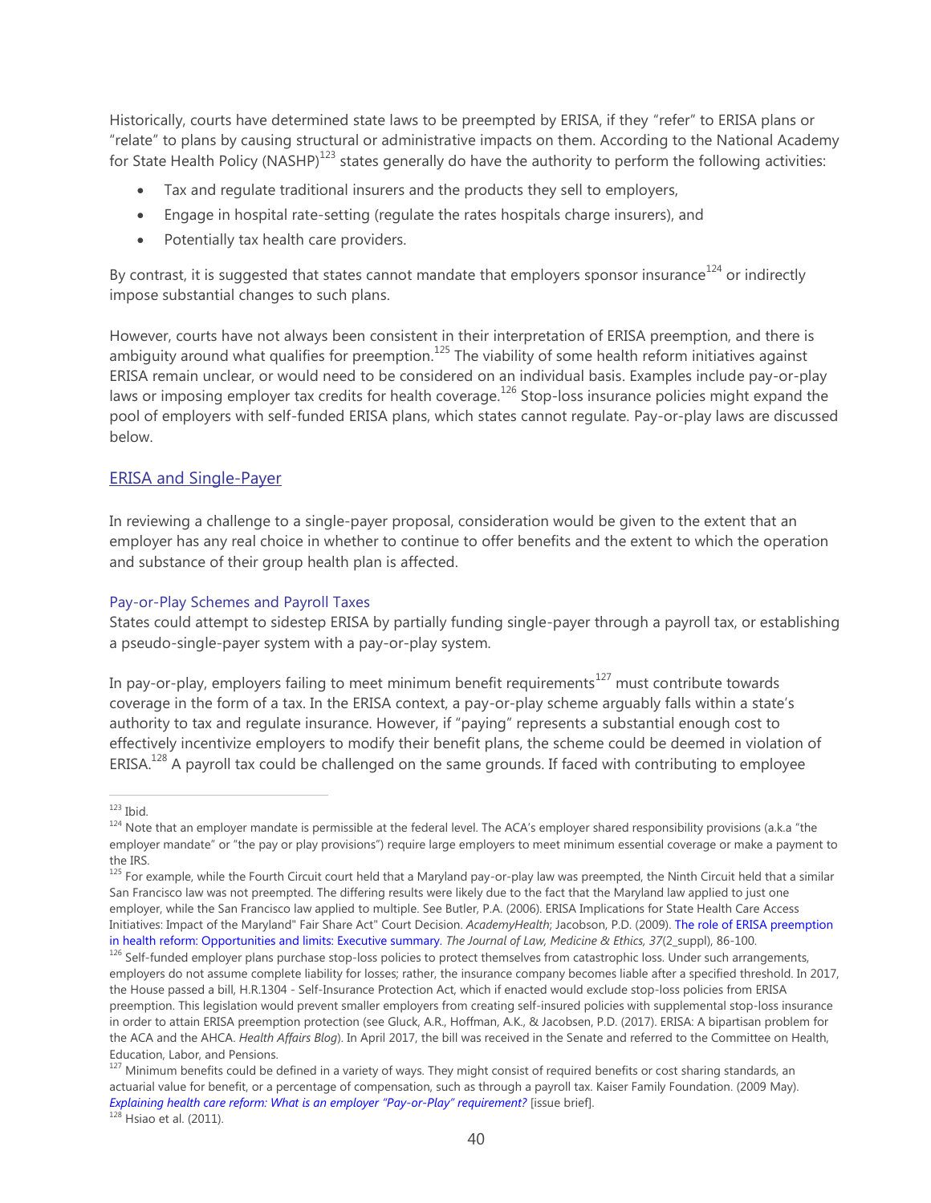Historically, courts have determined state laws to be preempted by ERISA, if they "refer" to ERISA plans or "relate" to plans by causing structural or administrative impacts on them. According to the National Academy for State Health Policy (NASHP)[123] states generally do have the authority to perform the following activities:

- Tax and regulate traditional insurers and the products they sell to employers,
- Engage in hospital rate-setting (regulate the rates hospitals charge insurers), and
- Potentially tax health care providers.

By contrast, it is suggested that states cannot mandate that employers sponsor insurance[124] or indirectly impose substantial changes to such plans.

However, courts have not always been consistent in their interpretation of ERISA preemption, and there is ambiguity around what qualifies for preemption.[125] The viability of some health reform initiatives against ERISA remain unclear, or would need to be considered on an individual basis. Examples include pay-or-play laws or imposing employer tax credits for health coverage.[126] Stop-loss insurance policies might expand the pool of employers with self-funded ERISA plans, which states cannot regulate. Pay-or-play laws are discussed below.

## ERISA and Single-Payer

In reviewing a challenge to a single-payer proposal, consideration would be given to the extent that an employer has any real choice in whether to continue to offer benefits and the extent to which the operation and substance of their group health plan is affected.

### Pay-or-Play Schemes and Payroll Taxes

States could attempt to sidestep ERISA by partially funding single-payer through a payroll tax, or establishing a pseudo-single-payer system with a pay-or-play system.

In pay-or-play, employers failing to meet minimum benefit requirements[127] must contribute towards coverage in the form of a tax. In the ERISA context, a pay-or-play scheme arguably falls within a state's authority to tax and regulate insurance. However, if "paying" represents a substantial enough cost to effectively incentivize employers to modify their benefit plans, the scheme could be deemed in violation of ERISA.[128] A payroll tax could be challenged on the same grounds. If faced with contributing to employee

---

[123] Ibid.

[124] Note that an employer mandate is permissible at the federal level. The ACA's employer shared responsibility provisions (a.k.a "the employer mandate" or "the pay or play provisions") require large employers to meet minimum essential coverage or make a payment to the IRS.

[125] For example, while the Fourth Circuit court held that a Maryland pay-or-play law was preempted, the Ninth Circuit held that a similar San Francisco law was not preempted. The differing results were likely due to the fact that the Maryland law applied to just one employer, while the San Francisco law applied to multiple. See Butler, P.A. (2006). ERISA Implications for State Health Care Access Initiatives: Impact of the Maryland" Fair Share Act" Court Decision. *AcademyHealth*; Jacobson, P.D. (2009). The role of ERISA preemption in health reform: Opportunities and limits: Executive summary. *The Journal of Law, Medicine & Ethics, 37*(2_suppl), 86-100.

[126] Self-funded employer plans purchase stop-loss policies to protect themselves from catastrophic loss. Under such arrangements, employers do not assume complete liability for losses; rather, the insurance company becomes liable after a specified threshold. In 2017, the House passed a bill, H.R.1304 - Self-Insurance Protection Act, which if enacted would exclude stop-loss policies from ERISA preemption. This legislation would prevent smaller employers from creating self-insured policies with supplemental stop-loss insurance in order to attain ERISA preemption protection (see Gluck, A.R., Hoffman, A.K., & Jacobsen, P.D. (2017). ERISA: A bipartisan problem for the ACA and the AHCA. *Health Affairs Blog*). In April 2017, the bill was received in the Senate and referred to the Committee on Health, Education, Labor, and Pensions.

[127] Minimum benefits could be defined in a variety of ways. They might consist of required benefits or cost sharing standards, an actuarial value for benefit, or a percentage of compensation, such as through a payroll tax. Kaiser Family Foundation. (2009 May). *Explaining health care reform: What is an employer "Pay-or-Play" requirement?* [issue brief].

[128] Hsiao et al. (2011).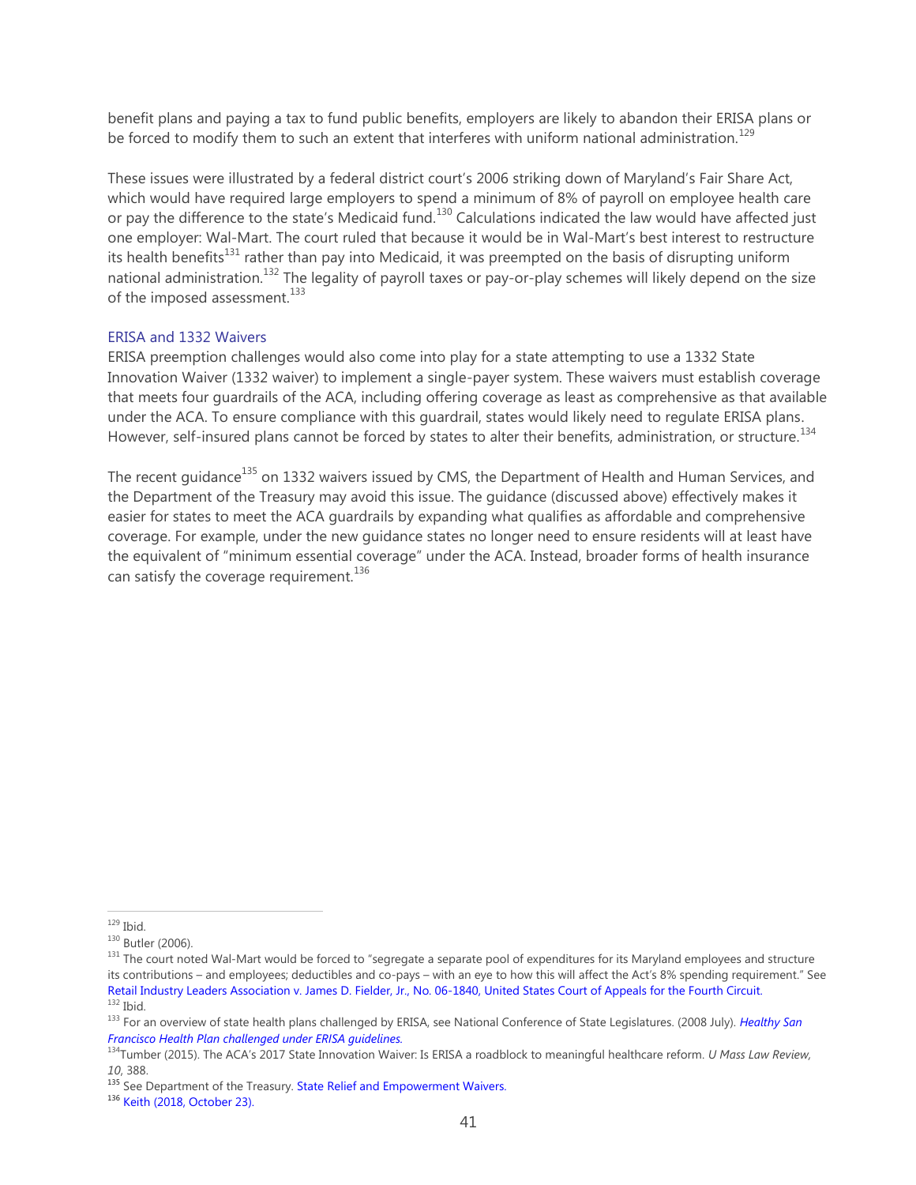benefit plans and paying a tax to fund public benefits, employers are likely to abandon their ERISA plans or be forced to modify them to such an extent that interferes with uniform national administration.[129]

These issues were illustrated by a federal district court's 2006 striking down of Maryland's Fair Share Act, which would have required large employers to spend a minimum of 8% of payroll on employee health care or pay the difference to the state's Medicaid fund.[130] Calculations indicated the law would have affected just one employer: Wal-Mart. The court ruled that because it would be in Wal-Mart's best interest to restructure its health benefits[131] rather than pay into Medicaid, it was preempted on the basis of disrupting uniform national administration.[132] The legality of payroll taxes or pay-or-play schemes will likely depend on the size of the imposed assessment.[133]

### ERISA and 1332 Waivers

ERISA preemption challenges would also come into play for a state attempting to use a 1332 State Innovation Waiver (1332 waiver) to implement a single-payer system. These waivers must establish coverage that meets four guardrails of the ACA, including offering coverage as least as comprehensive as that available under the ACA. To ensure compliance with this guardrail, states would likely need to regulate ERISA plans. However, self-insured plans cannot be forced by states to alter their benefits, administration, or structure.[134]

The recent guidance[135] on 1332 waivers issued by CMS, the Department of Health and Human Services, and the Department of the Treasury may avoid this issue. The guidance (discussed above) effectively makes it easier for states to meet the ACA guardrails by expanding what qualifies as affordable and comprehensive coverage. For example, under the new guidance states no longer need to ensure residents will at least have the equivalent of "minimum essential coverage" under the ACA. Instead, broader forms of health insurance can satisfy the coverage requirement.[136]

---

[129] Ibid.

[130] Butler (2006).

[131] The court noted Wal-Mart would be forced to "segregate a separate pool of expenditures for its Maryland employees and structure its contributions – and employees; deductibles and co-pays – with an eye to how this will affect the Act's 8% spending requirement." See Retail Industry Leaders Association v. James D. Fielder, Jr., No. 06-1840, United States Court of Appeals for the Fourth Circuit.

[132] Ibid.

[133] For an overview of state health plans challenged by ERISA, see National Conference of State Legislatures. (2008 July). *Healthy San Francisco Health Plan challenged under ERISA guidelines.*

[134] Tumber (2015). The ACA's 2017 State Innovation Waiver: Is ERISA a roadblock to meaningful healthcare reform. *U Mass Law Review, 10*, 388.

[135] See Department of the Treasury. State Relief and Empowerment Waivers.

[136] Keith (2018, October 23).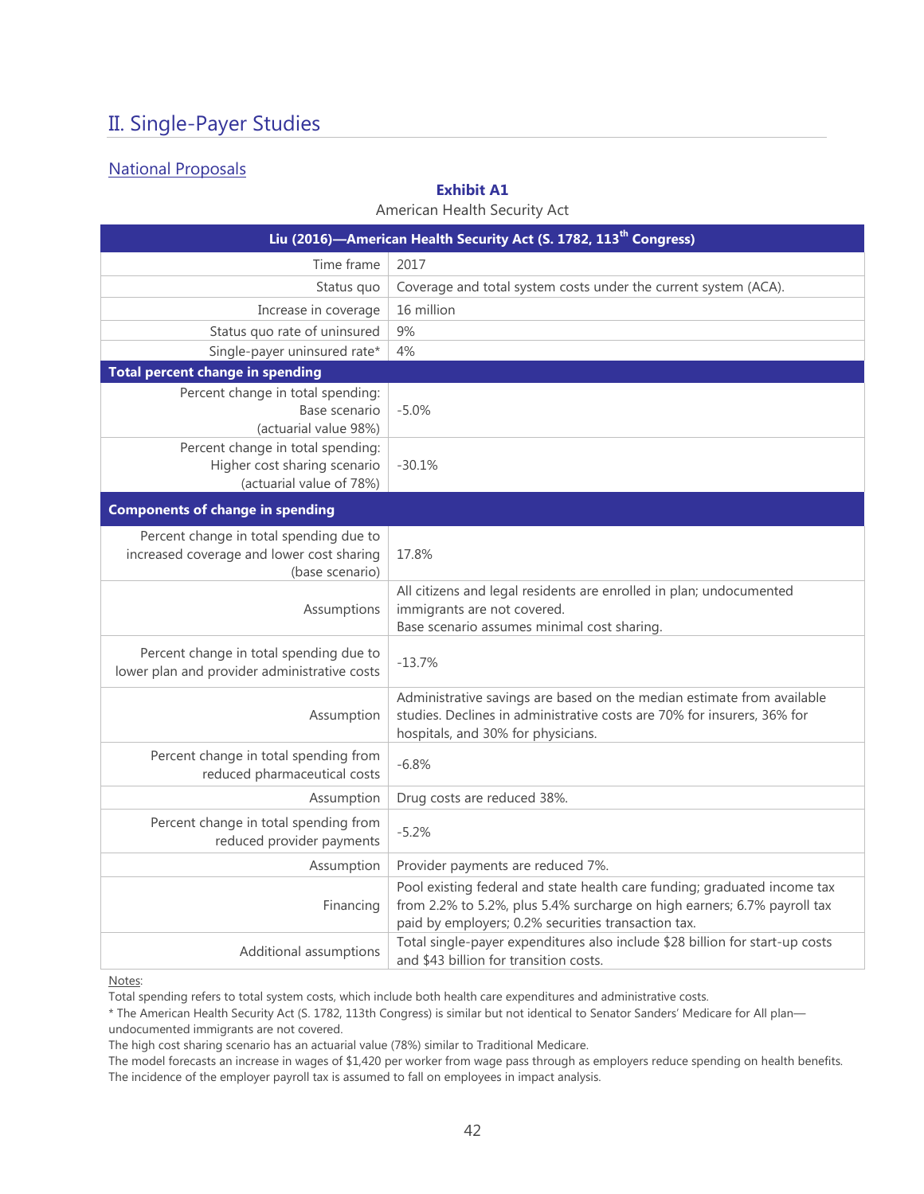## II. Single-Payer Studies

### National Proposals

**Exhibit A1**

American Health Security Act

| Liu (2016)—American Health Security Act (S. 1782, 113th Congress) | |
|---|---|
| Time frame | 2017 |
| Status quo | Coverage and total system costs under the current system (ACA). |
| Increase in coverage | 16 million |
| Status quo rate of uninsured | 9% |
| Single-payer uninsured rate* | 4% |
| **Total percent change in spending** | |
| Percent change in total spending: Base scenario (actuarial value 98%) | -5.0% |
| Percent change in total spending: Higher cost sharing scenario (actuarial value of 78%) | -30.1% |
| **Components of change in spending** | |
| Percent change in total spending due to increased coverage and lower cost sharing (base scenario) | 17.8% |
| Assumptions | All citizens and legal residents are enrolled in plan; undocumented immigrants are not covered. Base scenario assumes minimal cost sharing. |
| Percent change in total spending due to lower plan and provider administrative costs | -13.7% |
| Assumption | Administrative savings are based on the median estimate from available studies. Declines in administrative costs are 70% for insurers, 36% for hospitals, and 30% for physicians. |
| Percent change in total spending from reduced pharmaceutical costs | -6.8% |
| Assumption | Drug costs are reduced 38%. |
| Percent change in total spending from reduced provider payments | -5.2% |
| Assumption | Provider payments are reduced 7%. |
| Financing | Pool existing federal and state health care funding; graduated income tax from 2.2% to 5.2%, plus 5.4% surcharge on high earners; 6.7% payroll tax paid by employers; 0.2% securities transaction tax. |
| Additional assumptions | Total single-payer expenditures also include $28 billion for start-up costs and $43 billion for transition costs. |

Notes:

Total spending refers to total system costs, which include both health care expenditures and administrative costs.

* The American Health Security Act (S. 1782, 113th Congress) is similar but not identical to Senator Sanders' Medicare for All plan—undocumented immigrants are not covered.

The high cost sharing scenario has an actuarial value (78%) similar to Traditional Medicare.

The model forecasts an increase in wages of $1,420 per worker from wage pass through as employers reduce spending on health benefits. The incidence of the employer payroll tax is assumed to fall on employees in impact analysis.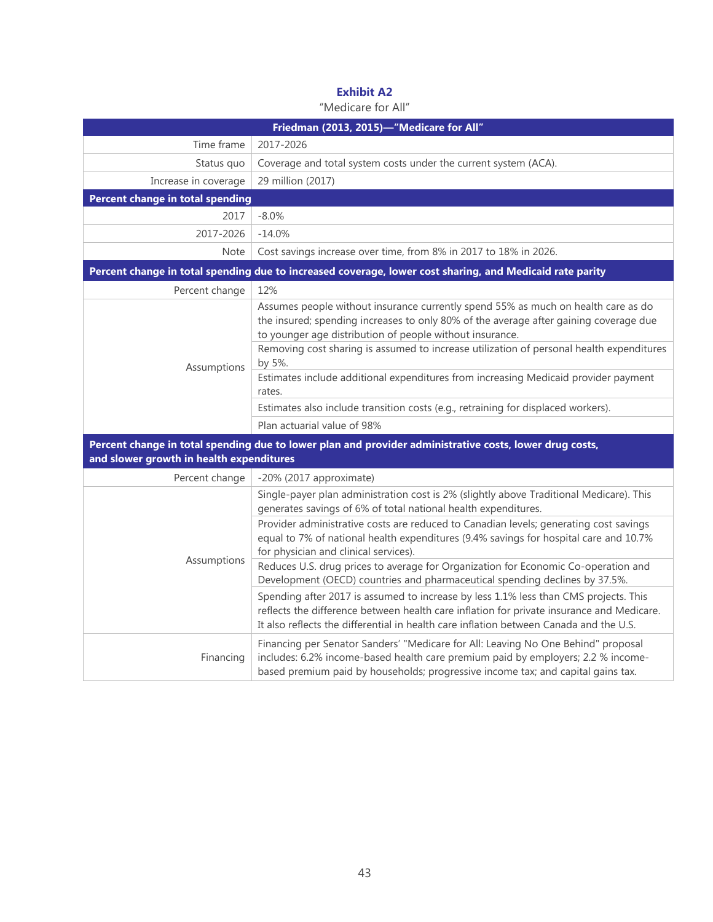**Exhibit A2**

"Medicare for All"

| Friedman (2013, 2015)—"Medicare for All" | |
|---|---|
| Time frame | 2017-2026 |
| Status quo | Coverage and total system costs under the current system (ACA). |
| Increase in coverage | 29 million (2017) |
| **Percent change in total spending** | |
| 2017 | -8.0% |
| 2017-2026 | -14.0% |
| Note | Cost savings increase over time, from 8% in 2017 to 18% in 2026. |
| **Percent change in total spending due to increased coverage, lower cost sharing, and Medicaid rate parity** | |
| Percent change | 12% |
| Assumptions | Assumes people without insurance currently spend 55% as much on health care as do the insured; spending increases to only 80% of the average after gaining coverage due to younger age distribution of people without insurance. |
| | Removing cost sharing is assumed to increase utilization of personal health expenditures by 5%. |
| | Estimates include additional expenditures from increasing Medicaid provider payment rates. |
| | Estimates also include transition costs (e.g., retraining for displaced workers). |
| | Plan actuarial value of 98% |
| **Percent change in total spending due to lower plan and provider administrative costs, lower drug costs, and slower growth in health expenditures** | |
| Percent change | -20% (2017 approximate) |
| Assumptions | Single-payer plan administration cost is 2% (slightly above Traditional Medicare). This generates savings of 6% of total national health expenditures. |
| | Provider administrative costs are reduced to Canadian levels; generating cost savings equal to 7% of national health expenditures (9.4% savings for hospital care and 10.7% for physician and clinical services). |
| | Reduces U.S. drug prices to average for Organization for Economic Co-operation and Development (OECD) countries and pharmaceutical spending declines by 37.5%. |
| | Spending after 2017 is assumed to increase by less 1.1% less than CMS projects. This reflects the difference between health care inflation for private insurance and Medicare. It also reflects the differential in health care inflation between Canada and the U.S. |
| Financing | Financing per Senator Sanders' "Medicare for All: Leaving No One Behind" proposal includes: 6.2% income-based health care premium paid by employers; 2.2 % income-based premium paid by households; progressive income tax; and capital gains tax. |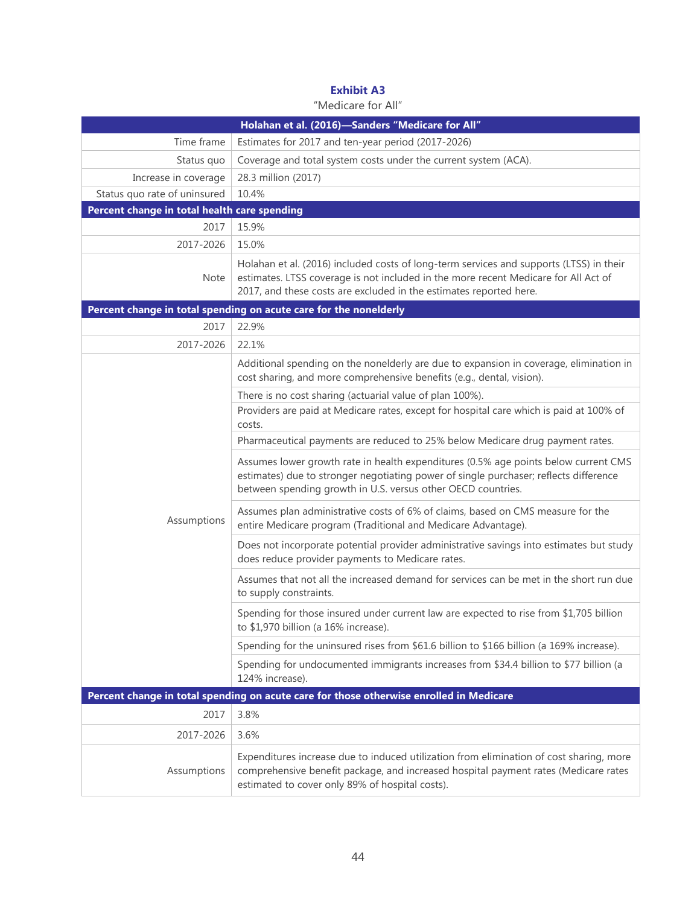**Exhibit A3**

"Medicare for All"

| Holahan et al. (2016)—Sanders "Medicare for All" | |
|---|---|
| Time frame | Estimates for 2017 and ten-year period (2017-2026) |
| Status quo | Coverage and total system costs under the current system (ACA). |
| Increase in coverage | 28.3 million (2017) |
| Status quo rate of uninsured | 10.4% |
| **Percent change in total health care spending** | |
| 2017 | 15.9% |
| 2017-2026 | 15.0% |
| Note | Holahan et al. (2016) included costs of long-term services and supports (LTSS) in their estimates. LTSS coverage is not included in the more recent Medicare for All Act of 2017, and these costs are excluded in the estimates reported here. |
| **Percent change in total spending on acute care for the nonelderly** | |
| 2017 | 22.9% |
| 2017-2026 | 22.1% |
| Assumptions | Additional spending on the nonelderly are due to expansion in coverage, elimination in cost sharing, and more comprehensive benefits (e.g., dental, vision). |
| | There is no cost sharing (actuarial value of plan 100%). |
| | Providers are paid at Medicare rates, except for hospital care which is paid at 100% of costs. |
| | Pharmaceutical payments are reduced to 25% below Medicare drug payment rates. |
| | Assumes lower growth rate in health expenditures (0.5% age points below current CMS estimates) due to stronger negotiating power of single purchaser; reflects difference between spending growth in U.S. versus other OECD countries. |
| | Assumes plan administrative costs of 6% of claims, based on CMS measure for the entire Medicare program (Traditional and Medicare Advantage). |
| | Does not incorporate potential provider administrative savings into estimates but study does reduce provider payments to Medicare rates. |
| | Assumes that not all the increased demand for services can be met in the short run due to supply constraints. |
| | Spending for those insured under current law are expected to rise from $1,705 billion to $1,970 billion (a 16% increase). |
| | Spending for the uninsured rises from $61.6 billion to $166 billion (a 169% increase). |
| | Spending for undocumented immigrants increases from $34.4 billion to $77 billion (a 124% increase). |
| **Percent change in total spending on acute care for those otherwise enrolled in Medicare** | |
| 2017 | 3.8% |
| 2017-2026 | 3.6% |
| Assumptions | Expenditures increase due to induced utilization from elimination of cost sharing, more comprehensive benefit package, and increased hospital payment rates (Medicare rates estimated to cover only 89% of hospital costs). |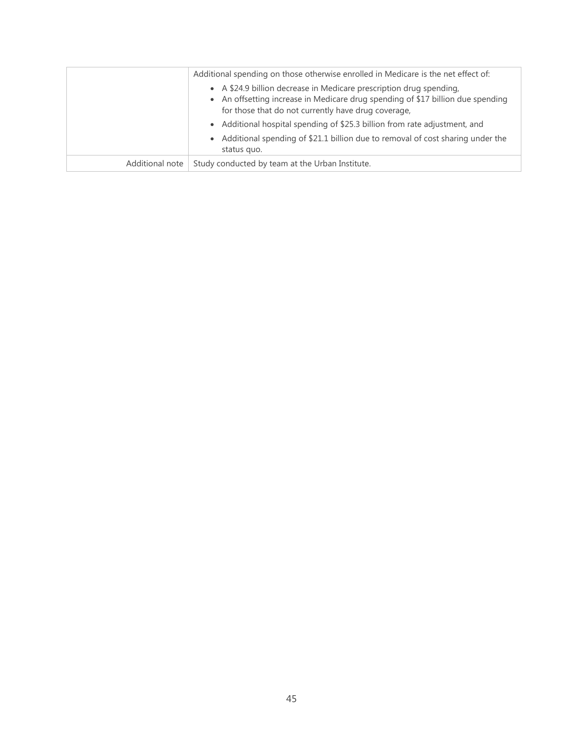| | |
|---|---|
| | Additional spending on those otherwise enrolled in Medicare is the net effect of: <br>• A \$24.9 billion decrease in Medicare prescription drug spending, <br>• An offsetting increase in Medicare drug spending of \$17 billion due spending for those that do not currently have drug coverage, <br>• Additional hospital spending of \$25.3 billion from rate adjustment, and <br>• Additional spending of \$21.1 billion due to removal of cost sharing under the status quo. |
| Additional note | Study conducted by team at the Urban Institute. |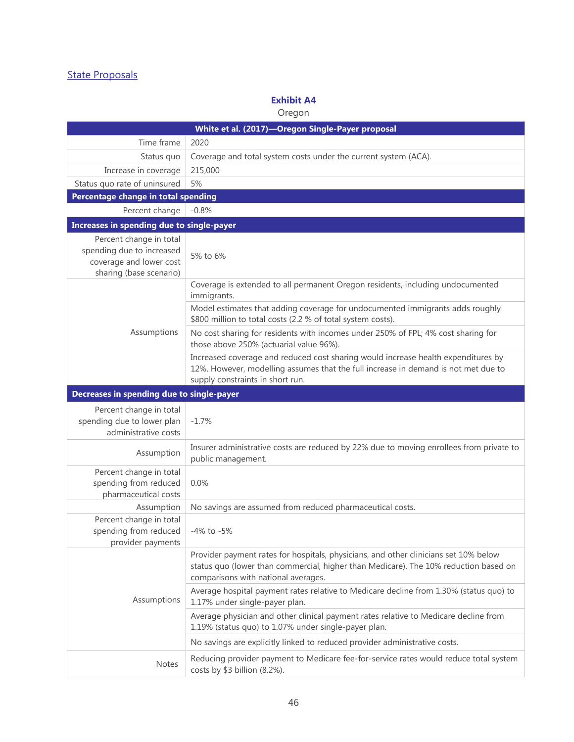[State Proposals]

**Exhibit A4**

Oregon

| White et al. (2017)—Oregon Single-Payer proposal | |
|---|---|
| Time frame | 2020 |
| Status quo | Coverage and total system costs under the current system (ACA). |
| Increase in coverage | 215,000 |
| Status quo rate of uninsured | 5% |
| **Percentage change in total spending** | |
| Percent change | -0.8% |
| **Increases in spending due to single-payer** | |
| Percent change in total spending due to increased coverage and lower cost sharing (base scenario) | 5% to 6% |
| Assumptions | Coverage is extended to all permanent Oregon residents, including undocumented immigrants. |
| | Model estimates that adding coverage for undocumented immigrants adds roughly $800 million to total costs (2.2 % of total system costs). |
| | No cost sharing for residents with incomes under 250% of FPL; 4% cost sharing for those above 250% (actuarial value 96%). |
| | Increased coverage and reduced cost sharing would increase health expenditures by 12%. However, modelling assumes that the full increase in demand is not met due to supply constraints in short run. |
| **Decreases in spending due to single-payer** | |
| Percent change in total spending due to lower plan administrative costs | -1.7% |
| Assumption | Insurer administrative costs are reduced by 22% due to moving enrollees from private to public management. |
| Percent change in total spending from reduced pharmaceutical costs | 0.0% |
| Assumption | No savings are assumed from reduced pharmaceutical costs. |
| Percent change in total spending from reduced provider payments | -4% to -5% |
| Assumptions | Provider payment rates for hospitals, physicians, and other clinicians set 10% below status quo (lower than commercial, higher than Medicare). The 10% reduction based on comparisons with national averages. |
| | Average hospital payment rates relative to Medicare decline from 1.30% (status quo) to 1.17% under single-payer plan. |
| | Average physician and other clinical payment rates relative to Medicare decline from 1.19% (status quo) to 1.07% under single-payer plan. |
| | No savings are explicitly linked to reduced provider administrative costs. |
| Notes | Reducing provider payment to Medicare fee-for-service rates would reduce total system costs by $3 billion (8.2%). |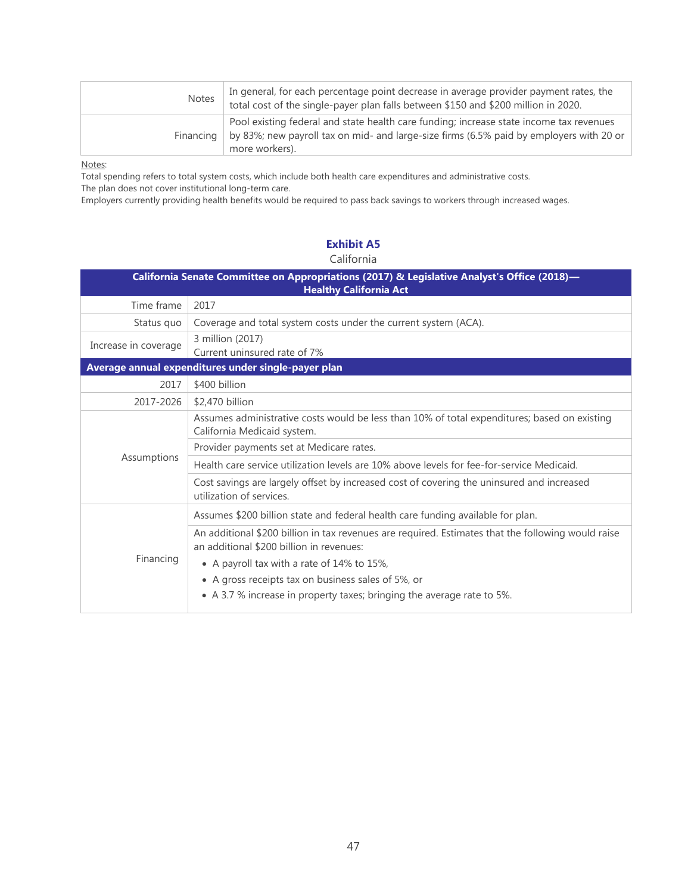| | |
|---|---|
| Notes | In general, for each percentage point decrease in average provider payment rates, the total cost of the single-payer plan falls between $150 and $200 million in 2020. |
| Financing | Pool existing federal and state health care funding; increase state income tax revenues by 83%; new payroll tax on mid- and large-size firms (6.5% paid by employers with 20 or more workers). |

Notes:
Total spending refers to total system costs, which include both health care expenditures and administrative costs.
The plan does not cover institutional long-term care.
Employers currently providing health benefits would be required to pass back savings to workers through increased wages.

**Exhibit A5**

California

| California Senate Committee on Appropriations (2017) & Legislative Analyst's Office (2018)—Healthy California Act | |
|---|---|
| Time frame | 2017 |
| Status quo | Coverage and total system costs under the current system (ACA). |
| Increase in coverage | 3 million (2017)<br>Current uninsured rate of 7% |
| **Average annual expenditures under single-payer plan** | |
| 2017 | $400 billion |
| 2017-2026 | $2,470 billion |
| Assumptions | Assumes administrative costs would be less than 10% of total expenditures; based on existing California Medicaid system. |
| | Provider payments set at Medicare rates. |
| | Health care service utilization levels are 10% above levels for fee-for-service Medicaid. |
| | Cost savings are largely offset by increased cost of covering the uninsured and increased utilization of services. |
| Financing | Assumes $200 billion state and federal health care funding available for plan. |
| | An additional $200 billion in tax revenues are required. Estimates that the following would raise an additional $200 billion in revenues:<br>• A payroll tax with a rate of 14% to 15%,<br>• A gross receipts tax on business sales of 5%, or<br>• A 3.7 % increase in property taxes; bringing the average rate to 5%. |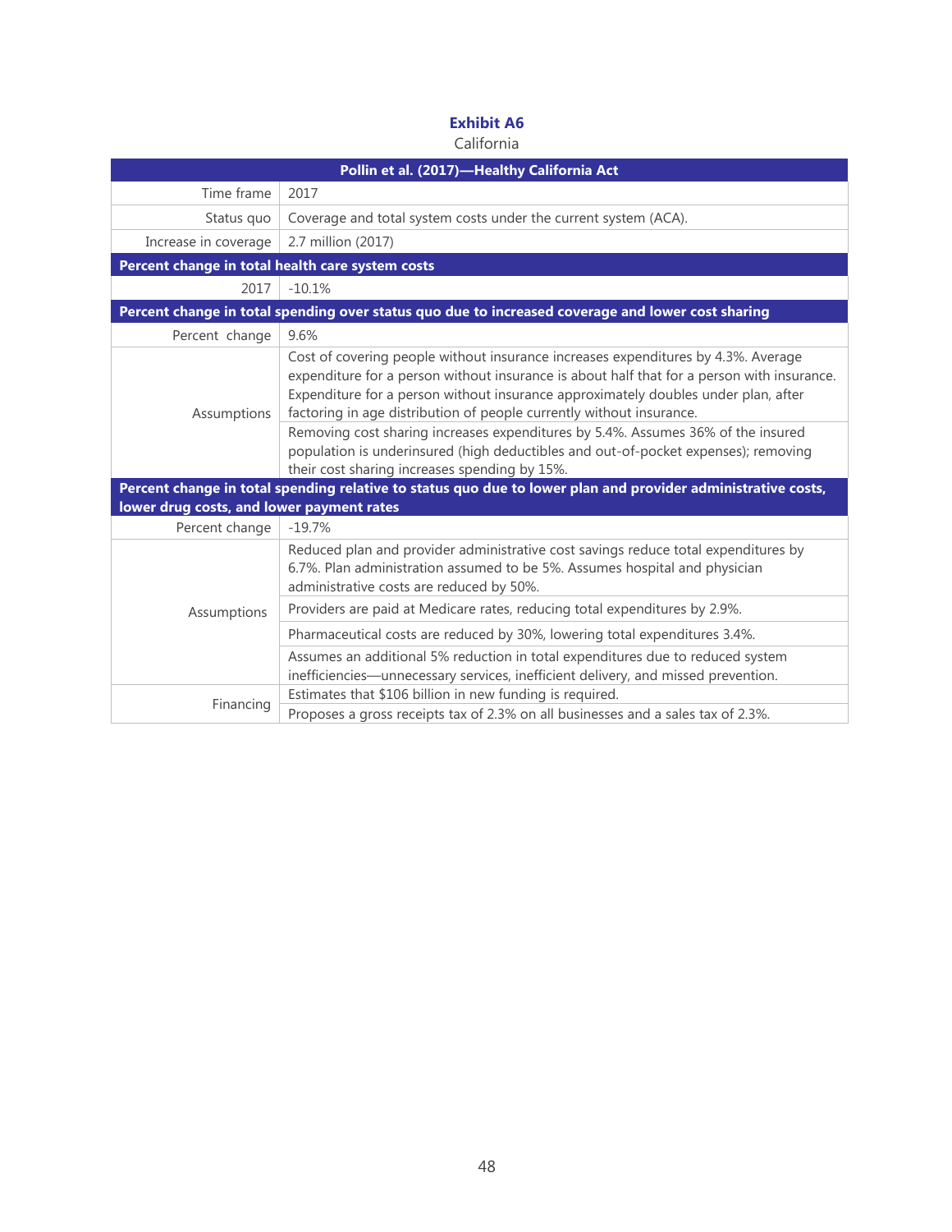**Exhibit A6**

California

| Pollin et al. (2017)—Healthy California Act | |
|---|---|
| Time frame | 2017 |
| Status quo | Coverage and total system costs under the current system (ACA). |
| Increase in coverage | 2.7 million (2017) |
| **Percent change in total health care system costs** | |
| 2017 | -10.1% |
| **Percent change in total spending over status quo due to increased coverage and lower cost sharing** | |
| Percent change | 9.6% |
| Assumptions | Cost of covering people without insurance increases expenditures by 4.3%. Average expenditure for a person without insurance is about half that for a person with insurance. Expenditure for a person without insurance approximately doubles under plan, after factoring in age distribution of people currently without insurance. |
| | Removing cost sharing increases expenditures by 5.4%. Assumes 36% of the insured population is underinsured (high deductibles and out-of-pocket expenses); removing their cost sharing increases spending by 15%. |
| **Percent change in total spending relative to status quo due to lower plan and provider administrative costs, lower drug costs, and lower payment rates** | |
| Percent change | -19.7% |
| Assumptions | Reduced plan and provider administrative cost savings reduce total expenditures by 6.7%. Plan administration assumed to be 5%. Assumes hospital and physician administrative costs are reduced by 50%. |
| | Providers are paid at Medicare rates, reducing total expenditures by 2.9%. |
| | Pharmaceutical costs are reduced by 30%, lowering total expenditures 3.4%. |
| | Assumes an additional 5% reduction in total expenditures due to reduced system inefficiencies—unnecessary services, inefficient delivery, and missed prevention. |
| Financing | Estimates that $106 billion in new funding is required. |
| | Proposes a gross receipts tax of 2.3% on all businesses and a sales tax of 2.3%. |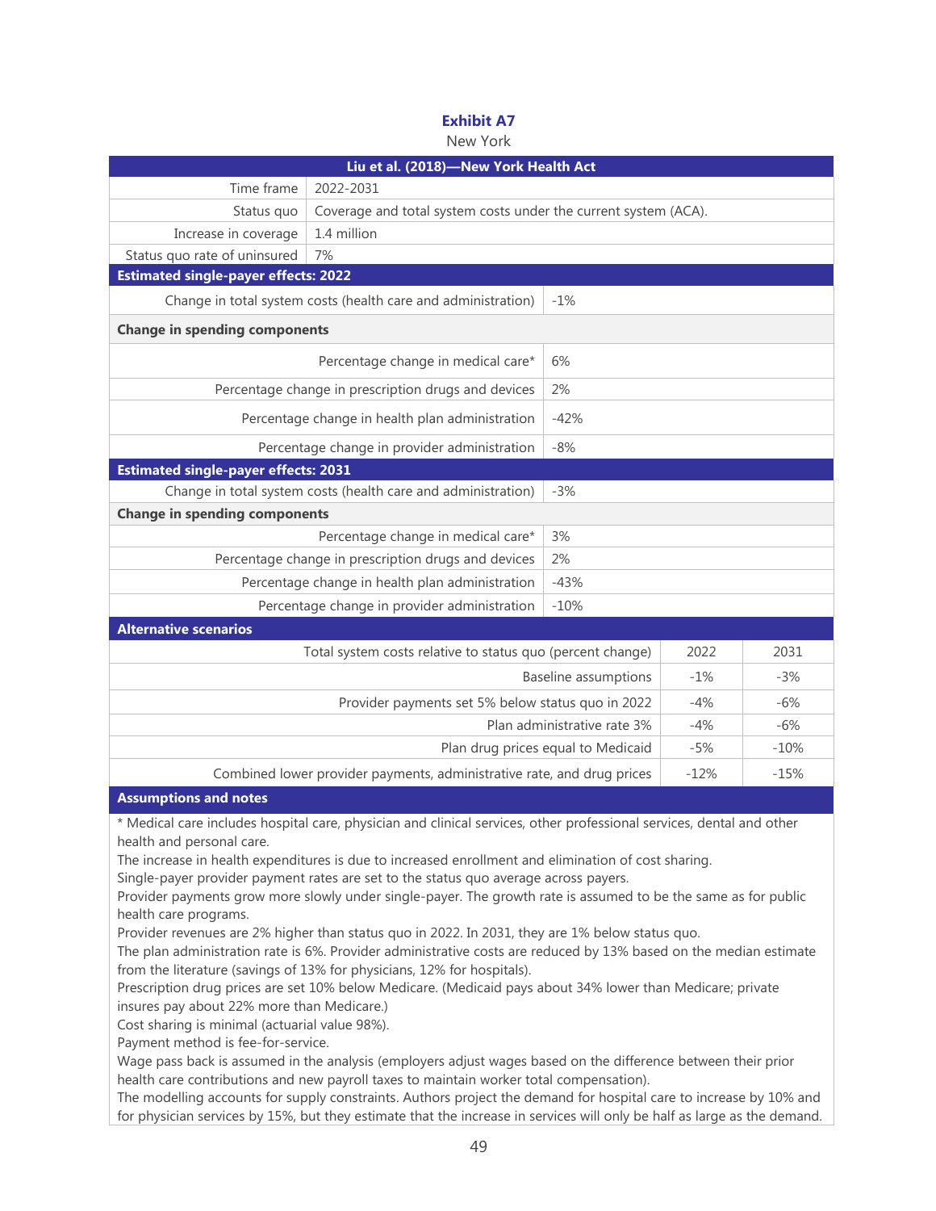**Exhibit A7**

New York

| Liu et al. (2018)—New York Health Act | | | |
|---|---|---|---|
| Time frame | 2022-2031 | | |
| Status quo | Coverage and total system costs under the current system (ACA). | | |
| Increase in coverage | 1.4 million | | |
| Status quo rate of uninsured | 7% | | |
| **Estimated single-payer effects: 2022** | | | |
| Change in total system costs (health care and administration) | -1% | | |
| **Change in spending components** | | | |
| Percentage change in medical care* | 6% | | |
| Percentage change in prescription drugs and devices | 2% | | |
| Percentage change in health plan administration | -42% | | |
| Percentage change in provider administration | -8% | | |
| **Estimated single-payer effects: 2031** | | | |
| Change in total system costs (health care and administration) | -3% | | |
| **Change in spending components** | | | |
| Percentage change in medical care* | 3% | | |
| Percentage change in prescription drugs and devices | 2% | | |
| Percentage change in health plan administration | -43% | | |
| Percentage change in provider administration | -10% | | |
| **Alternative scenarios** | | | |
| Total system costs relative to status quo (percent change) | | 2022 | 2031 |
| Baseline assumptions | | -1% | -3% |
| Provider payments set 5% below status quo in 2022 | | -4% | -6% |
| Plan administrative rate 3% | | -4% | -6% |
| Plan drug prices equal to Medicaid | | -5% | -10% |
| Combined lower provider payments, administrative rate, and drug prices | | -12% | -15% |

**Assumptions and notes**

* Medical care includes hospital care, physician and clinical services, other professional services, dental and other health and personal care.

The increase in health expenditures is due to increased enrollment and elimination of cost sharing.

Single-payer provider payment rates are set to the status quo average across payers.

Provider payments grow more slowly under single-payer. The growth rate is assumed to be the same as for public health care programs.

Provider revenues are 2% higher than status quo in 2022. In 2031, they are 1% below status quo.

The plan administration rate is 6%. Provider administrative costs are reduced by 13% based on the median estimate from the literature (savings of 13% for physicians, 12% for hospitals).

Prescription drug prices are set 10% below Medicare. (Medicaid pays about 34% lower than Medicare; private insures pay about 22% more than Medicare.)

Cost sharing is minimal (actuarial value 98%).

Payment method is fee-for-service.

Wage pass back is assumed in the analysis (employers adjust wages based on the difference between their prior health care contributions and new payroll taxes to maintain worker total compensation).

The modelling accounts for supply constraints. Authors project the demand for hospital care to increase by 10% and for physician services by 15%, but they estimate that the increase in services will only be half as large as the demand.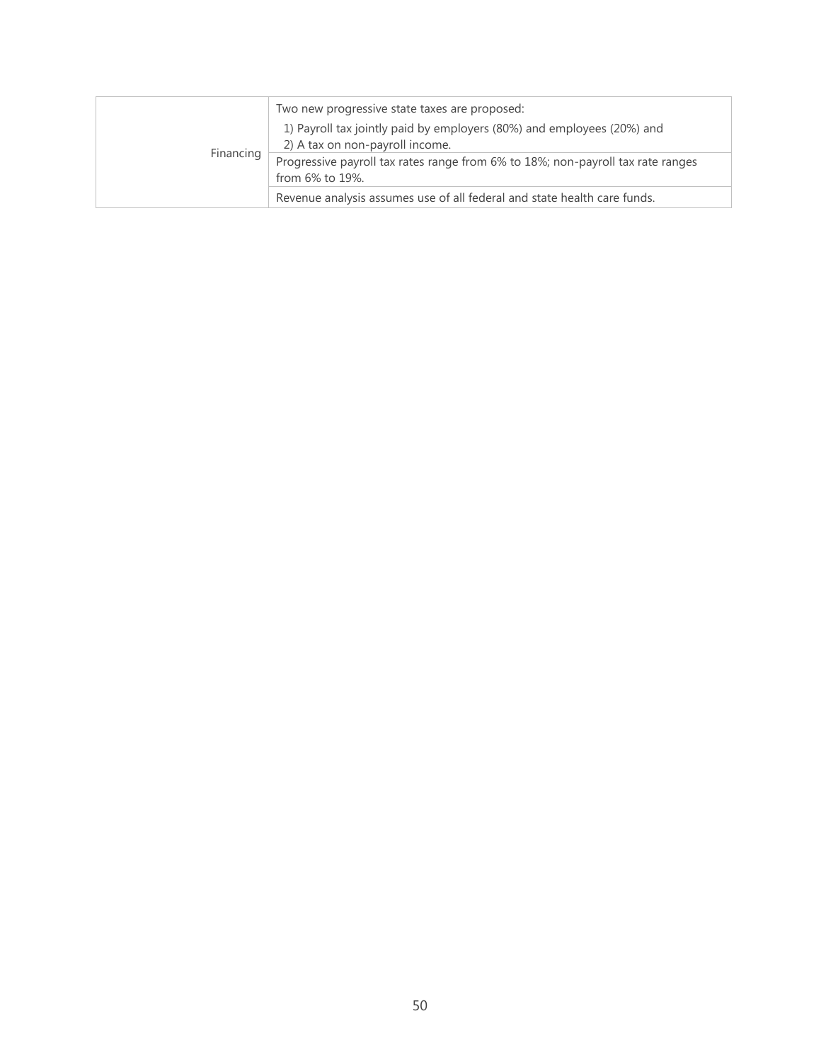| | |
|---|---|
| Financing | Two new progressive state taxes are proposed: 1) Payroll tax jointly paid by employers (80%) and employees (20%) and 2) A tax on non-payroll income. |
| | Progressive payroll tax rates range from 6% to 18%; non-payroll tax rate ranges from 6% to 19%. |
| | Revenue analysis assumes use of all federal and state health care funds. |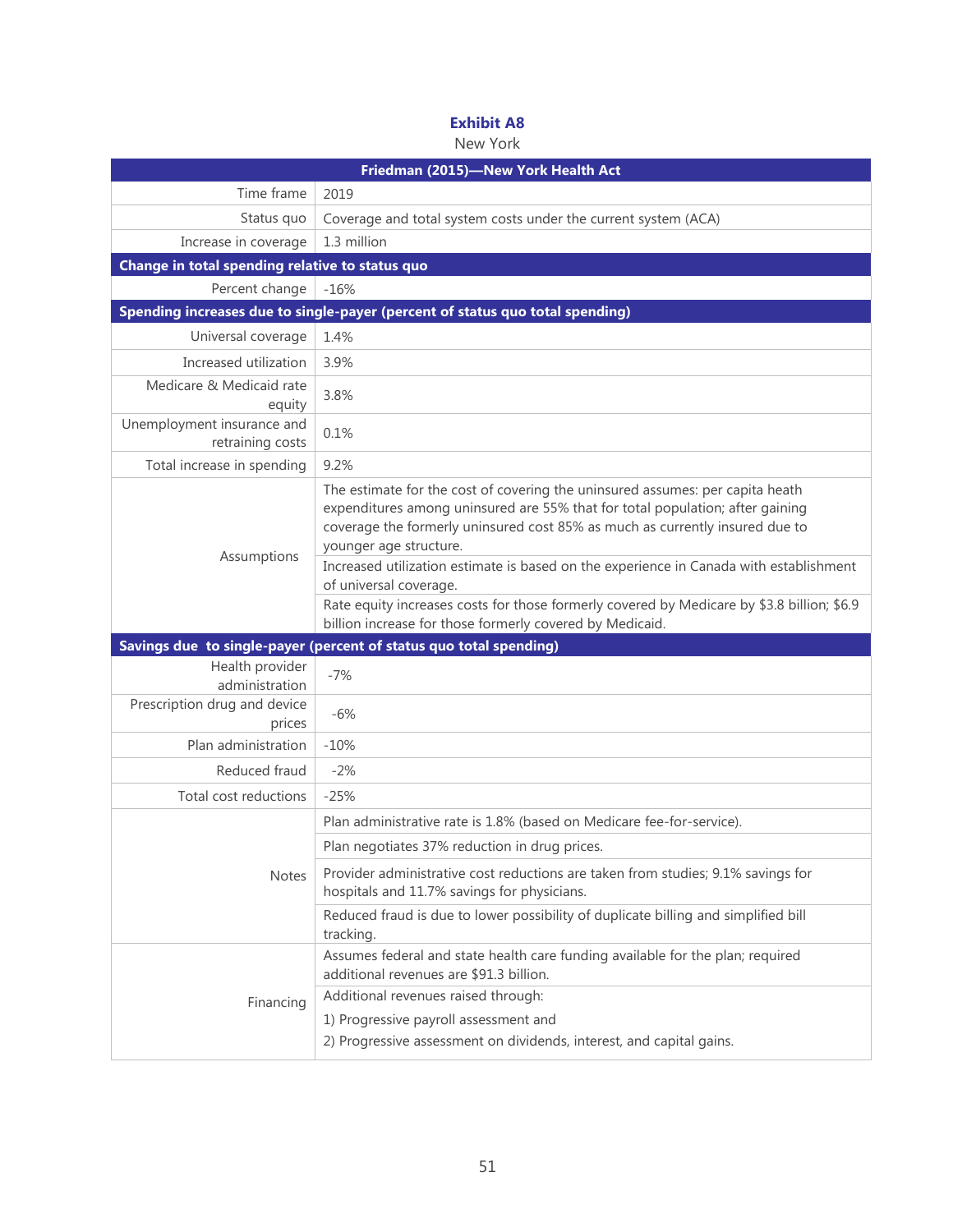**Exhibit A8**

New York

| Friedman (2015)—New York Health Act | |
|---|---|
| Time frame | 2019 |
| Status quo | Coverage and total system costs under the current system (ACA) |
| Increase in coverage | 1.3 million |
| **Change in total spending relative to status quo** | |
| Percent change | -16% |
| **Spending increases due to single-payer (percent of status quo total spending)** | |
| Universal coverage | 1.4% |
| Increased utilization | 3.9% |
| Medicare & Medicaid rate equity | 3.8% |
| Unemployment insurance and retraining costs | 0.1% |
| Total increase in spending | 9.2% |
| Assumptions | The estimate for the cost of covering the uninsured assumes: per capita heath expenditures among uninsured are 55% that for total population; after gaining coverage the formerly uninsured cost 85% as much as currently insured due to younger age structure. |
| | Increased utilization estimate is based on the experience in Canada with establishment of universal coverage. |
| | Rate equity increases costs for those formerly covered by Medicare by $3.8 billion; $6.9 billion increase for those formerly covered by Medicaid. |
| **Savings due to single-payer (percent of status quo total spending)** | |
| Health provider administration | -7% |
| Prescription drug and device prices | -6% |
| Plan administration | -10% |
| Reduced fraud | -2% |
| Total cost reductions | -25% |
| Notes | Plan administrative rate is 1.8% (based on Medicare fee-for-service). |
| | Plan negotiates 37% reduction in drug prices. |
| | Provider administrative cost reductions are taken from studies; 9.1% savings for hospitals and 11.7% savings for physicians. |
| | Reduced fraud is due to lower possibility of duplicate billing and simplified bill tracking. |
| Financing | Assumes federal and state health care funding available for the plan; required additional revenues are $91.3 billion. |
| | Additional revenues raised through:<br>1) Progressive payroll assessment and<br>2) Progressive assessment on dividends, interest, and capital gains. |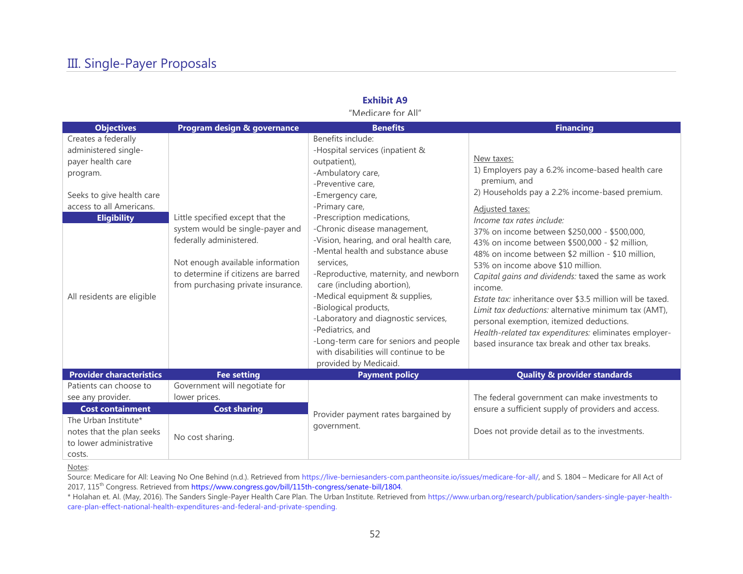## III. Single-Payer Proposals

**Exhibit A9**

"Medicare for All"

| Objectives | Program design & governance | Benefits | Financing |
|---|---|---|---|
| Creates a federally administered single-payer health care program.<br><br>Seeks to give health care access to all Americans. | Little specified except that the system would be single-payer and federally administered.<br><br>Not enough available information to determine if citizens are barred from purchasing private insurance. | Benefits include:<br>-Hospital services (inpatient & outpatient),<br>-Ambulatory care,<br>-Preventive care,<br>-Emergency care,<br>-Primary care,<br>-Prescription medications,<br>-Chronic disease management,<br>-Vision, hearing, and oral health care,<br>-Mental health and substance abuse services,<br>-Reproductive, maternity, and newborn care (including abortion),<br>-Medical equipment & supplies,<br>-Biological products,<br>-Laboratory and diagnostic services,<br>-Pediatrics, and<br>-Long-term care for seniors and people with disabilities will continue to be provided by Medicaid. | New taxes:<br>1) Employers pay a 6.2% income-based health care premium, and<br>2) Households pay a 2.2% income-based premium.<br><br>Adjusted taxes:<br>*Income tax rates include:*<br>37% on income between $250,000 - $500,000,<br>43% on income between $500,000 - $2 million,<br>48% on income between $2 million - $10 million,<br>53% on income above $10 million.<br>*Capital gains and dividends:* taxed the same as work income.<br>*Estate tax:* inheritance over $3.5 million will be taxed.<br>*Limit tax deductions:* alternative minimum tax (AMT), personal exemption, itemized deductions.<br>*Health-related tax expenditures:* eliminates employer-based insurance tax break and other tax breaks. |
| **Eligibility** | | | |
| All residents are eligible | | | |
| **Provider characteristics** | **Fee setting** | **Payment policy** | **Quality & provider standards** |
| Patients can choose to see any provider. | Government will negotiate for lower prices. | Provider payment rates bargained by government. | The federal government can make investments to ensure a sufficient supply of providers and access.<br><br>Does not provide detail as to the investments. |
| **Cost containment** | **Cost sharing** | | |
| The Urban Institute* notes that the plan seeks to lower administrative costs. | No cost sharing. | | |

Notes:

Source: Medicare for All: Leaving No One Behind (n.d.). Retrieved from https://live-berniesanders-com.pantheonsite.io/issues/medicare-for-all/, and S. 1804 – Medicare for All Act of 2017, 115th Congress. Retrieved from https://www.congress.gov/bill/115th-congress/senate-bill/1804.

* Holahan et. Al. (May, 2016). The Sanders Single-Payer Health Care Plan. The Urban Institute. Retrieved from https://www.urban.org/research/publication/sanders-single-payer-health-care-plan-effect-national-health-expenditures-and-federal-and-private-spending.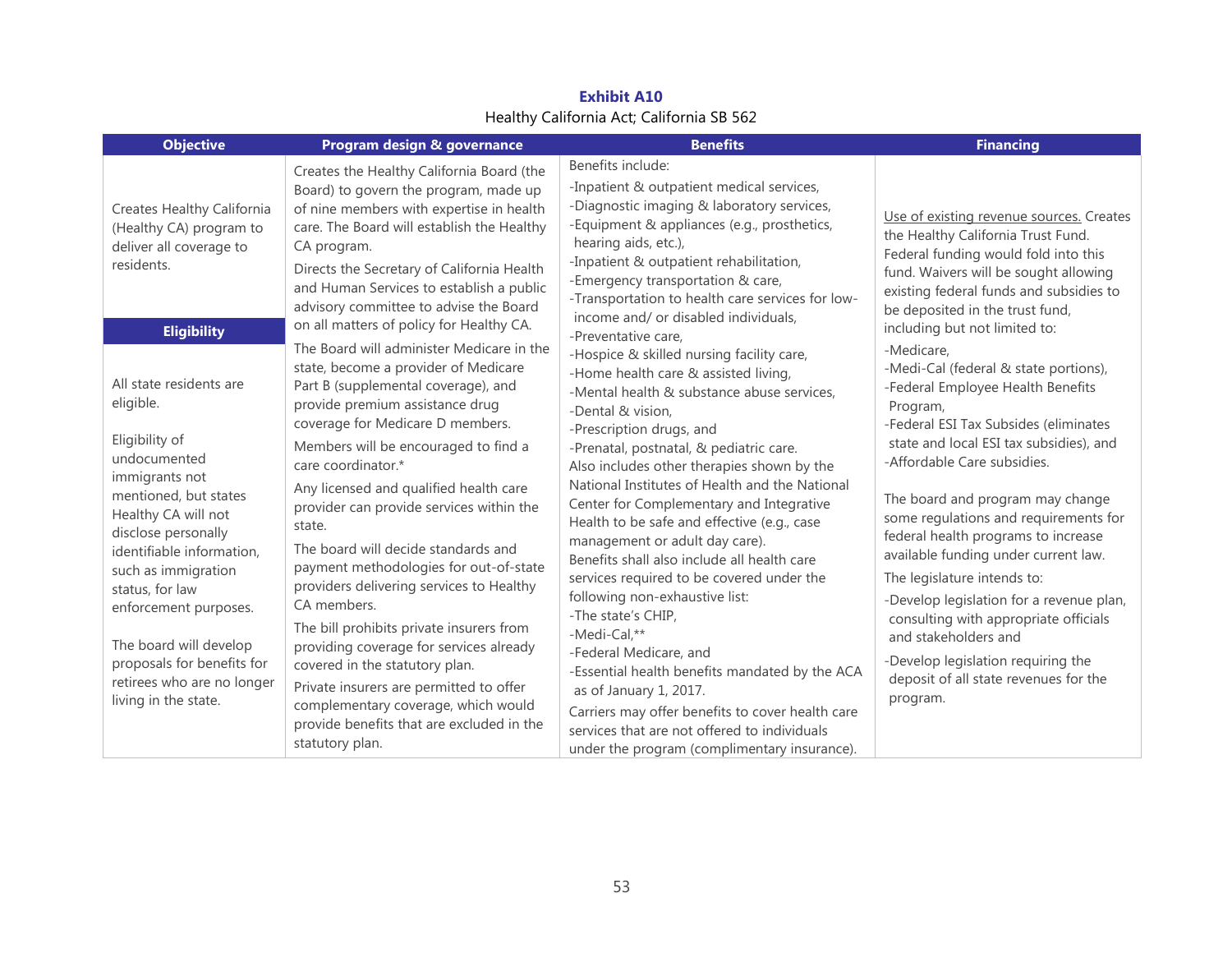**Exhibit A10**

Healthy California Act; California SB 562

| Objective | Program design & governance | Benefits | Financing |
|---|---|---|---|
| Creates Healthy California (Healthy CA) program to deliver all coverage to residents.<br><br>**Eligibility**<br><br>All state residents are eligible.<br><br>Eligibility of undocumented immigrants not mentioned, but states Healthy CA will not disclose personally identifiable information, such as immigration status, for law enforcement purposes.<br><br>The board will develop proposals for benefits for retirees who are no longer living in the state. | Creates the Healthy California Board (the Board) to govern the program, made up of nine members with expertise in health care. The Board will establish the Healthy CA program.<br><br>Directs the Secretary of California Health and Human Services to establish a public advisory committee to advise the Board on all matters of policy for Healthy CA.<br><br>The Board will administer Medicare in the state, become a provider of Medicare Part B (supplemental coverage), and provide premium assistance drug coverage for Medicare D members.<br><br>Members will be encouraged to find a care coordinator.*<br><br>Any licensed and qualified health care provider can provide services within the state.<br><br>The board will decide standards and payment methodologies for out-of-state providers delivering services to Healthy CA members.<br><br>The bill prohibits private insurers from providing coverage for services already covered in the statutory plan.<br><br>Private insurers are permitted to offer complementary coverage, which would provide benefits that are excluded in the statutory plan. | Benefits include:<br>-Inpatient & outpatient medical services,<br>-Diagnostic imaging & laboratory services,<br>-Equipment & appliances (e.g., prosthetics, hearing aids, etc.),<br>-Inpatient & outpatient rehabilitation,<br>-Emergency transportation & care,<br>-Transportation to health care services for low-income and/ or disabled individuals,<br>-Preventative care,<br>-Hospice & skilled nursing facility care,<br>-Home health care & assisted living,<br>-Mental health & substance abuse services,<br>-Dental & vision,<br>-Prescription drugs, and<br>-Prenatal, postnatal, & pediatric care.<br>Also includes other therapies shown by the National Institutes of Health and the National Center for Complementary and Integrative Health to be safe and effective (e.g., case management or adult day care).<br>Benefits shall also include all health care services required to be covered under the following non-exhaustive list:<br>-The state's CHIP,<br>-Medi-Cal,**<br>-Federal Medicare, and<br>-Essential health benefits mandated by the ACA as of January 1, 2017.<br>Carriers may offer benefits to cover health care services that are not offered to individuals under the program (complimentary insurance). | <u>Use of existing revenue sources.</u> Creates the Healthy California Trust Fund. Federal funding would fold into this fund. Waivers will be sought allowing existing federal funds and subsidies to be deposited in the trust fund, including but not limited to:<br>-Medicare,<br>-Medi-Cal (federal & state portions),<br>-Federal Employee Health Benefits Program,<br>-Federal ESI Tax Subsides (eliminates state and local ESI tax subsidies), and<br>-Affordable Care subsidies.<br><br>The board and program may change some regulations and requirements for federal health programs to increase available funding under current law.<br><br>The legislature intends to:<br>-Develop legislation for a revenue plan, consulting with appropriate officials and stakeholders and<br>-Develop legislation requiring the deposit of all state revenues for the program. |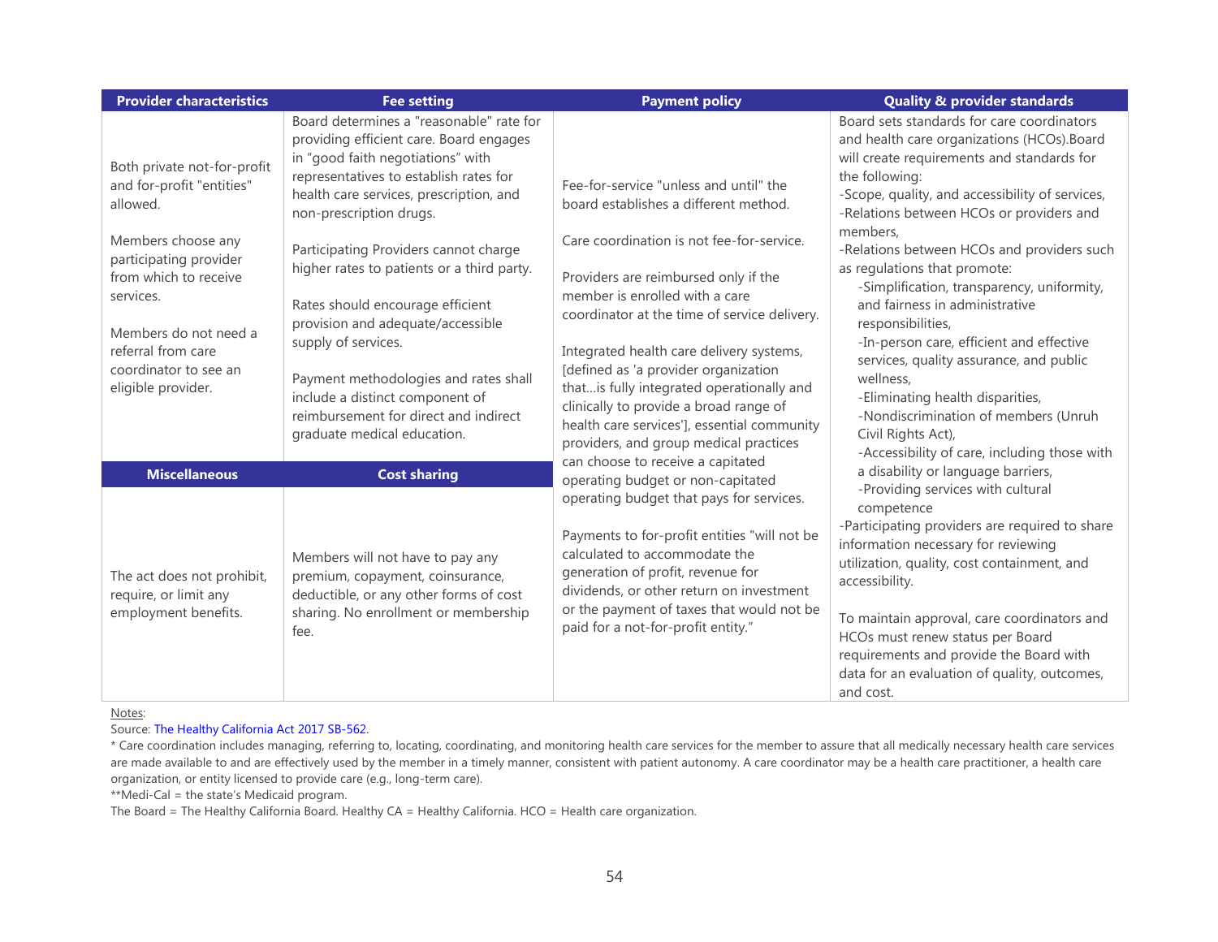| Provider characteristics | Fee setting | Payment policy | Quality & provider standards |
|---|---|---|---|
| Both private not-for-profit and for-profit "entities" allowed.<br><br>Members choose any participating provider from which to receive services.<br><br>Members do not need a referral from care coordinator to see an eligible provider. | Board determines a "reasonable" rate for providing efficient care. Board engages in "good faith negotiations" with representatives to establish rates for health care services, prescription, and non-prescription drugs.<br><br>Participating Providers cannot charge higher rates to patients or a third party.<br><br>Rates should encourage efficient provision and adequate/accessible supply of services.<br><br>Payment methodologies and rates shall include a distinct component of reimbursement for direct and indirect graduate medical education. | Fee-for-service "unless and until" the board establishes a different method.<br><br>Care coordination is not fee-for-service.<br><br>Providers are reimbursed only if the member is enrolled with a care coordinator at the time of service delivery.<br><br>Integrated health care delivery systems, [defined as 'a provider organization that…is fully integrated operationally and clinically to provide a broad range of health care services'], essential community providers, and group medical practices can choose to receive a capitated operating budget or non-capitated operating budget that pays for services.<br><br>Payments to for-profit entities "will not be calculated to accommodate the generation of profit, revenue for dividends, or other return on investment or the payment of taxes that would not be paid for a not-for-profit entity." | Board sets standards for care coordinators and health care organizations (HCOs).Board will create requirements and standards for the following:<br>-Scope, quality, and accessibility of services,<br>-Relations between HCOs or providers and members,<br>-Relations between HCOs and providers such as regulations that promote:<br>-Simplification, transparency, uniformity, and fairness in administrative responsibilities,<br>-In-person care, efficient and effective services, quality assurance, and public wellness,<br>-Eliminating health disparities,<br>-Nondiscrimination of members (Unruh Civil Rights Act),<br>-Accessibility of care, including those with a disability or language barriers,<br>-Providing services with cultural competence<br>-Participating providers are required to share information necessary for reviewing utilization, quality, cost containment, and accessibility.<br><br>To maintain approval, care coordinators and HCOs must renew status per Board requirements and provide the Board with data for an evaluation of quality, outcomes, and cost. |
| **Miscellaneous** | **Cost sharing** | | |
| The act does not prohibit, require, or limit any employment benefits. | Members will not have to pay any premium, copayment, coinsurance, deductible, or any other forms of cost sharing. No enrollment or membership fee. | | |

Notes:
Source: The Healthy California Act 2017 SB-562.
* Care coordination includes managing, referring to, locating, coordinating, and monitoring health care services for the member to assure that all medically necessary health care services are made available to and are effectively used by the member in a timely manner, consistent with patient autonomy. A care coordinator may be a health care practitioner, a health care organization, or entity licensed to provide care (e.g., long-term care).
**Medi-Cal = the state's Medicaid program.
The Board = The Healthy California Board. Healthy CA = Healthy California. HCO = Health care organization.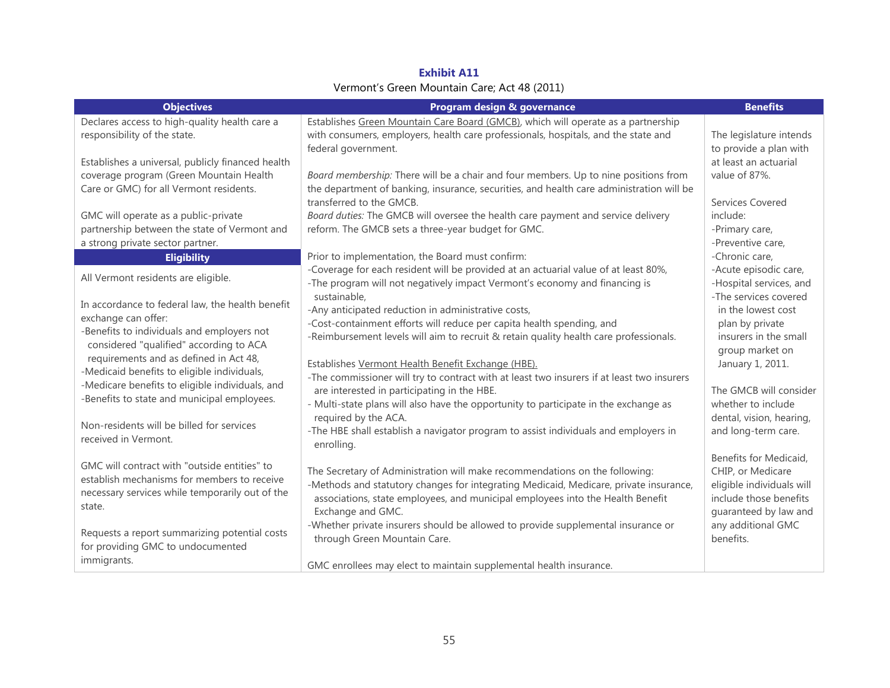**Exhibit A11**

Vermont's Green Mountain Care; Act 48 (2011)

| Objectives | Program design & governance | Benefits |
|---|---|---|
| Declares access to high-quality health care a responsibility of the state.<br><br>Establishes a universal, publicly financed health coverage program (Green Mountain Health Care or GMC) for all Vermont residents.<br><br>GMC will operate as a public-private partnership between the state of Vermont and a strong private sector partner.<br><br>**Eligibility**<br><br>All Vermont residents are eligible.<br><br>In accordance with federal law, the health benefit exchange can offer:<br>-Benefits to individuals and employers not considered "qualified" according to ACA requirements and as defined in Act 48,<br>-Medicaid benefits to eligible individuals,<br>-Medicare benefits to eligible individuals, and<br>-Benefits to state and municipal employees.<br><br>Non-residents will be billed for services received in Vermont.<br><br>GMC will contract with "outside entities" to establish mechanisms for members to receive necessary services while temporarily out of the state.<br><br>Requests a report summarizing potential costs for providing GMC to undocumented immigrants. | Establishes Green Mountain Care Board (GMCB), which will operate as a partnership with consumers, employers, health care professionals, hospitals, and the state and federal government.<br><br>*Board membership:* There will be a chair and four members. Up to nine positions from the department of banking, insurance, securities, and health care administration will be transferred to the GMCB.<br>*Board duties:* The GMCB will oversee the health care payment and service delivery reform. The GMCB sets a three-year budget for GMC.<br><br>Prior to implementation, the Board must confirm:<br>-Coverage for each resident will be provided at an actuarial value of at least 80%,<br>-The program will not negatively impact Vermont's economy and financing is sustainable,<br>-Any anticipated reduction in administrative costs,<br>-Cost-containment efforts will reduce per capita health spending, and<br>-Reimbursement levels will aim to recruit & retain quality health care professionals.<br><br>Establishes Vermont Health Benefit Exchange (HBE).<br>-The commissioner will try to contract with at least two insurers if at least two insurers are interested in participating in the HBE.<br>- Multi-state plans will also have the opportunity to participate in the exchange as required by the ACA.<br>-The HBE shall establish a navigator program to assist individuals and employers in enrolling.<br><br>The Secretary of Administration will make recommendations on the following:<br>-Methods and statutory changes for integrating Medicaid, Medicare, private insurance, associations, state employees, and municipal employees into the Health Benefit Exchange and GMC.<br>-Whether private insurers should be allowed to provide supplemental insurance or through Green Mountain Care.<br><br>GMC enrollees may elect to maintain supplemental health insurance. | The legislature intends to provide a plan with at least an actuarial value of 87%.<br><br>Services Covered include:<br>-Primary care,<br>-Preventive care,<br>-Chronic care,<br>-Acute episodic care,<br>-Hospital services, and<br>-The services covered in the lowest cost plan by private insurers in the small group market on January 1, 2011.<br><br>The GMCB will consider whether to include dental, vision, hearing, and long-term care.<br><br>Benefits for Medicaid, CHIP, or Medicare eligible individuals will include those benefits guaranteed by law and any additional GMC benefits. |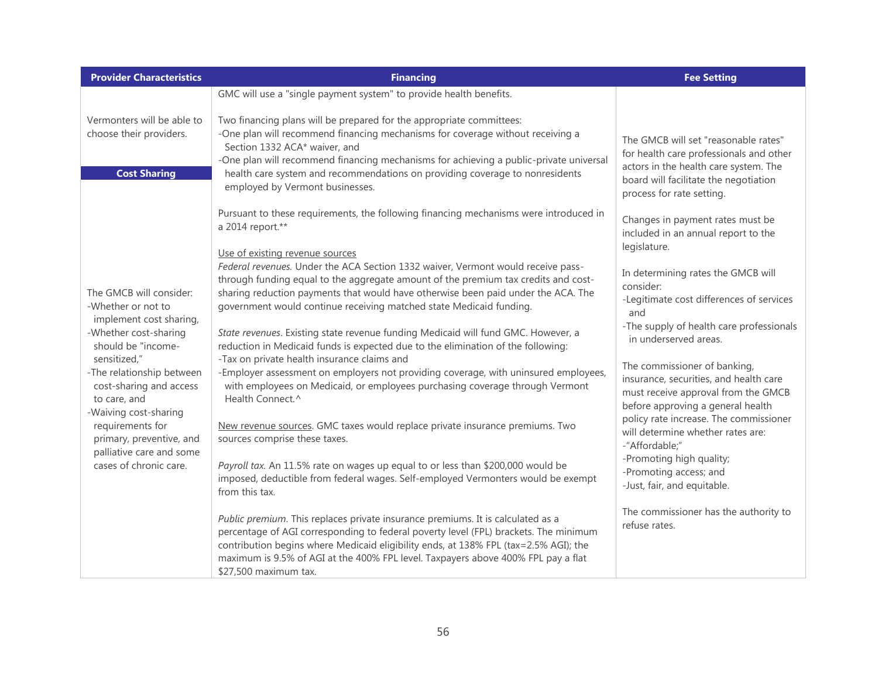| Provider Characteristics | Financing | Fee Setting |
|---|---|---|
| Vermonters will be able to choose their providers.<br><br>**Cost Sharing**<br><br>The GMCB will consider:<br>-Whether or not to implement cost sharing,<br>-Whether cost-sharing should be "income-sensitized,"<br>-The relationship between cost-sharing and access to care, and<br>-Waiving cost-sharing requirements for primary, preventive, and palliative care and some cases of chronic care. | GMC will use a "single payment system" to provide health benefits.<br><br>Two financing plans will be prepared for the appropriate committees:<br>-One plan will recommend financing mechanisms for coverage without receiving a Section 1332 ACA* waiver, and<br>-One plan will recommend financing mechanisms for achieving a public-private universal health care system and recommendations on providing coverage to nonresidents employed by Vermont businesses.<br><br>Pursuant to these requirements, the following financing mechanisms were introduced in a 2014 report.**<br><br><u>Use of existing revenue sources</u><br>*Federal revenues.* Under the ACA Section 1332 waiver, Vermont would receive pass-through funding equal to the aggregate amount of the premium tax credits and cost-sharing reduction payments that would have otherwise been paid under the ACA. The government would continue receiving matched state Medicaid funding.<br><br>*State revenues*. Existing state revenue funding Medicaid will fund GMC. However, a reduction in Medicaid funds is expected due to the elimination of the following:<br>-Tax on private health insurance claims and<br>-Employer assessment on employers not providing coverage, with uninsured employees, with employees on Medicaid, or employees purchasing coverage through Vermont Health Connect.^<br><br><u>New revenue sources</u>. GMC taxes would replace private insurance premiums. Two sources comprise these taxes.<br><br>*Payroll tax.* An 11.5% rate on wages up equal to or less than $200,000 would be imposed, deductible from federal wages. Self-employed Vermonters would be exempt from this tax.<br><br>*Public premium*. This replaces private insurance premiums. It is calculated as a percentage of AGI corresponding to federal poverty level (FPL) brackets. The minimum contribution begins where Medicaid eligibility ends, at 138% FPL (tax=2.5% AGI); the maximum is 9.5% of AGI at the 400% FPL level. Taxpayers above 400% FPL pay a flat $27,500 maximum tax. | The GMCB will set "reasonable rates" for health care professionals and other actors in the health care system. The board will facilitate the negotiation process for rate setting.<br><br>Changes in payment rates must be included in an annual report to the legislature.<br><br>In determining rates the GMCB will consider:<br>-Legitimate cost differences of services and<br>-The supply of health care professionals in underserved areas.<br><br>The commissioner of banking, insurance, securities, and health care must receive approval from the GMCB before approving a general health policy rate increase. The commissioner will determine whether rates are:<br>-"Affordable;"<br>-Promoting high quality;<br>-Promoting access; and<br>-Just, fair, and equitable.<br><br>The commissioner has the authority to refuse rates. |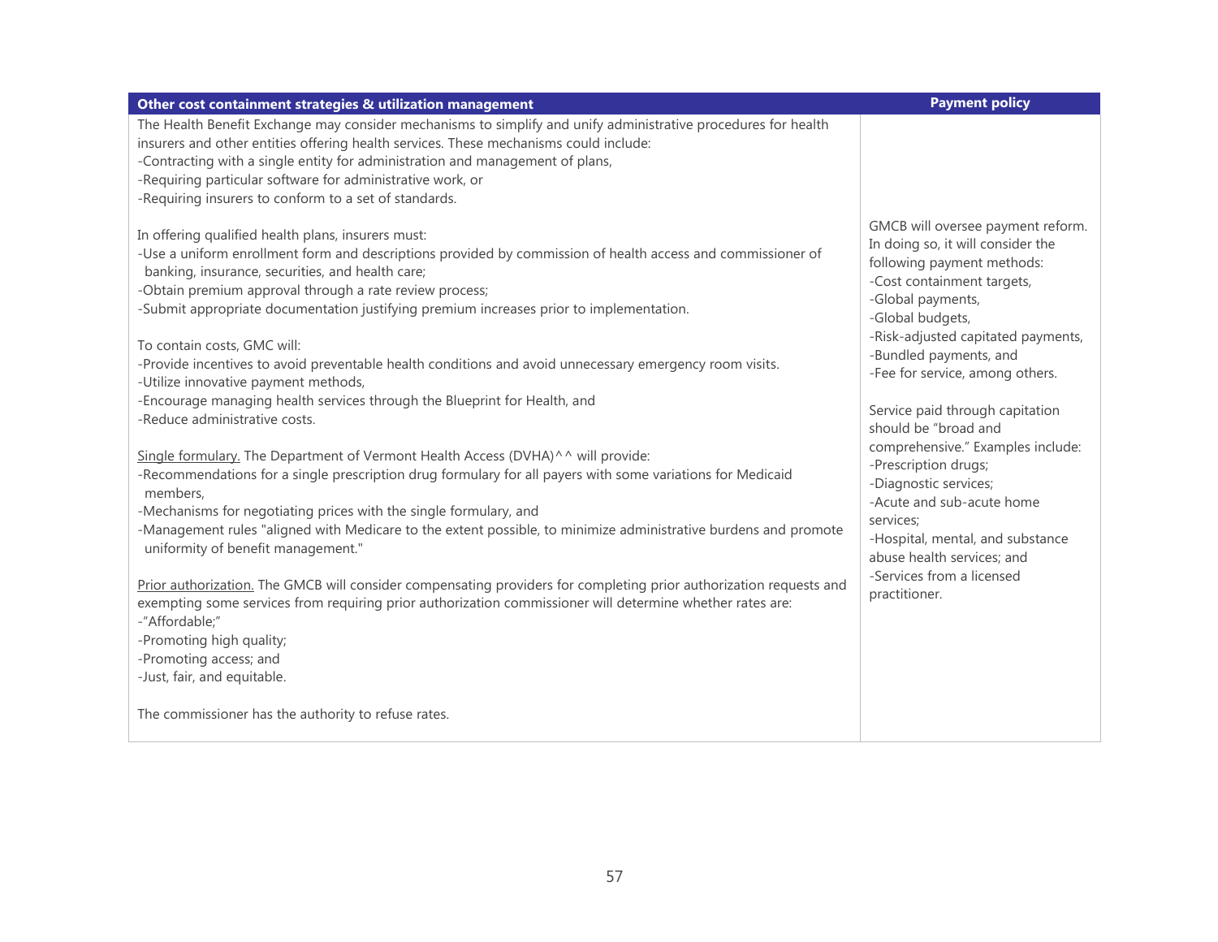| Other cost containment strategies & utilization management | Payment policy |
|---|---|
| The Health Benefit Exchange may consider mechanisms to simplify and unify administrative procedures for health insurers and other entities offering health services. These mechanisms could include:<br>-Contracting with a single entity for administration and management of plans,<br>-Requiring particular software for administrative work, or<br>-Requiring insurers to conform to a set of standards.<br><br>In offering qualified health plans, insurers must:<br>-Use a uniform enrollment form and descriptions provided by commission of health access and commissioner of banking, insurance, securities, and health care;<br>-Obtain premium approval through a rate review process;<br>-Submit appropriate documentation justifying premium increases prior to implementation.<br><br>To contain costs, GMC will:<br>-Provide incentives to avoid preventable health conditions and avoid unnecessary emergency room visits.<br>-Utilize innovative payment methods,<br>-Encourage managing health services through the Blueprint for Health, and<br>-Reduce administrative costs.<br><br><u>Single formulary.</u> The Department of Vermont Health Access (DVHA)^^ will provide:<br>-Recommendations for a single prescription drug formulary for all payers with some variations for Medicaid members,<br>-Mechanisms for negotiating prices with the single formulary, and<br>-Management rules "aligned with Medicare to the extent possible, to minimize administrative burdens and promote uniformity of benefit management."<br><br><u>Prior authorization.</u> The GMCB will consider compensating providers for completing prior authorization requests and exempting some services from requiring prior authorization commissioner will determine whether rates are:<br>-"Affordable;"<br>-Promoting high quality;<br>-Promoting access; and<br>-Just, fair, and equitable.<br><br>The commissioner has the authority to refuse rates. | GMCB will oversee payment reform. In doing so, it will consider the following payment methods:<br>-Cost containment targets,<br>-Global payments,<br>-Global budgets,<br>-Risk-adjusted capitated payments,<br>-Bundled payments, and<br>-Fee for service, among others.<br><br>Service paid through capitation should be "broad and comprehensive." Examples include:<br>-Prescription drugs;<br>-Diagnostic services;<br>-Acute and sub-acute home services;<br>-Hospital, mental, and substance abuse health services; and<br>-Services from a licensed practitioner. |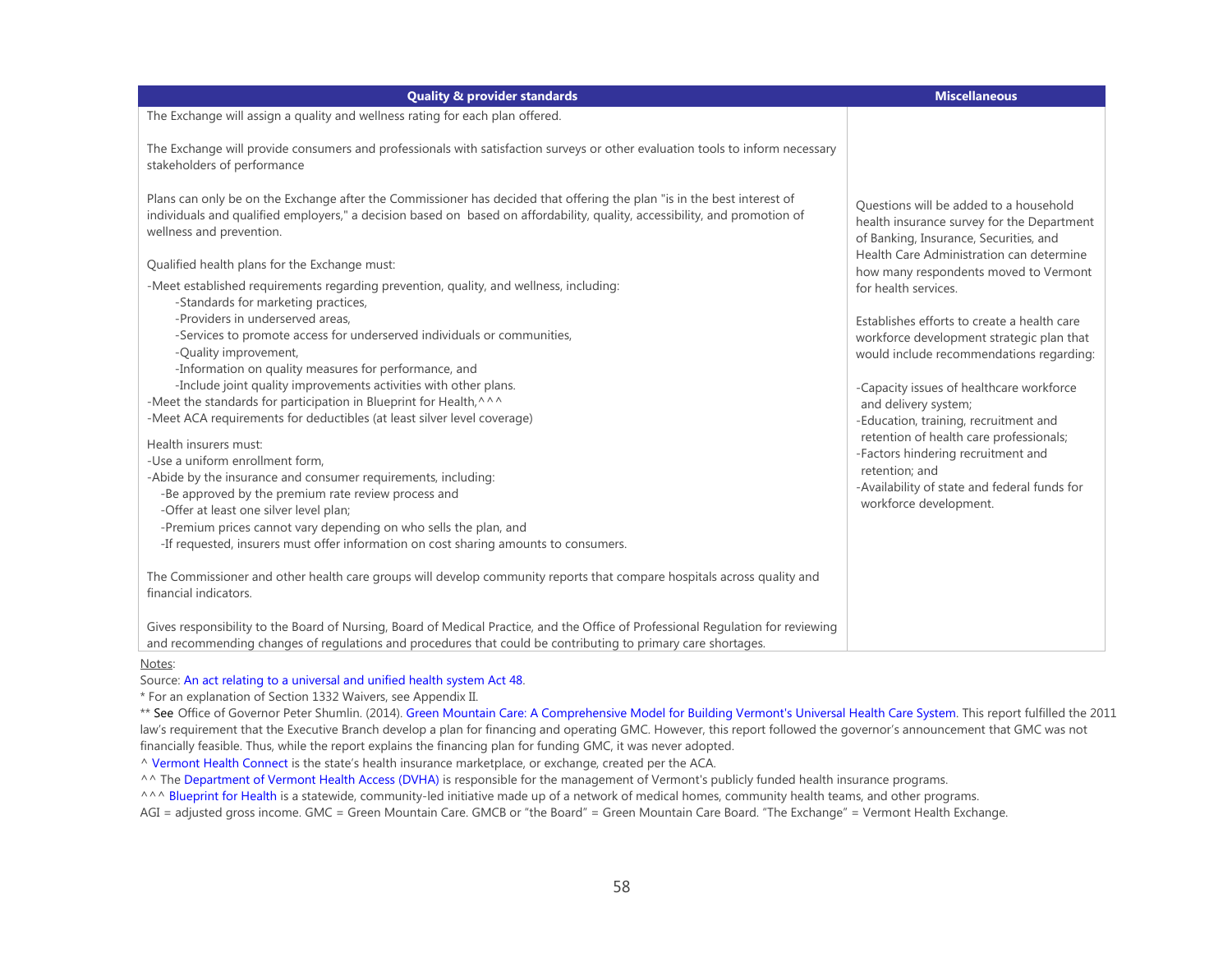| Quality & provider standards | Miscellaneous |
| --- | --- |
| The Exchange will assign a quality and wellness rating for each plan offered.<br><br>The Exchange will provide consumers and professionals with satisfaction surveys or other evaluation tools to inform necessary stakeholders of performance<br><br>Plans can only be on the Exchange after the Commissioner has decided that offering the plan "is in the best interest of individuals and qualified employers," a decision based on based on affordability, quality, accessibility, and promotion of wellness and prevention.<br><br>Qualified health plans for the Exchange must:<br>-Meet established requirements regarding prevention, quality, and wellness, including:<br>-Standards for marketing practices,<br>-Providers in underserved areas,<br>-Services to promote access for underserved individuals or communities,<br>-Quality improvement,<br>-Information on quality measures for performance, and<br>-Include joint quality improvements activities with other plans.<br>-Meet the standards for participation in Blueprint for Health,^^^<br>-Meet ACA requirements for deductibles (at least silver level coverage)<br><br>Health insurers must:<br>-Use a uniform enrollment form,<br>-Abide by the insurance and consumer requirements, including:<br>-Be approved by the premium rate review process and<br>-Offer at least one silver level plan;<br>-Premium prices cannot vary depending on who sells the plan, and<br>-If requested, insurers must offer information on cost sharing amounts to consumers.<br><br>The Commissioner and other health care groups will develop community reports that compare hospitals across quality and financial indicators.<br><br>Gives responsibility to the Board of Nursing, Board of Medical Practice, and the Office of Professional Regulation for reviewing and recommending changes of regulations and procedures that could be contributing to primary care shortages. | Questions will be added to a household health insurance survey for the Department of Banking, Insurance, Securities, and Health Care Administration can determine how many respondents moved to Vermont for health services.<br><br>Establishes efforts to create a health care workforce development strategic plan that would include recommendations regarding:<br><br>-Capacity issues of healthcare workforce and delivery system;<br>-Education, training, recruitment and retention of health care professionals;<br>-Factors hindering recruitment and retention; and<br>-Availability of state and federal funds for workforce development. |

Notes:

Source: An act relating to a universal and unified health system Act 48.

* For an explanation of Section 1332 Waivers, see Appendix II.

** See Office of Governor Peter Shumlin. (2014). Green Mountain Care: A Comprehensive Model for Building Vermont's Universal Health Care System. This report fulfilled the 2011 law's requirement that the Executive Branch develop a plan for financing and operating GMC. However, this report followed the governor's announcement that GMC was not financially feasible. Thus, while the report explains the financing plan for funding GMC, it was never adopted.

^ Vermont Health Connect is the state's health insurance marketplace, or exchange, created per the ACA.

^^ The Department of Vermont Health Access (DVHA) is responsible for the management of Vermont's publicly funded health insurance programs.

^^^ Blueprint for Health is a statewide, community-led initiative made up of a network of medical homes, community health teams, and other programs.

AGI = adjusted gross income. GMC = Green Mountain Care. GMCB or "the Board" = Green Mountain Care Board. "The Exchange" = Vermont Health Exchange.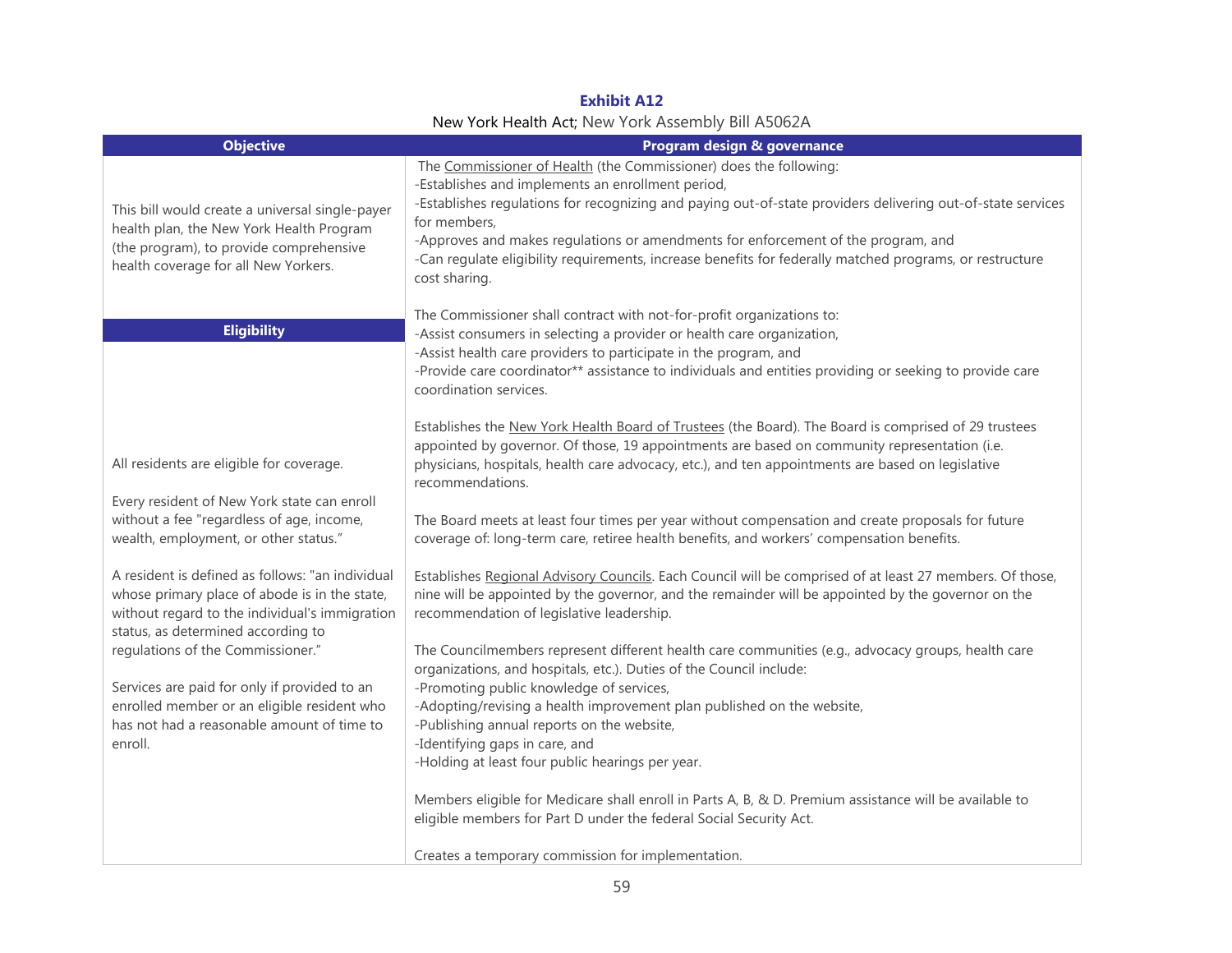**Exhibit A12**

New York Health Act; New York Assembly Bill A5062A

| Objective | Program design & governance |
|---|---|
| This bill would create a universal single-payer health plan, the New York Health Program (the program), to provide comprehensive health coverage for all New Yorkers.<br><br>**Eligibility**<br><br>All residents are eligible for coverage.<br><br>Every resident of New York state can enroll without a fee "regardless of age, income, wealth, employment, or other status."<br><br>A resident is defined as follows: "an individual whose primary place of abode is in the state, without regard to the individual's immigration status, as determined according to regulations of the Commissioner."<br><br>Services are paid for only if provided to an enrolled member or an eligible resident who has not had a reasonable amount of time to enroll. | The Commissioner of Health (the Commissioner) does the following:<br>-Establishes and implements an enrollment period,<br>-Establishes regulations for recognizing and paying out-of-state providers delivering out-of-state services for members,<br>-Approves and makes regulations or amendments for enforcement of the program, and<br>-Can regulate eligibility requirements, increase benefits for federally matched programs, or restructure cost sharing.<br><br>The Commissioner shall contract with not-for-profit organizations to:<br>-Assist consumers in selecting a provider or health care organization,<br>-Assist health care providers to participate in the program, and<br>-Provide care coordinator** assistance to individuals and entities providing or seeking to provide care coordination services.<br><br>Establishes the New York Health Board of Trustees (the Board). The Board is comprised of 29 trustees appointed by governor. Of those, 19 appointments are based on community representation (i.e. physicians, hospitals, health care advocacy, etc.), and ten appointments are based on legislative recommendations.<br><br>The Board meets at least four times per year without compensation and create proposals for future coverage of: long-term care, retiree health benefits, and workers' compensation benefits.<br><br>Establishes Regional Advisory Councils. Each Council will be comprised of at least 27 members. Of those, nine will be appointed by the governor, and the remainder will be appointed by the governor on the recommendation of legislative leadership.<br><br>The Councilmembers represent different health care communities (e.g., advocacy groups, health care organizations, and hospitals, etc.). Duties of the Council include:<br>-Promoting public knowledge of services,<br>-Adopting/revising a health improvement plan published on the website,<br>-Publishing annual reports on the website,<br>-Identifying gaps in care, and<br>-Holding at least four public hearings per year.<br><br>Members eligible for Medicare shall enroll in Parts A, B, & D. Premium assistance will be available to eligible members for Part D under the federal Social Security Act.<br><br>Creates a temporary commission for implementation. |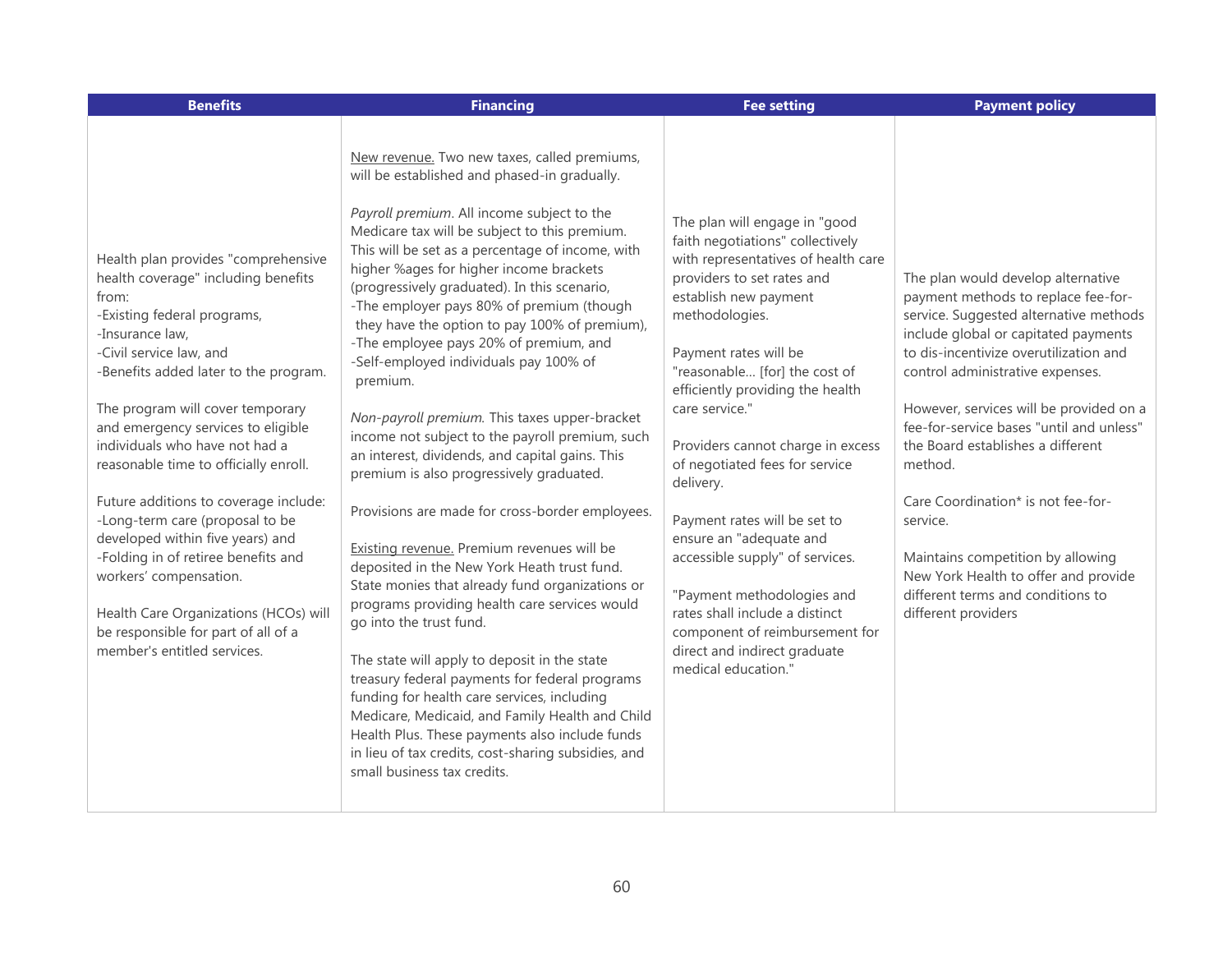| Benefits | Financing | Fee setting | Payment policy |
|---|---|---|---|
| Health plan provides "comprehensive health coverage" including benefits from:<br>-Existing federal programs,<br>-Insurance law,<br>-Civil service law, and<br>-Benefits added later to the program.<br><br>The program will cover temporary and emergency services to eligible individuals who have not had a reasonable time to officially enroll.<br><br>Future additions to coverage include:<br>-Long-term care (proposal to be developed within five years) and<br>-Folding in of retiree benefits and workers' compensation.<br><br>Health Care Organizations (HCOs) will be responsible for part of all of a member's entitled services. | New revenue. Two new taxes, called premiums, will be established and phased-in gradually.<br><br>*Payroll premium*. All income subject to the Medicare tax will be subject to this premium. This will be set as a percentage of income, with higher %ages for higher income brackets (progressively graduated). In this scenario,<br>-The employer pays 80% of premium (though they have the option to pay 100% of premium),<br>-The employee pays 20% of premium, and<br>-Self-employed individuals pay 100% of premium.<br><br>*Non-payroll premium.* This taxes upper-bracket income not subject to the payroll premium, such an interest, dividends, and capital gains. This premium is also progressively graduated.<br><br>Provisions are made for cross-border employees.<br><br>Existing revenue. Premium revenues will be deposited in the New York Heath trust fund. State monies that already fund organizations or programs providing health care services would go into the trust fund.<br><br>The state will apply to deposit in the state treasury federal payments for federal programs funding for health care services, including Medicare, Medicaid, and Family Health and Child Health Plus. These payments also include funds in lieu of tax credits, cost-sharing subsidies, and small business tax credits. | The plan will engage in "good faith negotiations" collectively with representatives of health care providers to set rates and establish new payment methodologies.<br><br>Payment rates will be "reasonable… [for] the cost of efficiently providing the health care service."<br><br>Providers cannot charge in excess of negotiated fees for service delivery.<br><br>Payment rates will be set to ensure an "adequate and accessible supply" of services.<br><br>"Payment methodologies and rates shall include a distinct component of reimbursement for direct and indirect graduate medical education." | The plan would develop alternative payment methods to replace fee-for-service. Suggested alternative methods include global or capitated payments to dis-incentivize overutilization and control administrative expenses.<br><br>However, services will be provided on a fee-for-service bases "until and unless" the Board establishes a different method.<br><br>Care Coordination* is not fee-for-service.<br><br>Maintains competition by allowing New York Health to offer and provide different terms and conditions to different providers |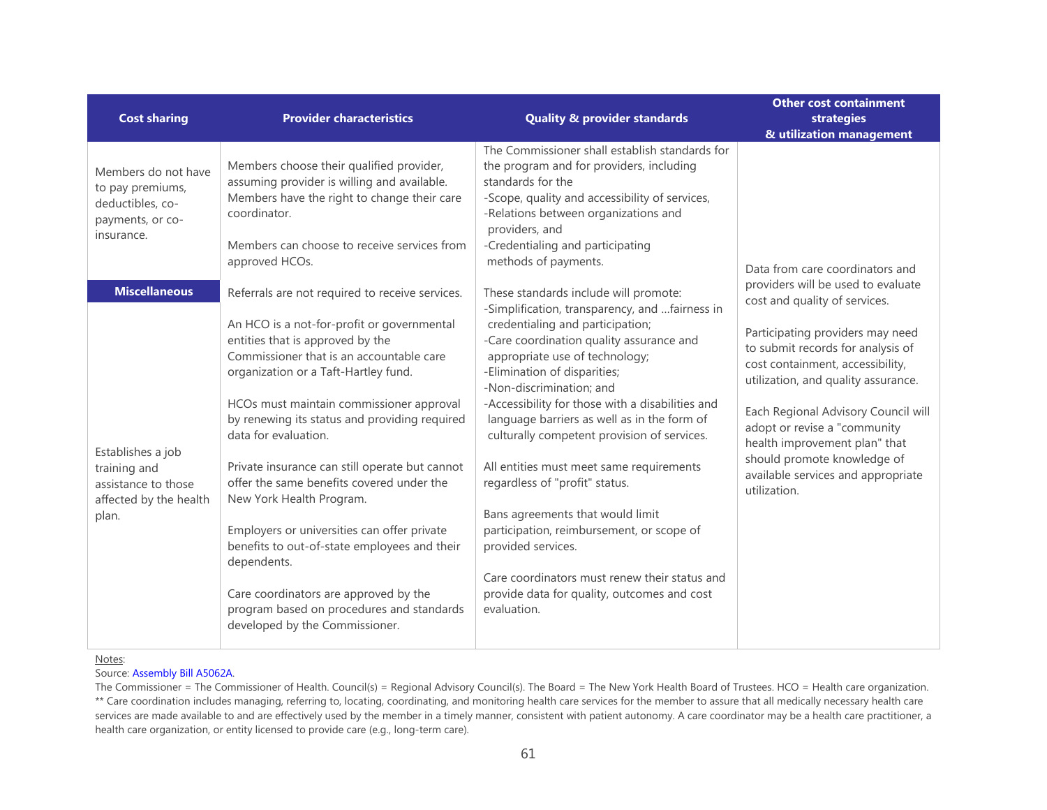| Cost sharing | Provider characteristics | Quality & provider standards | Other cost containment strategies & utilization management |
|---|---|---|---|
| Members do not have to pay premiums, deductibles, co-payments, or co-insurance. | Members choose their qualified provider, assuming provider is willing and available. Members have the right to change their care coordinator.<br><br>Members can choose to receive services from approved HCOs. | The Commissioner shall establish standards for the program and for providers, including standards for the<br>-Scope, quality and accessibility of services,<br>-Relations between organizations and providers, and<br>-Credentialing and participating methods of payments. | Data from care coordinators and providers will be used to evaluate cost and quality of services.<br><br>Participating providers may need to submit records for analysis of cost containment, accessibility, utilization, and quality assurance.<br><br>Each Regional Advisory Council will adopt or revise a "community health improvement plan" that should promote knowledge of available services and appropriate utilization. |
| **Miscellaneous** | Referrals are not required to receive services.<br><br>An HCO is a not-for-profit or governmental entities that is approved by the Commissioner that is an accountable care organization or a Taft-Hartley fund.<br><br>HCOs must maintain commissioner approval by renewing its status and providing required data for evaluation.<br><br>Private insurance can still operate but cannot offer the same benefits covered under the New York Health Program.<br><br>Employers or universities can offer private benefits to out-of-state employees and their dependents.<br><br>Care coordinators are approved by the program based on procedures and standards developed by the Commissioner. | These standards include will promote:<br>-Simplification, transparency, and …fairness in credentialing and participation;<br>-Care coordination quality assurance and appropriate use of technology;<br>-Elimination of disparities;<br>-Non-discrimination; and<br>-Accessibility for those with a disabilities and language barriers as well as in the form of culturally competent provision of services.<br><br>All entities must meet same requirements regardless of "profit" status.<br><br>Bans agreements that would limit participation, reimbursement, or scope of provided services.<br><br>Care coordinators must renew their status and provide data for quality, outcomes and cost evaluation. | |
| Establishes a job training and assistance to those affected by the health plan. | | | |

Notes:
Source: Assembly Bill A5062A.
The Commissioner = The Commissioner of Health. Council(s) = Regional Advisory Council(s). The Board = The New York Health Board of Trustees. HCO = Health care organization.
** Care coordination includes managing, referring to, locating, coordinating, and monitoring health care services for the member to assure that all medically necessary health care services are made available to and are effectively used by the member in a timely manner, consistent with patient autonomy. A care coordinator may be a health care practitioner, a health care organization, or entity licensed to provide care (e.g., long-term care).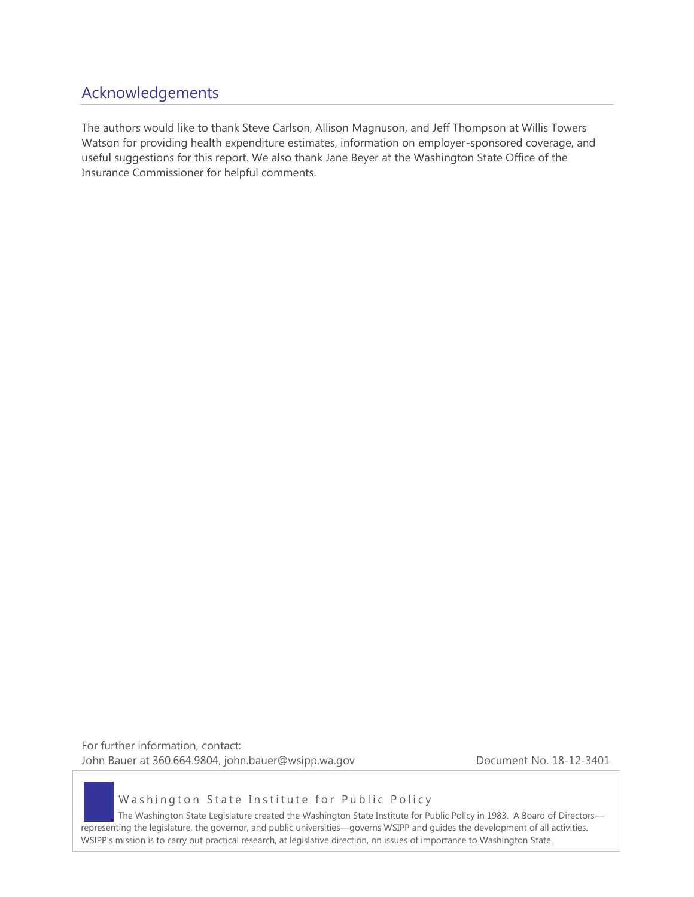## Acknowledgements

The authors would like to thank Steve Carlson, Allison Magnuson, and Jeff Thompson at Willis Towers Watson for providing health expenditure estimates, information on employer-sponsored coverage, and useful suggestions for this report. We also thank Jane Beyer at the Washington State Office of the Insurance Commissioner for helpful comments.

For further information, contact:
John Bauer at 360.664.9804, john.bauer@wsipp.wa.gov

Document No. 18-12-3401

Washington State Institute for Public Policy

The Washington State Legislature created the Washington State Institute for Public Policy in 1983. A Board of Directors—representing the legislature, the governor, and public universities—governs WSIPP and guides the development of all activities. WSIPP's mission is to carry out practical research, at legislative direction, on issues of importance to Washington State.